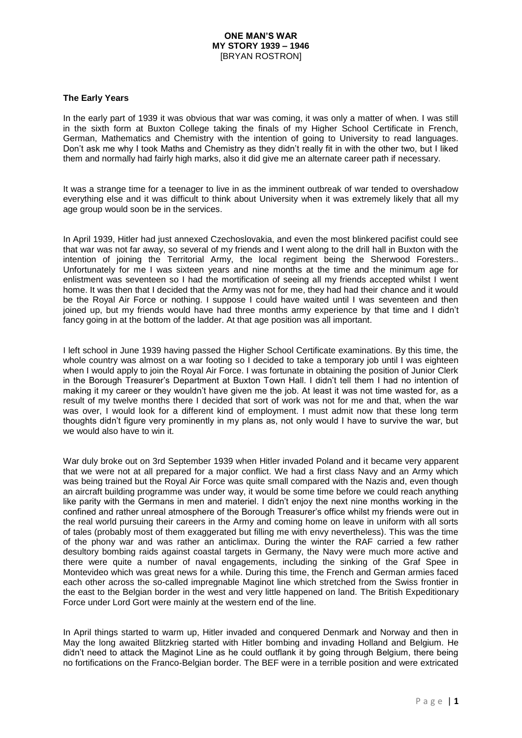# ONE MAN'S WAR
## MY STORY 1939 – 1946
[BRYAN ROSTRON]

### The Early Years

In the early part of 1939 it was obvious that war was coming, it was only a matter of when. I was still in the sixth form at Buxton College taking the finals of my Higher School Certificate in French, German, Mathematics and Chemistry with the intention of going to University to read languages. Don't ask me why I took Maths and Chemistry as they didn't really fit in with the other two, but I liked them and normally had fairly high marks, also it did give me an alternate career path if necessary.

It was a strange time for a teenager to live in as the imminent outbreak of war tended to overshadow everything else and it was difficult to think about University when it was extremely likely that all my age group would soon be in the services.

In April 1939, Hitler had just annexed Czechoslovakia, and even the most blinkered pacifist could see that war was not far away, so several of my friends and I went along to the drill hall in Buxton with the intention of joining the Territorial Army, the local regiment being the Sherwood Foresters.. Unfortunately for me I was sixteen years and nine months at the time and the minimum age for enlistment was seventeen so I had the mortification of seeing all my friends accepted whilst I went home. It was then that I decided that the Army was not for me, they had had their chance and it would be the Royal Air Force or nothing. I suppose I could have waited until I was seventeen and then joined up, but my friends would have had three months army experience by that time and I didn't fancy going in at the bottom of the ladder. At that age position was all important.

I left school in June 1939 having passed the Higher School Certificate examinations. By this time, the whole country was almost on a war footing so I decided to take a temporary job until I was eighteen when I would apply to join the Royal Air Force. I was fortunate in obtaining the position of Junior Clerk in the Borough Treasurer's Department at Buxton Town Hall. I didn't tell them I had no intention of making it my career or they wouldn't have given me the job. At least it was not time wasted for, as a result of my twelve months there I decided that sort of work was not for me and that, when the war was over, I would look for a different kind of employment. I must admit now that these long term thoughts didn't figure very prominently in my plans as, not only would I have to survive the war, but we would also have to win it.

War duly broke out on 3rd September 1939 when Hitler invaded Poland and it became very apparent that we were not at all prepared for a major conflict. We had a first class Navy and an Army which was being trained but the Royal Air Force was quite small compared with the Nazis and, even though an aircraft building programme was under way, it would be some time before we could reach anything like parity with the Germans in men and materiel. I didn't enjoy the next nine months working in the confined and rather unreal atmosphere of the Borough Treasurer's office whilst my friends were out in the real world pursuing their careers in the Army and coming home on leave in uniform with all sorts of tales (probably most of them exaggerated but filling me with envy nevertheless). This was the time of the phony war and was rather an anticlimax. During the winter the RAF carried a few rather desultory bombing raids against coastal targets in Germany, the Navy were much more active and there were quite a number of naval engagements, including the sinking of the Graf Spee in Montevideo which was great news for a while. During this time, the French and German armies faced each other across the so-called impregnable Maginot line which stretched from the Swiss frontier in the east to the Belgian border in the west and very little happened on land. The British Expeditionary Force under Lord Gort were mainly at the western end of the line.

In April things started to warm up, Hitler invaded and conquered Denmark and Norway and then in May the long awaited Blitzkrieg started with Hitler bombing and invading Holland and Belgium. He didn't need to attack the Maginot Line as he could outflank it by going through Belgium, there being no fortifications on the Franco-Belgian border. The BEF were in a terrible position and were extricated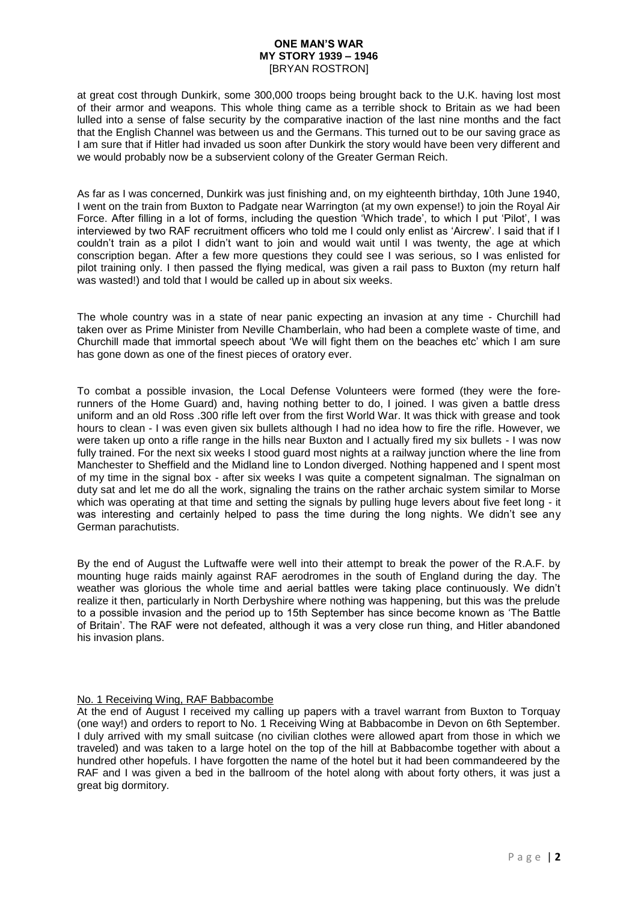at great cost through Dunkirk, some 300,000 troops being brought back to the U.K. having lost most of their armor and weapons. This whole thing came as a terrible shock to Britain as we had been lulled into a sense of false security by the comparative inaction of the last nine months and the fact that the English Channel was between us and the Germans. This turned out to be our saving grace as I am sure that if Hitler had invaded us soon after Dunkirk the story would have been very different and we would probably now be a subservient colony of the Greater German Reich.

As far as I was concerned, Dunkirk was just finishing and, on my eighteenth birthday, 10th June 1940, I went on the train from Buxton to Padgate near Warrington (at my own expense!) to join the Royal Air Force. After filling in a lot of forms, including the question 'Which trade', to which I put 'Pilot', I was interviewed by two RAF recruitment officers who told me I could only enlist as 'Aircrew'. I said that if I couldn't train as a pilot I didn't want to join and would wait until I was twenty, the age at which conscription began. After a few more questions they could see I was serious, so I was enlisted for pilot training only. I then passed the flying medical, was given a rail pass to Buxton (my return half was wasted!) and told that I would be called up in about six weeks.

The whole country was in a state of near panic expecting an invasion at any time - Churchill had taken over as Prime Minister from Neville Chamberlain, who had been a complete waste of time, and Churchill made that immortal speech about 'We will fight them on the beaches etc' which I am sure has gone down as one of the finest pieces of oratory ever.

To combat a possible invasion, the Local Defense Volunteers were formed (they were the fore-runners of the Home Guard) and, having nothing better to do, I joined. I was given a battle dress uniform and an old Ross .300 rifle left over from the first World War. It was thick with grease and took hours to clean - I was even given six bullets although I had no idea how to fire the rifle. However, we were taken up onto a rifle range in the hills near Buxton and I actually fired my six bullets - I was now fully trained. For the next six weeks I stood guard most nights at a railway junction where the line from Manchester to Sheffield and the Midland line to London diverged. Nothing happened and I spent most of my time in the signal box - after six weeks I was quite a competent signalman. The signalman on duty sat and let me do all the work, signaling the trains on the rather archaic system similar to Morse which was operating at that time and setting the signals by pulling huge levers about five feet long - it was interesting and certainly helped to pass the time during the long nights. We didn't see any German parachutists.

By the end of August the Luftwaffe were well into their attempt to break the power of the R.A.F. by mounting huge raids mainly against RAF aerodromes in the south of England during the day. The weather was glorious the whole time and aerial battles were taking place continuously. We didn't realize it then, particularly in North Derbyshire where nothing was happening, but this was the prelude to a possible invasion and the period up to 15th September has since become known as 'The Battle of Britain'. The RAF were not defeated, although it was a very close run thing, and Hitler abandoned his invasion plans.

## No. 1 Receiving Wing, RAF Babbacombe

At the end of August I received my calling up papers with a travel warrant from Buxton to Torquay (one way!) and orders to report to No. 1 Receiving Wing at Babbacombe in Devon on 6th September. I duly arrived with my small suitcase (no civilian clothes were allowed apart from those in which we traveled) and was taken to a large hotel on the top of the hill at Babbacombe together with about a hundred other hopefuls. I have forgotten the name of the hotel but it had been commandeered by the RAF and I was given a bed in the ballroom of the hotel along with about forty others, it was just a great big dormitory.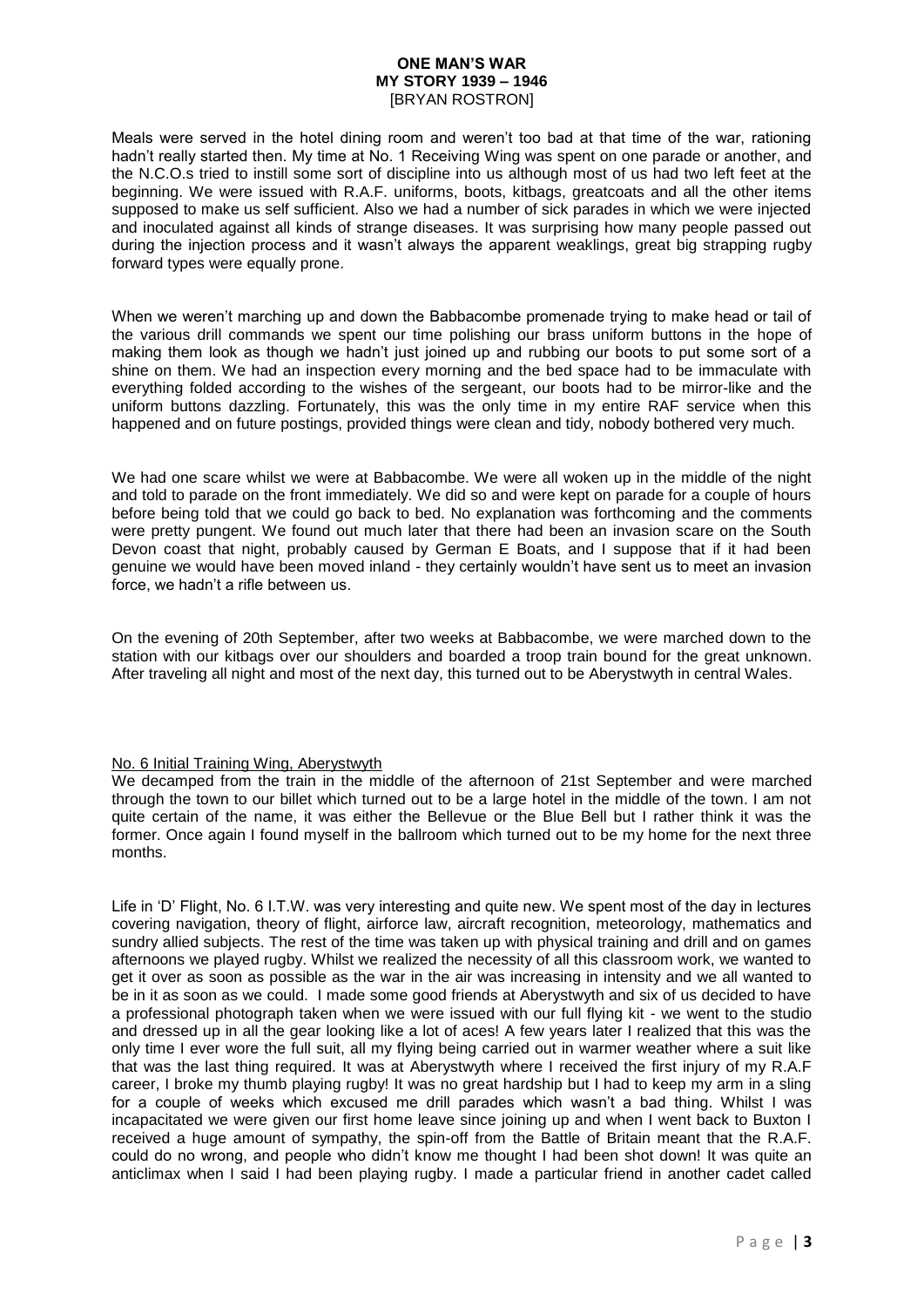Meals were served in the hotel dining room and weren't too bad at that time of the war, rationing hadn't really started then. My time at No. 1 Receiving Wing was spent on one parade or another, and the N.C.O.s tried to instill some sort of discipline into us although most of us had two left feet at the beginning. We were issued with R.A.F. uniforms, boots, kitbags, greatcoats and all the other items supposed to make us self sufficient. Also we had a number of sick parades in which we were injected and inoculated against all kinds of strange diseases. It was surprising how many people passed out during the injection process and it wasn't always the apparent weaklings, great big strapping rugby forward types were equally prone.

When we weren't marching up and down the Babbacombe promenade trying to make head or tail of the various drill commands we spent our time polishing our brass uniform buttons in the hope of making them look as though we hadn't just joined up and rubbing our boots to put some sort of a shine on them. We had an inspection every morning and the bed space had to be immaculate with everything folded according to the wishes of the sergeant, our boots had to be mirror-like and the uniform buttons dazzling. Fortunately, this was the only time in my entire RAF service when this happened and on future postings, provided things were clean and tidy, nobody bothered very much.

We had one scare whilst we were at Babbacombe. We were all woken up in the middle of the night and told to parade on the front immediately. We did so and were kept on parade for a couple of hours before being told that we could go back to bed. No explanation was forthcoming and the comments were pretty pungent. We found out much later that there had been an invasion scare on the South Devon coast that night, probably caused by German E Boats, and I suppose that if it had been genuine we would have been moved inland - they certainly wouldn't have sent us to meet an invasion force, we hadn't a rifle between us.

On the evening of 20th September, after two weeks at Babbacombe, we were marched down to the station with our kitbags over our shoulders and boarded a troop train bound for the great unknown. After traveling all night and most of the next day, this turned out to be Aberystwyth in central Wales.

## No. 6 Initial Training Wing, Aberystwyth

We decamped from the train in the middle of the afternoon of 21st September and were marched through the town to our billet which turned out to be a large hotel in the middle of the town. I am not quite certain of the name, it was either the Bellevue or the Blue Bell but I rather think it was the former. Once again I found myself in the ballroom which turned out to be my home for the next three months.

Life in 'D' Flight, No. 6 I.T.W. was very interesting and quite new. We spent most of the day in lectures covering navigation, theory of flight, airforce law, aircraft recognition, meteorology, mathematics and sundry allied subjects. The rest of the time was taken up with physical training and drill and on games afternoons we played rugby. Whilst we realized the necessity of all this classroom work, we wanted to get it over as soon as possible as the war in the air was increasing in intensity and we all wanted to be in it as soon as we could. I made some good friends at Aberystwyth and six of us decided to have a professional photograph taken when we were issued with our full flying kit - we went to the studio and dressed up in all the gear looking like a lot of aces! A few years later I realized that this was the only time I ever wore the full suit, all my flying being carried out in warmer weather where a suit like that was the last thing required. It was at Aberystwyth where I received the first injury of my R.A.F career, I broke my thumb playing rugby! It was no great hardship but I had to keep my arm in a sling for a couple of weeks which excused me drill parades which wasn't a bad thing. Whilst I was incapacitated we were given our first home leave since joining up and when I went back to Buxton I received a huge amount of sympathy, the spin-off from the Battle of Britain meant that the R.A.F. could do no wrong, and people who didn't know me thought I had been shot down! It was quite an anticlimax when I said I had been playing rugby. I made a particular friend in another cadet called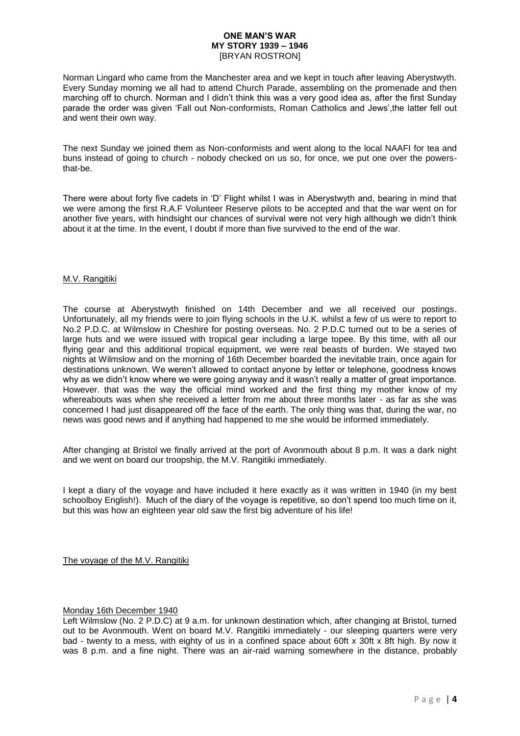Norman Lingard who came from the Manchester area and we kept in touch after leaving Aberystwyth. Every Sunday morning we all had to attend Church Parade, assembling on the promenade and then marching off to church. Norman and I didn't think this was a very good idea as, after the first Sunday parade the order was given 'Fall out Non-conformists, Roman Catholics and Jews',the latter fell out and went their own way.

The next Sunday we joined them as Non-conformists and went along to the local NAAFI for tea and buns instead of going to church - nobody checked on us so, for once, we put one over the powers-that-be.

There were about forty five cadets in 'D' Flight whilst I was in Aberystwyth and, bearing in mind that we were among the first R.A.F Volunteer Reserve pilots to be accepted and that the war went on for another five years, with hindsight our chances of survival were not very high although we didn't think about it at the time. In the event, I doubt if more than five survived to the end of the war.

## M.V. Rangitiki

The course at Aberystwyth finished on 14th December and we all received our postings. Unfortunately, all my friends were to join flying schools in the U.K. whilst a few of us were to report to No.2 P.D.C. at Wilmslow in Cheshire for posting overseas. No. 2 P.D.C turned out to be a series of large huts and we were issued with tropical gear including a large topee. By this time, with all our flying gear and this additional tropical equipment, we were real beasts of burden. We stayed two nights at Wilmslow and on the morning of 16th December boarded the inevitable train, once again for destinations unknown. We weren't allowed to contact anyone by letter or telephone, goodness knows why as we didn't know where we were going anyway and it wasn't really a matter of great importance. However. that was the way the official mind worked and the first thing my mother know of my whereabouts was when she received a letter from me about three months later - as far as she was concerned I had just disappeared off the face of the earth. The only thing was that, during the war, no news was good news and if anything had happened to me she would be informed immediately.

After changing at Bristol we finally arrived at the port of Avonmouth about 8 p.m. It was a dark night and we went on board our troopship, the M.V. Rangitiki immediately.

I kept a diary of the voyage and have included it here exactly as it was written in 1940 (in my best schoolboy English!). Much of the diary of the voyage is repetitive, so don't spend too much time on it, but this was how an eighteen year old saw the first big adventure of his life!

## The voyage of the M.V. Rangitiki

### Monday 16th December 1940

Left Wilmslow (No. 2 P.D.C) at 9 a.m. for unknown destination which, after changing at Bristol, turned out to be Avonmouth. Went on board M.V. Rangitiki immediately - our sleeping quarters were very bad - twenty to a mess, with eighty of us in a confined space about 60ft x 30ft x 8ft high. By now it was 8 p.m. and a fine night. There was an air-raid warning somewhere in the distance, probably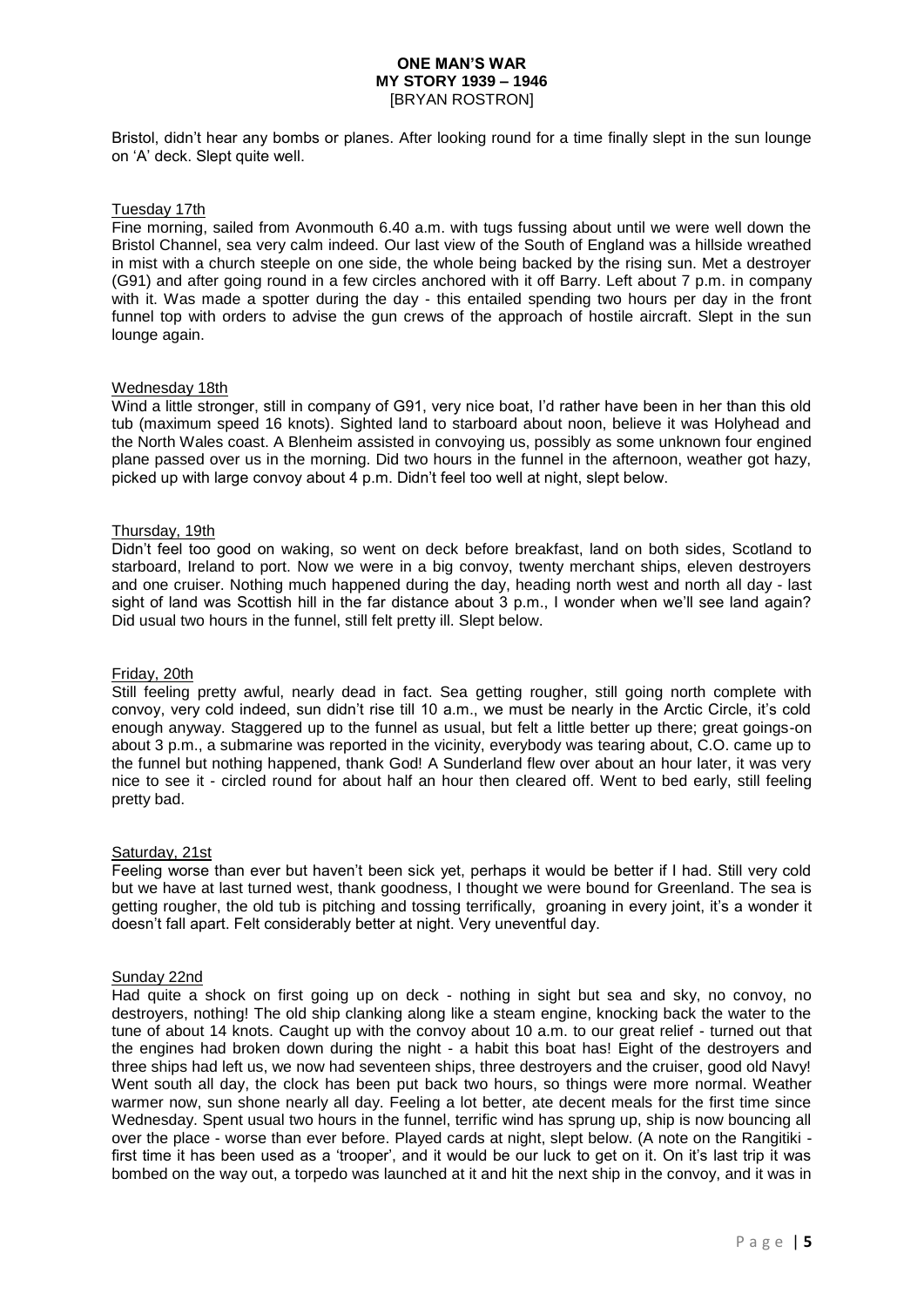Bristol, didn't hear any bombs or planes. After looking round for a time finally slept in the sun lounge on 'A' deck. Slept quite well.

Tuesday 17th

Fine morning, sailed from Avonmouth 6.40 a.m. with tugs fussing about until we were well down the Bristol Channel, sea very calm indeed. Our last view of the South of England was a hillside wreathed in mist with a church steeple on one side, the whole being backed by the rising sun. Met a destroyer (G91) and after going round in a few circles anchored with it off Barry. Left about 7 p.m. in company with it. Was made a spotter during the day - this entailed spending two hours per day in the front funnel top with orders to advise the gun crews of the approach of hostile aircraft. Slept in the sun lounge again.

Wednesday 18th

Wind a little stronger, still in company of G91, very nice boat, I'd rather have been in her than this old tub (maximum speed 16 knots). Sighted land to starboard about noon, believe it was Holyhead and the North Wales coast. A Blenheim assisted in convoying us, possibly as some unknown four engined plane passed over us in the morning. Did two hours in the funnel in the afternoon, weather got hazy, picked up with large convoy about 4 p.m. Didn't feel too well at night, slept below.

Thursday, 19th

Didn't feel too good on waking, so went on deck before breakfast, land on both sides, Scotland to starboard, Ireland to port. Now we were in a big convoy, twenty merchant ships, eleven destroyers and one cruiser. Nothing much happened during the day, heading north west and north all day - last sight of land was Scottish hill in the far distance about 3 p.m., I wonder when we'll see land again? Did usual two hours in the funnel, still felt pretty ill. Slept below.

Friday, 20th

Still feeling pretty awful, nearly dead in fact. Sea getting rougher, still going north complete with convoy, very cold indeed, sun didn't rise till 10 a.m., we must be nearly in the Arctic Circle, it's cold enough anyway. Staggered up to the funnel as usual, but felt a little better up there; great goings-on about 3 p.m., a submarine was reported in the vicinity, everybody was tearing about, C.O. came up to the funnel but nothing happened, thank God! A Sunderland flew over about an hour later, it was very nice to see it - circled round for about half an hour then cleared off. Went to bed early, still feeling pretty bad.

Saturday, 21st

Feeling worse than ever but haven't been sick yet, perhaps it would be better if I had. Still very cold but we have at last turned west, thank goodness, I thought we were bound for Greenland. The sea is getting rougher, the old tub is pitching and tossing terrifically, groaning in every joint, it's a wonder it doesn't fall apart. Felt considerably better at night. Very uneventful day.

Sunday 22nd

Had quite a shock on first going up on deck - nothing in sight but sea and sky, no convoy, no destroyers, nothing! The old ship clanking along like a steam engine, knocking back the water to the tune of about 14 knots. Caught up with the convoy about 10 a.m. to our great relief - turned out that the engines had broken down during the night - a habit this boat has! Eight of the destroyers and three ships had left us, we now had seventeen ships, three destroyers and the cruiser, good old Navy! Went south all day, the clock has been put back two hours, so things were more normal. Weather warmer now, sun shone nearly all day. Feeling a lot better, ate decent meals for the first time since Wednesday. Spent usual two hours in the funnel, terrific wind has sprung up, ship is now bouncing all over the place - worse than ever before. Played cards at night, slept below. (A note on the Rangitiki - first time it has been used as a 'trooper', and it would be our luck to get on it. On it's last trip it was bombed on the way out, a torpedo was launched at it and hit the next ship in the convoy, and it was in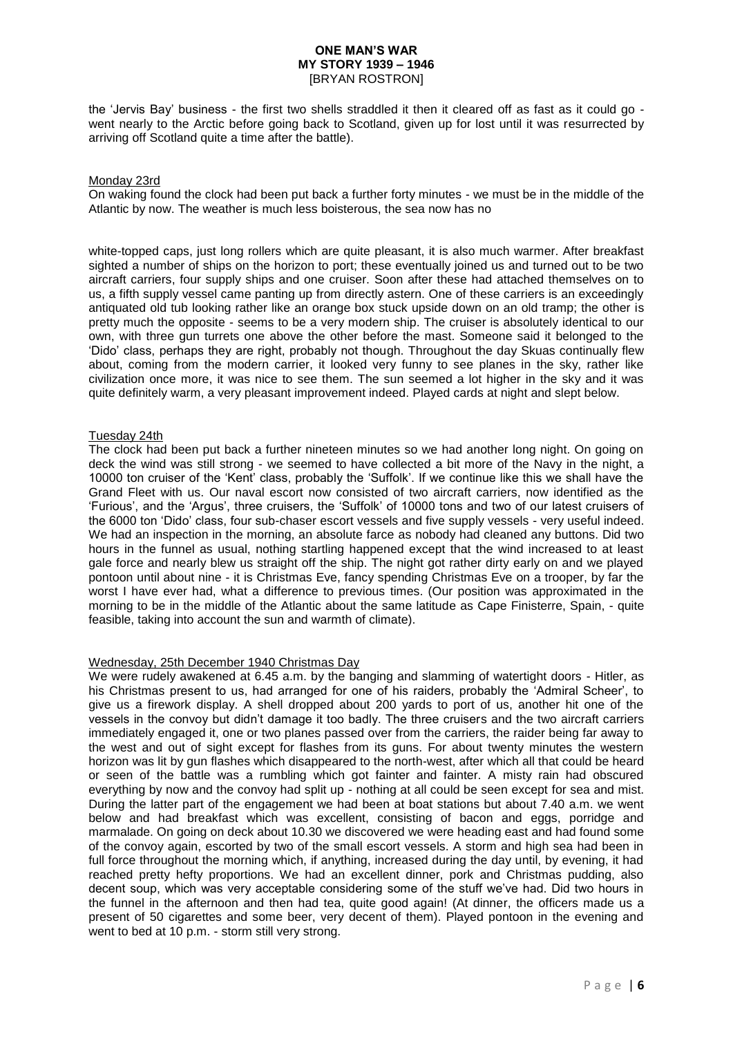the 'Jervis Bay' business - the first two shells straddled it then it cleared off as fast as it could go - went nearly to the Arctic before going back to Scotland, given up for lost until it was resurrected by arriving off Scotland quite a time after the battle).

Monday 23rd

On waking found the clock had been put back a further forty minutes - we must be in the middle of the Atlantic by now. The weather is much less boisterous, the sea now has no white-topped caps, just long rollers which are quite pleasant, it is also much warmer. After breakfast sighted a number of ships on the horizon to port; these eventually joined us and turned out to be two aircraft carriers, four supply ships and one cruiser. Soon after these had attached themselves on to us, a fifth supply vessel came panting up from directly astern. One of these carriers is an exceedingly antiquated old tub looking rather like an orange box stuck upside down on an old tramp; the other is pretty much the opposite - seems to be a very modern ship. The cruiser is absolutely identical to our own, with three gun turrets one above the other before the mast. Someone said it belonged to the 'Dido' class, perhaps they are right, probably not though. Throughout the day Skuas continually flew about, coming from the modern carrier, it looked very funny to see planes in the sky, rather like civilization once more, it was nice to see them. The sun seemed a lot higher in the sky and it was quite definitely warm, a very pleasant improvement indeed. Played cards at night and slept below.

Tuesday 24th

The clock had been put back a further nineteen minutes so we had another long night. On going on deck the wind was still strong - we seemed to have collected a bit more of the Navy in the night, a 10000 ton cruiser of the 'Kent' class, probably the 'Suffolk'. If we continue like this we shall have the Grand Fleet with us. Our naval escort now consisted of two aircraft carriers, now identified as the 'Furious', and the 'Argus', three cruisers, the 'Suffolk' of 10000 tons and two of our latest cruisers of the 6000 ton 'Dido' class, four sub-chaser escort vessels and five supply vessels - very useful indeed. We had an inspection in the morning, an absolute farce as nobody had cleaned any buttons. Did two hours in the funnel as usual, nothing startling happened except that the wind increased to at least gale force and nearly blew us straight off the ship. The night got rather dirty early on and we played pontoon until about nine - it is Christmas Eve, fancy spending Christmas Eve on a trooper, by far the worst I have ever had, what a difference to previous times. (Our position was approximated in the morning to be in the middle of the Atlantic about the same latitude as Cape Finisterre, Spain, - quite feasible, taking into account the sun and warmth of climate).

Wednesday, 25th December 1940 Christmas Day

We were rudely awakened at 6.45 a.m. by the banging and slamming of watertight doors - Hitler, as his Christmas present to us, had arranged for one of his raiders, probably the 'Admiral Scheer', to give us a firework display. A shell dropped about 200 yards to port of us, another hit one of the vessels in the convoy but didn't damage it too badly. The three cruisers and the two aircraft carriers immediately engaged it, one or two planes passed over from the carriers, the raider being far away to the west and out of sight except for flashes from its guns. For about twenty minutes the western horizon was lit by gun flashes which disappeared to the north-west, after which all that could be heard or seen of the battle was a rumbling which got fainter and fainter. A misty rain had obscured everything by now and the convoy had split up - nothing at all could be seen except for sea and mist. During the latter part of the engagement we had been at boat stations but about 7.40 a.m. we went below and had breakfast which was excellent, consisting of bacon and eggs, porridge and marmalade. On going on deck about 10.30 we discovered we were heading east and had found some of the convoy again, escorted by two of the small escort vessels. A storm and high sea had been in full force throughout the morning which, if anything, increased during the day until, by evening, it had reached pretty hefty proportions. We had an excellent dinner, pork and Christmas pudding, also decent soup, which was very acceptable considering some of the stuff we've had. Did two hours in the funnel in the afternoon and then had tea, quite good again! (At dinner, the officers made us a present of 50 cigarettes and some beer, very decent of them). Played pontoon in the evening and went to bed at 10 p.m. - storm still very strong.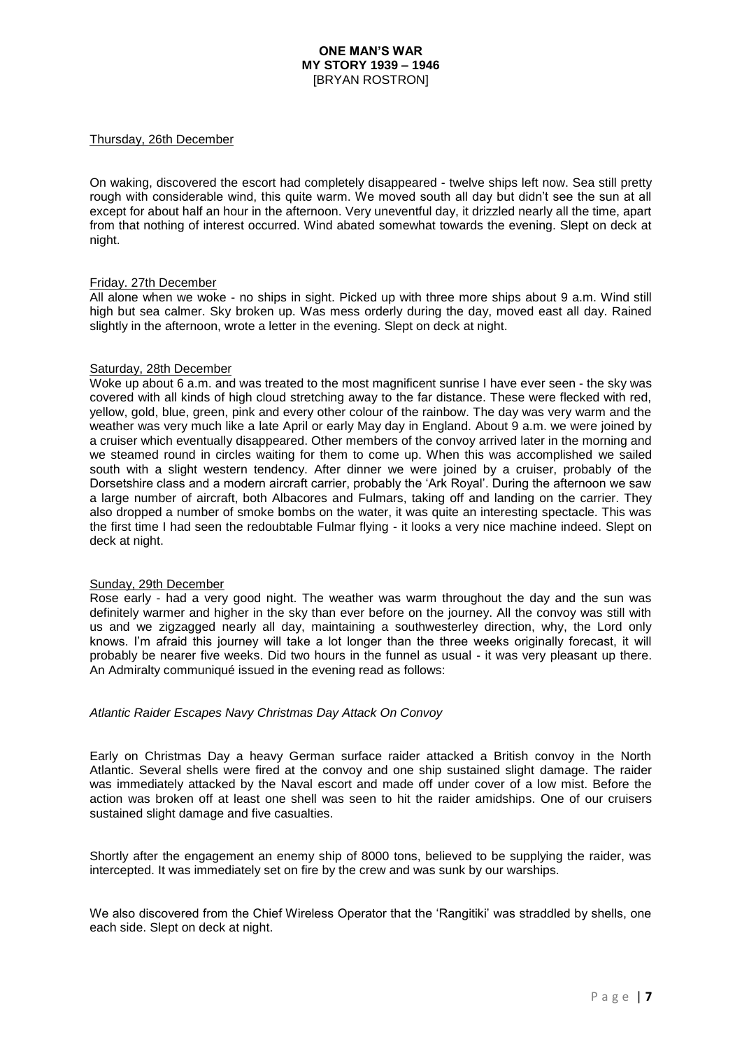Thursday, 26th December

On waking, discovered the escort had completely disappeared - twelve ships left now. Sea still pretty rough with considerable wind, this quite warm. We moved south all day but didn't see the sun at all except for about half an hour in the afternoon. Very uneventful day, it drizzled nearly all the time, apart from that nothing of interest occurred. Wind abated somewhat towards the evening. Slept on deck at night.

Friday. 27th December

All alone when we woke - no ships in sight. Picked up with three more ships about 9 a.m. Wind still high but sea calmer. Sky broken up. Was mess orderly during the day, moved east all day. Rained slightly in the afternoon, wrote a letter in the evening. Slept on deck at night.

Saturday, 28th December

Woke up about 6 a.m. and was treated to the most magnificent sunrise I have ever seen - the sky was covered with all kinds of high cloud stretching away to the far distance. These were flecked with red, yellow, gold, blue, green, pink and every other colour of the rainbow. The day was very warm and the weather was very much like a late April or early May day in England. About 9 a.m. we were joined by a cruiser which eventually disappeared. Other members of the convoy arrived later in the morning and we steamed round in circles waiting for them to come up. When this was accomplished we sailed south with a slight western tendency. After dinner we were joined by a cruiser, probably of the Dorsetshire class and a modern aircraft carrier, probably the 'Ark Royal'. During the afternoon we saw a large number of aircraft, both Albacores and Fulmars, taking off and landing on the carrier. They also dropped a number of smoke bombs on the water, it was quite an interesting spectacle. This was the first time I had seen the redoubtable Fulmar flying - it looks a very nice machine indeed. Slept on deck at night.

Sunday, 29th December

Rose early - had a very good night. The weather was warm throughout the day and the sun was definitely warmer and higher in the sky than ever before on the journey. All the convoy was still with us and we zigzagged nearly all day, maintaining a southwesterley direction, why, the Lord only knows. I'm afraid this journey will take a lot longer than the three weeks originally forecast, it will probably be nearer five weeks. Did two hours in the funnel as usual - it was very pleasant up there. An Admiralty communiqué issued in the evening read as follows:

*Atlantic Raider Escapes Navy Christmas Day Attack On Convoy*

Early on Christmas Day a heavy German surface raider attacked a British convoy in the North Atlantic. Several shells were fired at the convoy and one ship sustained slight damage. The raider was immediately attacked by the Naval escort and made off under cover of a low mist. Before the action was broken off at least one shell was seen to hit the raider amidships. One of our cruisers sustained slight damage and five casualties.

Shortly after the engagement an enemy ship of 8000 tons, believed to be supplying the raider, was intercepted. It was immediately set on fire by the crew and was sunk by our warships.

We also discovered from the Chief Wireless Operator that the 'Rangitiki' was straddled by shells, one each side. Slept on deck at night.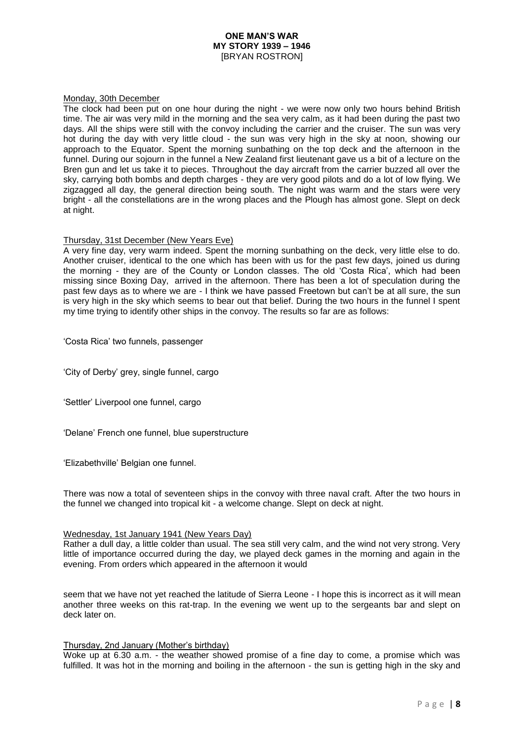Monday, 30th December

The clock had been put on one hour during the night - we were now only two hours behind British time. The air was very mild in the morning and the sea very calm, as it had been during the past two days. All the ships were still with the convoy including the carrier and the cruiser. The sun was very hot during the day with very little cloud - the sun was very high in the sky at noon, showing our approach to the Equator. Spent the morning sunbathing on the top deck and the afternoon in the funnel. During our sojourn in the funnel a New Zealand first lieutenant gave us a bit of a lecture on the Bren gun and let us take it to pieces. Throughout the day aircraft from the carrier buzzed all over the sky, carrying both bombs and depth charges - they are very good pilots and do a lot of low flying. We zigzagged all day, the general direction being south. The night was warm and the stars were very bright - all the constellations are in the wrong places and the Plough has almost gone. Slept on deck at night.

Thursday, 31st December (New Years Eve)

A very fine day, very warm indeed. Spent the morning sunbathing on the deck, very little else to do. Another cruiser, identical to the one which has been with us for the past few days, joined us during the morning - they are of the County or London classes. The old 'Costa Rica', which had been missing since Boxing Day, arrived in the afternoon. There has been a lot of speculation during the past few days as to where we are - I think we have passed Freetown but can't be at all sure, the sun is very high in the sky which seems to bear out that belief. During the two hours in the funnel I spent my time trying to identify other ships in the convoy. The results so far are as follows:

'Costa Rica' two funnels, passenger

'City of Derby' grey, single funnel, cargo

'Settler' Liverpool one funnel, cargo

'Delane' French one funnel, blue superstructure

'Elizabethville' Belgian one funnel.

There was now a total of seventeen ships in the convoy with three naval craft. After the two hours in the funnel we changed into tropical kit - a welcome change. Slept on deck at night.

Wednesday, 1st January 1941 (New Years Day)

Rather a dull day, a little colder than usual. The sea still very calm, and the wind not very strong. Very little of importance occurred during the day, we played deck games in the morning and again in the evening. From orders which appeared in the afternoon it would seem that we have not yet reached the latitude of Sierra Leone - I hope this is incorrect as it will mean another three weeks on this rat-trap. In the evening we went up to the sergeants bar and slept on deck later on.

Thursday, 2nd January (Mother's birthday)

Woke up at 6.30 a.m. - the weather showed promise of a fine day to come, a promise which was fulfilled. It was hot in the morning and boiling in the afternoon - the sun is getting high in the sky and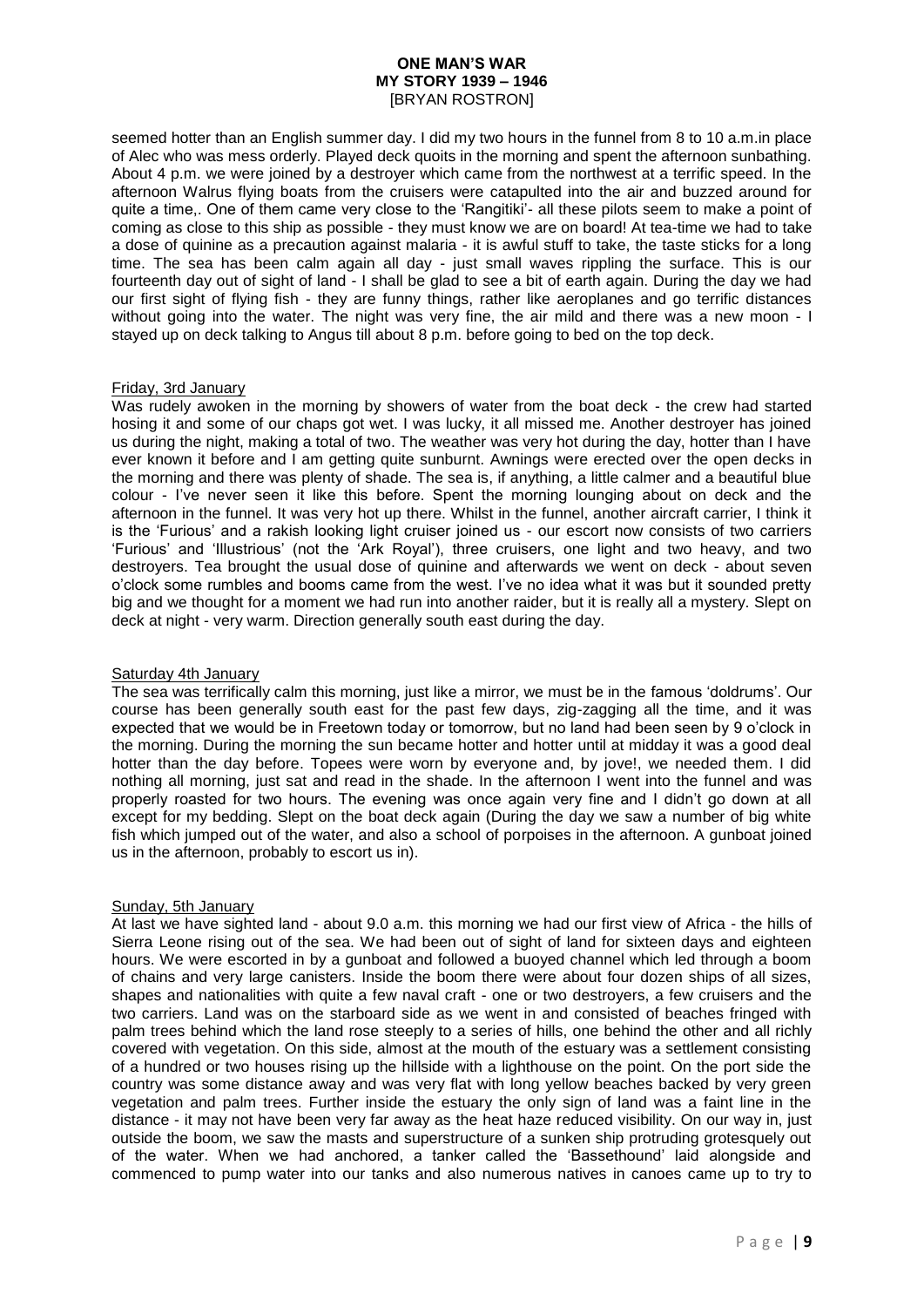seemed hotter than an English summer day. I did my two hours in the funnel from 8 to 10 a.m.in place of Alec who was mess orderly. Played deck quoits in the morning and spent the afternoon sunbathing. About 4 p.m. we were joined by a destroyer which came from the northwest at a terrific speed. In the afternoon Walrus flying boats from the cruisers were catapulted into the air and buzzed around for quite a time,. One of them came very close to the 'Rangitiki'- all these pilots seem to make a point of coming as close to this ship as possible - they must know we are on board! At tea-time we had to take a dose of quinine as a precaution against malaria - it is awful stuff to take, the taste sticks for a long time. The sea has been calm again all day - just small waves rippling the surface. This is our fourteenth day out of sight of land - I shall be glad to see a bit of earth again. During the day we had our first sight of flying fish - they are funny things, rather like aeroplanes and go terrific distances without going into the water. The night was very fine, the air mild and there was a new moon - I stayed up on deck talking to Angus till about 8 p.m. before going to bed on the top deck.

Friday, 3rd January

Was rudely awoken in the morning by showers of water from the boat deck - the crew had started hosing it and some of our chaps got wet. I was lucky, it all missed me. Another destroyer has joined us during the night, making a total of two. The weather was very hot during the day, hotter than I have ever known it before and I am getting quite sunburnt. Awnings were erected over the open decks in the morning and there was plenty of shade. The sea is, if anything, a little calmer and a beautiful blue colour - I've never seen it like this before. Spent the morning lounging about on deck and the afternoon in the funnel. It was very hot up there. Whilst in the funnel, another aircraft carrier, I think it is the 'Furious' and a rakish looking light cruiser joined us - our escort now consists of two carriers 'Furious' and 'Illustrious' (not the 'Ark Royal'), three cruisers, one light and two heavy, and two destroyers. Tea brought the usual dose of quinine and afterwards we went on deck - about seven o'clock some rumbles and booms came from the west. I've no idea what it was but it sounded pretty big and we thought for a moment we had run into another raider, but it is really all a mystery. Slept on deck at night - very warm. Direction generally south east during the day.

Saturday 4th January

The sea was terrifically calm this morning, just like a mirror, we must be in the famous 'doldrums'. Our course has been generally south east for the past few days, zig-zagging all the time, and it was expected that we would be in Freetown today or tomorrow, but no land had been seen by 9 o'clock in the morning. During the morning the sun became hotter and hotter until at midday it was a good deal hotter than the day before. Topees were worn by everyone and, by jove!, we needed them. I did nothing all morning, just sat and read in the shade. In the afternoon I went into the funnel and was properly roasted for two hours. The evening was once again very fine and I didn't go down at all except for my bedding. Slept on the boat deck again (During the day we saw a number of big white fish which jumped out of the water, and also a school of porpoises in the afternoon. A gunboat joined us in the afternoon, probably to escort us in).

Sunday, 5th January

At last we have sighted land - about 9.0 a.m. this morning we had our first view of Africa - the hills of Sierra Leone rising out of the sea. We had been out of sight of land for sixteen days and eighteen hours. We were escorted in by a gunboat and followed a buoyed channel which led through a boom of chains and very large canisters. Inside the boom there were about four dozen ships of all sizes, shapes and nationalities with quite a few naval craft - one or two destroyers, a few cruisers and the two carriers. Land was on the starboard side as we went in and consisted of beaches fringed with palm trees behind which the land rose steeply to a series of hills, one behind the other and all richly covered with vegetation. On this side, almost at the mouth of the estuary was a settlement consisting of a hundred or two houses rising up the hillside with a lighthouse on the point. On the port side the country was some distance away and was very flat with long yellow beaches backed by very green vegetation and palm trees. Further inside the estuary the only sign of land was a faint line in the distance - it may not have been very far away as the heat haze reduced visibility. On our way in, just outside the boom, we saw the masts and superstructure of a sunken ship protruding grotesquely out of the water. When we had anchored, a tanker called the 'Bassethound' laid alongside and commenced to pump water into our tanks and also numerous natives in canoes came up to try to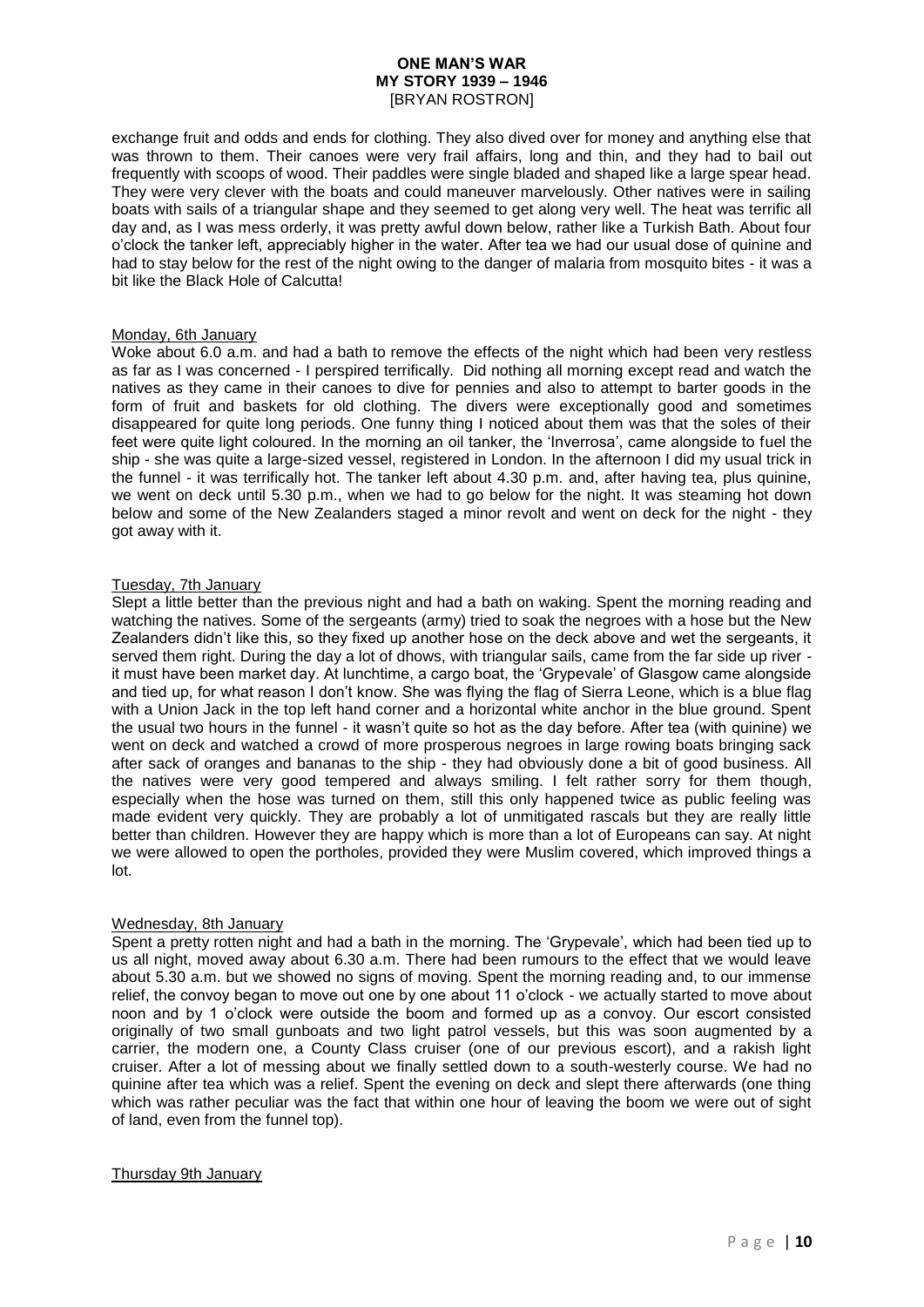exchange fruit and odds and ends for clothing. They also dived over for money and anything else that was thrown to them. Their canoes were very frail affairs, long and thin, and they had to bail out frequently with scoops of wood. Their paddles were single bladed and shaped like a large spear head. They were very clever with the boats and could maneuver marvelously. Other natives were in sailing boats with sails of a triangular shape and they seemed to get along very well. The heat was terrific all day and, as I was mess orderly, it was pretty awful down below, rather like a Turkish Bath. About four o'clock the tanker left, appreciably higher in the water. After tea we had our usual dose of quinine and had to stay below for the rest of the night owing to the danger of malaria from mosquito bites - it was a bit like the Black Hole of Calcutta!

Monday, 6th January

Woke about 6.0 a.m. and had a bath to remove the effects of the night which had been very restless as far as I was concerned - I perspired terrifically. Did nothing all morning except read and watch the natives as they came in their canoes to dive for pennies and also to attempt to barter goods in the form of fruit and baskets for old clothing. The divers were exceptionally good and sometimes disappeared for quite long periods. One funny thing I noticed about them was that the soles of their feet were quite light coloured. In the morning an oil tanker, the 'Inverrosa', came alongside to fuel the ship - she was quite a large-sized vessel, registered in London. In the afternoon I did my usual trick in the funnel - it was terrifically hot. The tanker left about 4.30 p.m. and, after having tea, plus quinine, we went on deck until 5.30 p.m., when we had to go below for the night. It was steaming hot down below and some of the New Zealanders staged a minor revolt and went on deck for the night - they got away with it.

Tuesday, 7th January

Slept a little better than the previous night and had a bath on waking. Spent the morning reading and watching the natives. Some of the sergeants (army) tried to soak the negroes with a hose but the New Zealanders didn't like this, so they fixed up another hose on the deck above and wet the sergeants, it served them right. During the day a lot of dhows, with triangular sails, came from the far side up river - it must have been market day. At lunchtime, a cargo boat, the 'Grypevale' of Glasgow came alongside and tied up, for what reason I don't know. She was flying the flag of Sierra Leone, which is a blue flag with a Union Jack in the top left hand corner and a horizontal white anchor in the blue ground. Spent the usual two hours in the funnel - it wasn't quite so hot as the day before. After tea (with quinine) we went on deck and watched a crowd of more prosperous negroes in large rowing boats bringing sack after sack of oranges and bananas to the ship - they had obviously done a bit of good business. All the natives were very good tempered and always smiling. I felt rather sorry for them though, especially when the hose was turned on them, still this only happened twice as public feeling was made evident very quickly. They are probably a lot of unmitigated rascals but they are really little better than children. However they are happy which is more than a lot of Europeans can say. At night we were allowed to open the portholes, provided they were Muslim covered, which improved things a lot.

Wednesday, 8th January

Spent a pretty rotten night and had a bath in the morning. The 'Grypevale', which had been tied up to us all night, moved away about 6.30 a.m. There had been rumours to the effect that we would leave about 5.30 a.m. but we showed no signs of moving. Spent the morning reading and, to our immense relief, the convoy began to move out one by one about 11 o'clock - we actually started to move about noon and by 1 o'clock were outside the boom and formed up as a convoy. Our escort consisted originally of two small gunboats and two light patrol vessels, but this was soon augmented by a carrier, the modern one, a County Class cruiser (one of our previous escort), and a rakish light cruiser. After a lot of messing about we finally settled down to a south-westerly course. We had no quinine after tea which was a relief. Spent the evening on deck and slept there afterwards (one thing which was rather peculiar was the fact that within one hour of leaving the boom we were out of sight of land, even from the funnel top).

Thursday 9th January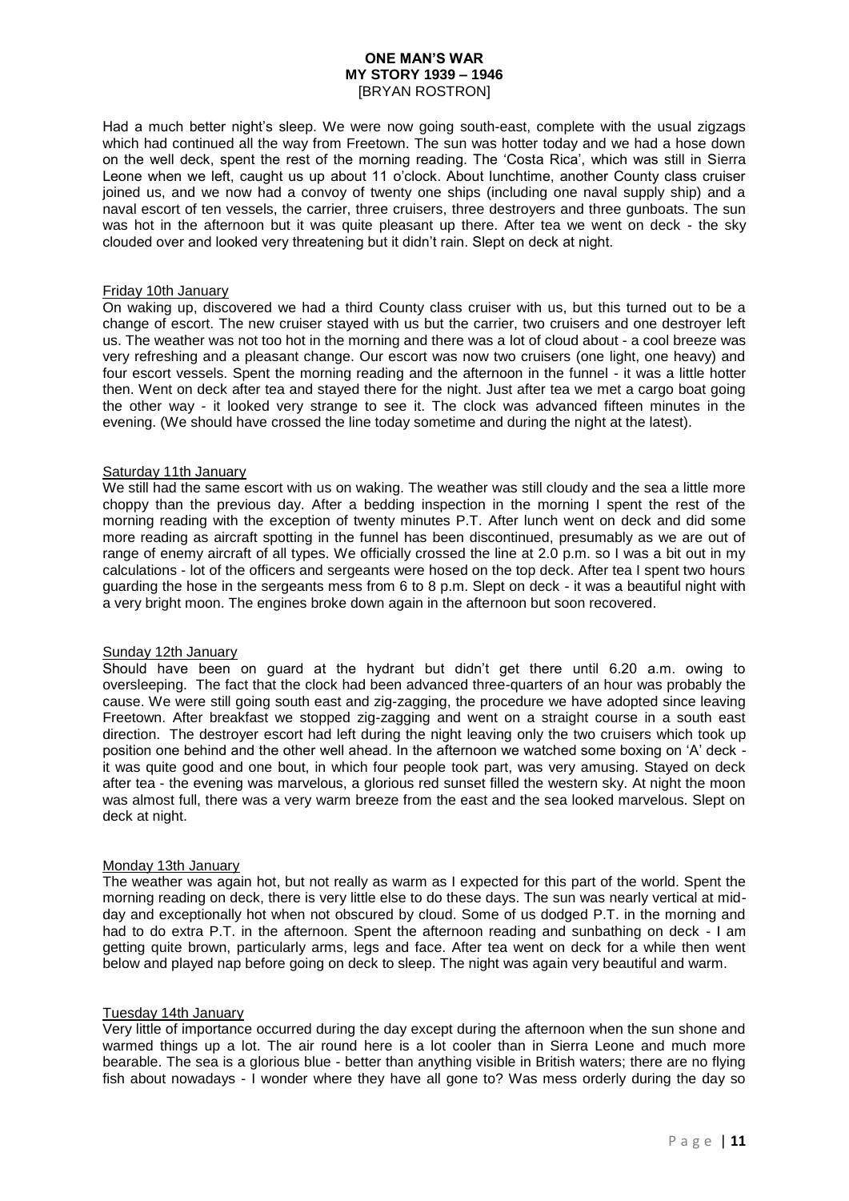Had a much better night's sleep. We were now going south-east, complete with the usual zigzags which had continued all the way from Freetown. The sun was hotter today and we had a hose down on the well deck, spent the rest of the morning reading. The 'Costa Rica', which was still in Sierra Leone when we left, caught us up about 11 o'clock. About lunchtime, another County class cruiser joined us, and we now had a convoy of twenty one ships (including one naval supply ship) and a naval escort of ten vessels, the carrier, three cruisers, three destroyers and three gunboats. The sun was hot in the afternoon but it was quite pleasant up there. After tea we went on deck - the sky clouded over and looked very threatening but it didn't rain. Slept on deck at night.

Friday 10th January

On waking up, discovered we had a third County class cruiser with us, but this turned out to be a change of escort. The new cruiser stayed with us but the carrier, two cruisers and one destroyer left us. The weather was not too hot in the morning and there was a lot of cloud about - a cool breeze was very refreshing and a pleasant change. Our escort was now two cruisers (one light, one heavy) and four escort vessels. Spent the morning reading and the afternoon in the funnel - it was a little hotter then. Went on deck after tea and stayed there for the night. Just after tea we met a cargo boat going the other way - it looked very strange to see it. The clock was advanced fifteen minutes in the evening. (We should have crossed the line today sometime and during the night at the latest).

Saturday 11th January

We still had the same escort with us on waking. The weather was still cloudy and the sea a little more choppy than the previous day. After a bedding inspection in the morning I spent the rest of the morning reading with the exception of twenty minutes P.T. After lunch went on deck and did some more reading as aircraft spotting in the funnel has been discontinued, presumably as we are out of range of enemy aircraft of all types. We officially crossed the line at 2.0 p.m. so I was a bit out in my calculations - lot of the officers and sergeants were hosed on the top deck. After tea I spent two hours guarding the hose in the sergeants mess from 6 to 8 p.m. Slept on deck - it was a beautiful night with a very bright moon. The engines broke down again in the afternoon but soon recovered.

Sunday 12th January

Should have been on guard at the hydrant but didn't get there until 6.20 a.m. owing to oversleeping. The fact that the clock had been advanced three-quarters of an hour was probably the cause. We were still going south east and zig-zagging, the procedure we have adopted since leaving Freetown. After breakfast we stopped zig-zagging and went on a straight course in a south east direction. The destroyer escort had left during the night leaving only the two cruisers which took up position one behind and the other well ahead. In the afternoon we watched some boxing on 'A' deck - it was quite good and one bout, in which four people took part, was very amusing. Stayed on deck after tea - the evening was marvelous, a glorious red sunset filled the western sky. At night the moon was almost full, there was a very warm breeze from the east and the sea looked marvelous. Slept on deck at night.

Monday 13th January

The weather was again hot, but not really as warm as I expected for this part of the world. Spent the morning reading on deck, there is very little else to do these days. The sun was nearly vertical at mid-day and exceptionally hot when not obscured by cloud. Some of us dodged P.T. in the morning and had to do extra P.T. in the afternoon. Spent the afternoon reading and sunbathing on deck - I am getting quite brown, particularly arms, legs and face. After tea went on deck for a while then went below and played nap before going on deck to sleep. The night was again very beautiful and warm.

Tuesday 14th January

Very little of importance occurred during the day except during the afternoon when the sun shone and warmed things up a lot. The air round here is a lot cooler than in Sierra Leone and much more bearable. The sea is a glorious blue - better than anything visible in British waters; there are no flying fish about nowadays - I wonder where they have all gone to? Was mess orderly during the day so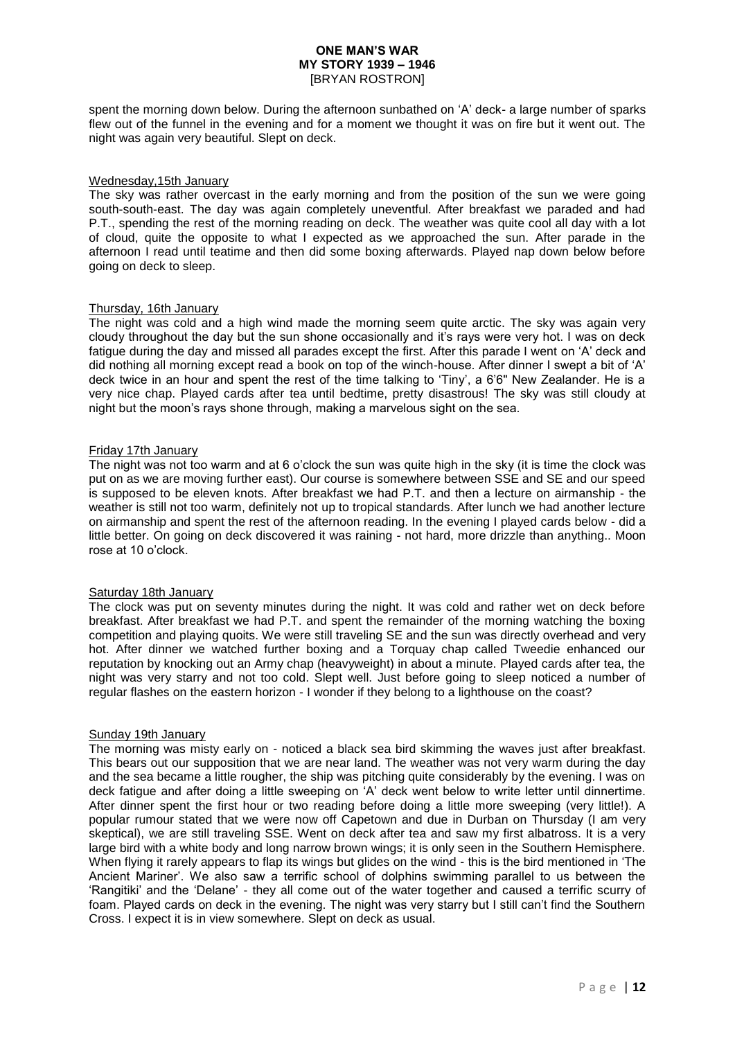spent the morning down below. During the afternoon sunbathed on 'A' deck- a large number of sparks flew out of the funnel in the evening and for a moment we thought it was on fire but it went out. The night was again very beautiful. Slept on deck.

Wednesday,15th January

The sky was rather overcast in the early morning and from the position of the sun we were going south-south-east. The day was again completely uneventful. After breakfast we paraded and had P.T., spending the rest of the morning reading on deck. The weather was quite cool all day with a lot of cloud, quite the opposite to what I expected as we approached the sun. After parade in the afternoon I read until teatime and then did some boxing afterwards. Played nap down below before going on deck to sleep.

Thursday, 16th January

The night was cold and a high wind made the morning seem quite arctic. The sky was again very cloudy throughout the day but the sun shone occasionally and it's rays were very hot. I was on deck fatigue during the day and missed all parades except the first. After this parade I went on 'A' deck and did nothing all morning except read a book on top of the winch-house. After dinner I swept a bit of 'A' deck twice in an hour and spent the rest of the time talking to 'Tiny', a 6'6" New Zealander. He is a very nice chap. Played cards after tea until bedtime, pretty disastrous! The sky was still cloudy at night but the moon's rays shone through, making a marvelous sight on the sea.

Friday 17th January

The night was not too warm and at 6 o'clock the sun was quite high in the sky (it is time the clock was put on as we are moving further east). Our course is somewhere between SSE and SE and our speed is supposed to be eleven knots. After breakfast we had P.T. and then a lecture on airmanship - the weather is still not too warm, definitely not up to tropical standards. After lunch we had another lecture on airmanship and spent the rest of the afternoon reading. In the evening I played cards below - did a little better. On going on deck discovered it was raining - not hard, more drizzle than anything.. Moon rose at 10 o'clock.

Saturday 18th January

The clock was put on seventy minutes during the night. It was cold and rather wet on deck before breakfast. After breakfast we had P.T. and spent the remainder of the morning watching the boxing competition and playing quoits. We were still traveling SE and the sun was directly overhead and very hot. After dinner we watched further boxing and a Torquay chap called Tweedie enhanced our reputation by knocking out an Army chap (heavyweight) in about a minute. Played cards after tea, the night was very starry and not too cold. Slept well. Just before going to sleep noticed a number of regular flashes on the eastern horizon - I wonder if they belong to a lighthouse on the coast?

Sunday 19th January

The morning was misty early on - noticed a black sea bird skimming the waves just after breakfast. This bears out our supposition that we are near land. The weather was not very warm during the day and the sea became a little rougher, the ship was pitching quite considerably by the evening. I was on deck fatigue and after doing a little sweeping on 'A' deck went below to write letter until dinnertime. After dinner spent the first hour or two reading before doing a little more sweeping (very little!). A popular rumour stated that we were now off Capetown and due in Durban on Thursday (I am very skeptical), we are still traveling SSE. Went on deck after tea and saw my first albatross. It is a very large bird with a white body and long narrow brown wings; it is only seen in the Southern Hemisphere. When flying it rarely appears to flap its wings but glides on the wind - this is the bird mentioned in 'The Ancient Mariner'. We also saw a terrific school of dolphins swimming parallel to us between the 'Rangitiki' and the 'Delane' - they all come out of the water together and caused a terrific scurry of foam. Played cards on deck in the evening. The night was very starry but I still can't find the Southern Cross. I expect it is in view somewhere. Slept on deck as usual.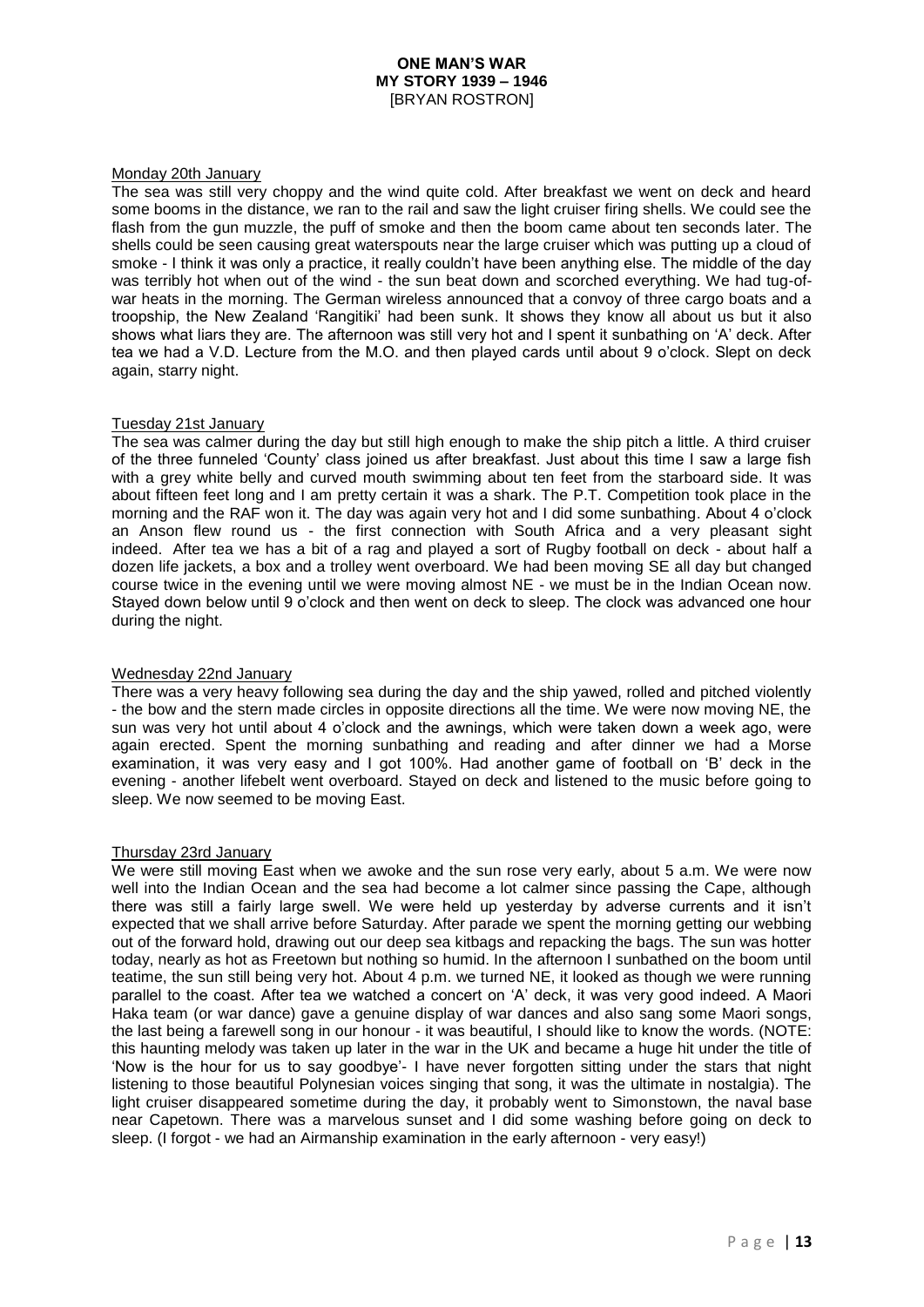Monday 20th January

The sea was still very choppy and the wind quite cold. After breakfast we went on deck and heard some booms in the distance, we ran to the rail and saw the light cruiser firing shells. We could see the flash from the gun muzzle, the puff of smoke and then the boom came about ten seconds later. The shells could be seen causing great waterspouts near the large cruiser which was putting up a cloud of smoke - I think it was only a practice, it really couldn't have been anything else. The middle of the day was terribly hot when out of the wind - the sun beat down and scorched everything. We had tug-of-war heats in the morning. The German wireless announced that a convoy of three cargo boats and a troopship, the New Zealand 'Rangitiki' had been sunk. It shows they know all about us but it also shows what liars they are. The afternoon was still very hot and I spent it sunbathing on 'A' deck. After tea we had a V.D. Lecture from the M.O. and then played cards until about 9 o'clock. Slept on deck again, starry night.

Tuesday 21st January

The sea was calmer during the day but still high enough to make the ship pitch a little. A third cruiser of the three funneled 'County' class joined us after breakfast. Just about this time I saw a large fish with a grey white belly and curved mouth swimming about ten feet from the starboard side. It was about fifteen feet long and I am pretty certain it was a shark. The P.T. Competition took place in the morning and the RAF won it. The day was again very hot and I did some sunbathing. About 4 o'clock an Anson flew round us - the first connection with South Africa and a very pleasant sight indeed. After tea we has a bit of a rag and played a sort of Rugby football on deck - about half a dozen life jackets, a box and a trolley went overboard. We had been moving SE all day but changed course twice in the evening until we were moving almost NE - we must be in the Indian Ocean now. Stayed down below until 9 o'clock and then went on deck to sleep. The clock was advanced one hour during the night.

Wednesday 22nd January

There was a very heavy following sea during the day and the ship yawed, rolled and pitched violently - the bow and the stern made circles in opposite directions all the time. We were now moving NE, the sun was very hot until about 4 o'clock and the awnings, which were taken down a week ago, were again erected. Spent the morning sunbathing and reading and after dinner we had a Morse examination, it was very easy and I got 100%. Had another game of football on 'B' deck in the evening - another lifebelt went overboard. Stayed on deck and listened to the music before going to sleep. We now seemed to be moving East.

Thursday 23rd January

We were still moving East when we awoke and the sun rose very early, about 5 a.m. We were now well into the Indian Ocean and the sea had become a lot calmer since passing the Cape, although there was still a fairly large swell. We were held up yesterday by adverse currents and it isn't expected that we shall arrive before Saturday. After parade we spent the morning getting our webbing out of the forward hold, drawing out our deep sea kitbags and repacking the bags. The sun was hotter today, nearly as hot as Freetown but nothing so humid. In the afternoon I sunbathed on the boom until teatime, the sun still being very hot. About 4 p.m. we turned NE, it looked as though we were running parallel to the coast. After tea we watched a concert on 'A' deck, it was very good indeed. A Maori Haka team (or war dance) gave a genuine display of war dances and also sang some Maori songs, the last being a farewell song in our honour - it was beautiful, I should like to know the words. (NOTE: this haunting melody was taken up later in the war in the UK and became a huge hit under the title of 'Now is the hour for us to say goodbye'- I have never forgotten sitting under the stars that night listening to those beautiful Polynesian voices singing that song, it was the ultimate in nostalgia). The light cruiser disappeared sometime during the day, it probably went to Simonstown, the naval base near Capetown. There was a marvelous sunset and I did some washing before going on deck to sleep. (I forgot - we had an Airmanship examination in the early afternoon - very easy!)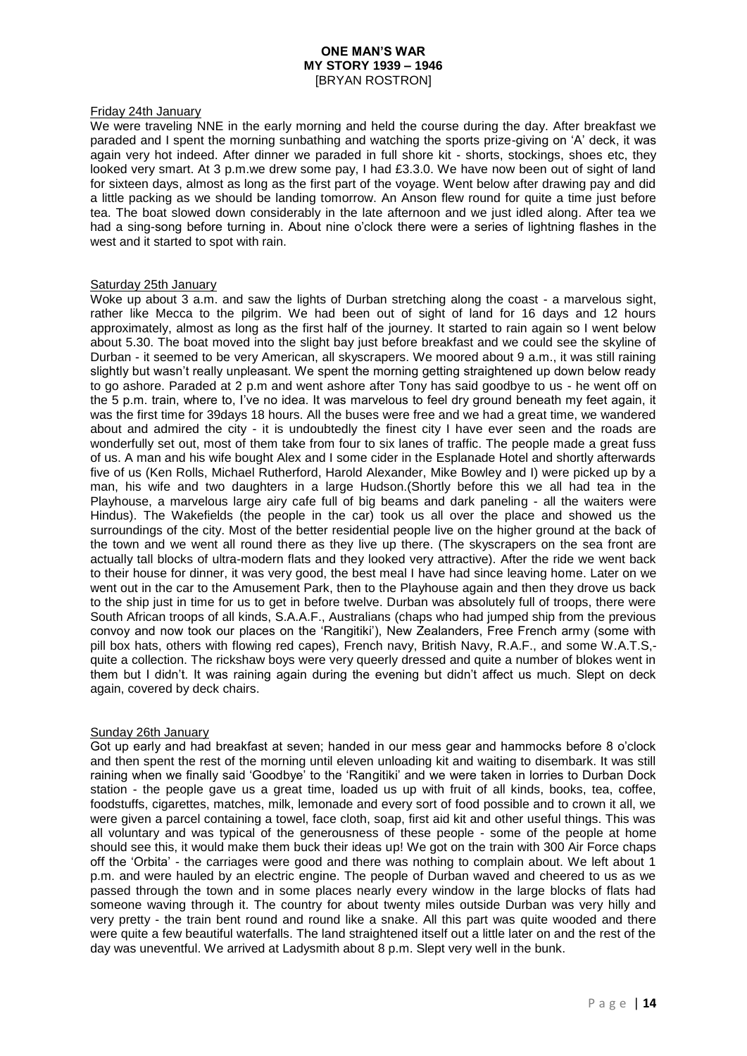Friday 24th January

We were traveling NNE in the early morning and held the course during the day. After breakfast we paraded and I spent the morning sunbathing and watching the sports prize-giving on 'A' deck, it was again very hot indeed. After dinner we paraded in full shore kit - shorts, stockings, shoes etc, they looked very smart. At 3 p.m.we drew some pay, I had £3.3.0. We have now been out of sight of land for sixteen days, almost as long as the first part of the voyage. Went below after drawing pay and did a little packing as we should be landing tomorrow. An Anson flew round for quite a time just before tea. The boat slowed down considerably in the late afternoon and we just idled along. After tea we had a sing-song before turning in. About nine o'clock there were a series of lightning flashes in the west and it started to spot with rain.

Saturday 25th January

Woke up about 3 a.m. and saw the lights of Durban stretching along the coast - a marvelous sight, rather like Mecca to the pilgrim. We had been out of sight of land for 16 days and 12 hours approximately, almost as long as the first half of the journey. It started to rain again so I went below about 5.30. The boat moved into the slight bay just before breakfast and we could see the skyline of Durban - it seemed to be very American, all skyscrapers. We moored about 9 a.m., it was still raining slightly but wasn't really unpleasant. We spent the morning getting straightened up down below ready to go ashore. Paraded at 2 p.m and went ashore after Tony has said goodbye to us - he went off on the 5 p.m. train, where to, I've no idea. It was marvelous to feel dry ground beneath my feet again, it was the first time for 39days 18 hours. All the buses were free and we had a great time, we wandered about and admired the city - it is undoubtedly the finest city I have ever seen and the roads are wonderfully set out, most of them take from four to six lanes of traffic. The people made a great fuss of us. A man and his wife bought Alex and I some cider in the Esplanade Hotel and shortly afterwards five of us (Ken Rolls, Michael Rutherford, Harold Alexander, Mike Bowley and I) were picked up by a man, his wife and two daughters in a large Hudson.(Shortly before this we all had tea in the Playhouse, a marvelous large airy cafe full of big beams and dark paneling - all the waiters were Hindus). The Wakefields (the people in the car) took us all over the place and showed us the surroundings of the city. Most of the better residential people live on the higher ground at the back of the town and we went all round there as they live up there. (The skyscrapers on the sea front are actually tall blocks of ultra-modern flats and they looked very attractive). After the ride we went back to their house for dinner, it was very good, the best meal I have had since leaving home. Later on we went out in the car to the Amusement Park, then to the Playhouse again and then they drove us back to the ship just in time for us to get in before twelve. Durban was absolutely full of troops, there were South African troops of all kinds, S.A.A.F., Australians (chaps who had jumped ship from the previous convoy and now took our places on the 'Rangitiki'), New Zealanders, Free French army (some with pill box hats, others with flowing red capes), French navy, British Navy, R.A.F., and some W.A.T.S,- quite a collection. The rickshaw boys were very queerly dressed and quite a number of blokes went in them but I didn't. It was raining again during the evening but didn't affect us much. Slept on deck again, covered by deck chairs.

Sunday 26th January

Got up early and had breakfast at seven; handed in our mess gear and hammocks before 8 o'clock and then spent the rest of the morning until eleven unloading kit and waiting to disembark. It was still raining when we finally said 'Goodbye' to the 'Rangitiki' and we were taken in lorries to Durban Dock station - the people gave us a great time, loaded us up with fruit of all kinds, books, tea, coffee, foodstuffs, cigarettes, matches, milk, lemonade and every sort of food possible and to crown it all, we were given a parcel containing a towel, face cloth, soap, first aid kit and other useful things. This was all voluntary and was typical of the generousness of these people - some of the people at home should see this, it would make them buck their ideas up! We got on the train with 300 Air Force chaps off the 'Orbita' - the carriages were good and there was nothing to complain about. We left about 1 p.m. and were hauled by an electric engine. The people of Durban waved and cheered to us as we passed through the town and in some places nearly every window in the large blocks of flats had someone waving through it. The country for about twenty miles outside Durban was very hilly and very pretty - the train bent round and round like a snake. All this part was quite wooded and there were quite a few beautiful waterfalls. The land straightened itself out a little later on and the rest of the day was uneventful. We arrived at Ladysmith about 8 p.m. Slept very well in the bunk.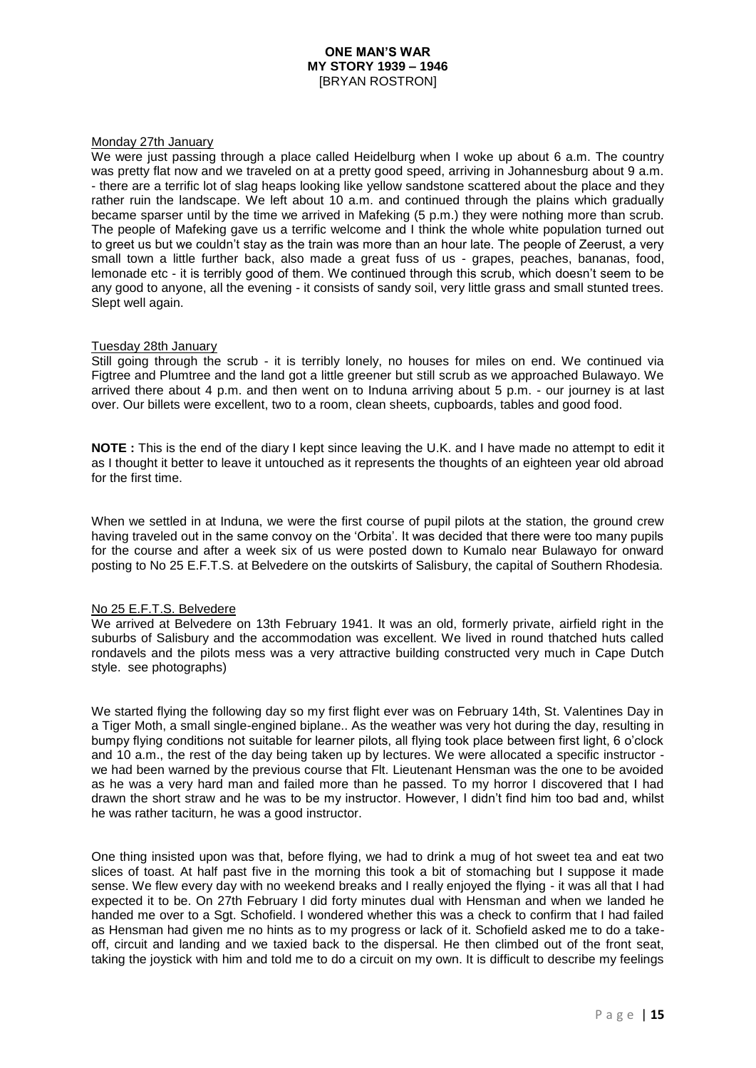Monday 27th January

We were just passing through a place called Heidelburg when I woke up about 6 a.m. The country was pretty flat now and we traveled on at a pretty good speed, arriving in Johannesburg about 9 a.m. - there are a terrific lot of slag heaps looking like yellow sandstone scattered about the place and they rather ruin the landscape. We left about 10 a.m. and continued through the plains which gradually became sparser until by the time we arrived in Mafeking (5 p.m.) they were nothing more than scrub. The people of Mafeking gave us a terrific welcome and I think the whole white population turned out to greet us but we couldn't stay as the train was more than an hour late. The people of Zeerust, a very small town a little further back, also made a great fuss of us - grapes, peaches, bananas, food, lemonade etc - it is terribly good of them. We continued through this scrub, which doesn't seem to be any good to anyone, all the evening - it consists of sandy soil, very little grass and small stunted trees. Slept well again.

Tuesday 28th January

Still going through the scrub - it is terribly lonely, no houses for miles on end. We continued via Figtree and Plumtree and the land got a little greener but still scrub as we approached Bulawayo. We arrived there about 4 p.m. and then went on to Induna arriving about 5 p.m. - our journey is at last over. Our billets were excellent, two to a room, clean sheets, cupboards, tables and good food.

**NOTE :** This is the end of the diary I kept since leaving the U.K. and I have made no attempt to edit it as I thought it better to leave it untouched as it represents the thoughts of an eighteen year old abroad for the first time.

When we settled in at Induna, we were the first course of pupil pilots at the station, the ground crew having traveled out in the same convoy on the 'Orbita'. It was decided that there were too many pupils for the course and after a week six of us were posted down to Kumalo near Bulawayo for onward posting to No 25 E.F.T.S. at Belvedere on the outskirts of Salisbury, the capital of Southern Rhodesia.

No 25 E.F.T.S. Belvedere

We arrived at Belvedere on 13th February 1941. It was an old, formerly private, airfield right in the suburbs of Salisbury and the accommodation was excellent. We lived in round thatched huts called rondavels and the pilots mess was a very attractive building constructed very much in Cape Dutch style. see photographs)

We started flying the following day so my first flight ever was on February 14th, St. Valentines Day in a Tiger Moth, a small single-engined biplane.. As the weather was very hot during the day, resulting in bumpy flying conditions not suitable for learner pilots, all flying took place between first light, 6 o'clock and 10 a.m., the rest of the day being taken up by lectures. We were allocated a specific instructor - we had been warned by the previous course that Flt. Lieutenant Hensman was the one to be avoided as he was a very hard man and failed more than he passed. To my horror I discovered that I had drawn the short straw and he was to be my instructor. However, I didn't find him too bad and, whilst he was rather taciturn, he was a good instructor.

One thing insisted upon was that, before flying, we had to drink a mug of hot sweet tea and eat two slices of toast. At half past five in the morning this took a bit of stomaching but I suppose it made sense. We flew every day with no weekend breaks and I really enjoyed the flying - it was all that I had expected it to be. On 27th February I did forty minutes dual with Hensman and when we landed he handed me over to a Sgt. Schofield. I wondered whether this was a check to confirm that I had failed as Hensman had given me no hints as to my progress or lack of it. Schofield asked me to do a take-off, circuit and landing and we taxied back to the dispersal. He then climbed out of the front seat, taking the joystick with him and told me to do a circuit on my own. It is difficult to describe my feelings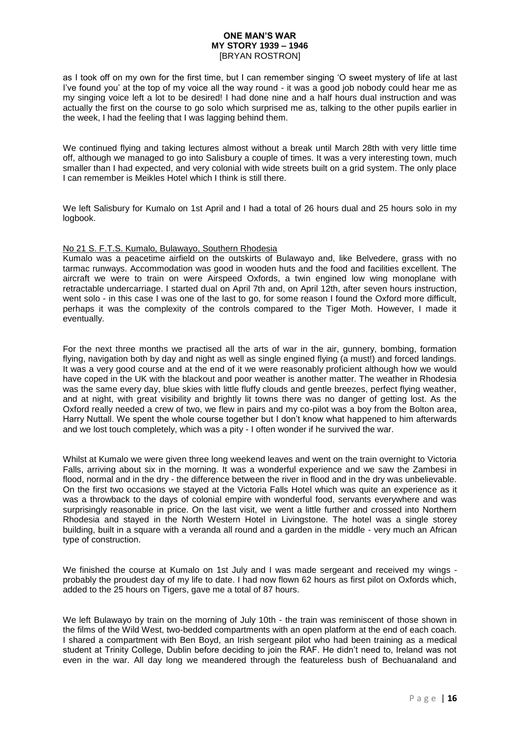as I took off on my own for the first time, but I can remember singing 'O sweet mystery of life at last I've found you' at the top of my voice all the way round - it was a good job nobody could hear me as my singing voice left a lot to be desired! I had done nine and a half hours dual instruction and was actually the first on the course to go solo which surprised me as, talking to the other pupils earlier in the week, I had the feeling that I was lagging behind them.

We continued flying and taking lectures almost without a break until March 28th with very little time off, although we managed to go into Salisbury a couple of times. It was a very interesting town, much smaller than I had expected, and very colonial with wide streets built on a grid system. The only place I can remember is Meikles Hotel which I think is still there.

We left Salisbury for Kumalo on 1st April and I had a total of 26 hours dual and 25 hours solo in my logbook.

<u>No 21 S. F.T.S. Kumalo, Bulawayo, Southern Rhodesia</u>

Kumalo was a peacetime airfield on the outskirts of Bulawayo and, like Belvedere, grass with no tarmac runways. Accommodation was good in wooden huts and the food and facilities excellent. The aircraft we were to train on were Airspeed Oxfords, a twin engined low wing monoplane with retractable undercarriage. I started dual on April 7th and, on April 12th, after seven hours instruction, went solo - in this case I was one of the last to go, for some reason I found the Oxford more difficult, perhaps it was the complexity of the controls compared to the Tiger Moth. However, I made it eventually.

For the next three months we practised all the arts of war in the air, gunnery, bombing, formation flying, navigation both by day and night as well as single engined flying (a must!) and forced landings. It was a very good course and at the end of it we were reasonably proficient although how we would have coped in the UK with the blackout and poor weather is another matter. The weather in Rhodesia was the same every day, blue skies with little fluffy clouds and gentle breezes, perfect flying weather, and at night, with great visibility and brightly lit towns there was no danger of getting lost. As the Oxford really needed a crew of two, we flew in pairs and my co-pilot was a boy from the Bolton area, Harry Nuttall. We spent the whole course together but I don't know what happened to him afterwards and we lost touch completely, which was a pity - I often wonder if he survived the war.

Whilst at Kumalo we were given three long weekend leaves and went on the train overnight to Victoria Falls, arriving about six in the morning. It was a wonderful experience and we saw the Zambesi in flood, normal and in the dry - the difference between the river in flood and in the dry was unbelievable. On the first two occasions we stayed at the Victoria Falls Hotel which was quite an experience as it was a throwback to the days of colonial empire with wonderful food, servants everywhere and was surprisingly reasonable in price. On the last visit, we went a little further and crossed into Northern Rhodesia and stayed in the North Western Hotel in Livingstone. The hotel was a single storey building, built in a square with a veranda all round and a garden in the middle - very much an African type of construction.

We finished the course at Kumalo on 1st July and I was made sergeant and received my wings - probably the proudest day of my life to date. I had now flown 62 hours as first pilot on Oxfords which, added to the 25 hours on Tigers, gave me a total of 87 hours.

We left Bulawayo by train on the morning of July 10th - the train was reminiscent of those shown in the films of the Wild West, two-bedded compartments with an open platform at the end of each coach. I shared a compartment with Ben Boyd, an Irish sergeant pilot who had been training as a medical student at Trinity College, Dublin before deciding to join the RAF. He didn't need to, Ireland was not even in the war. All day long we meandered through the featureless bush of Bechuanaland and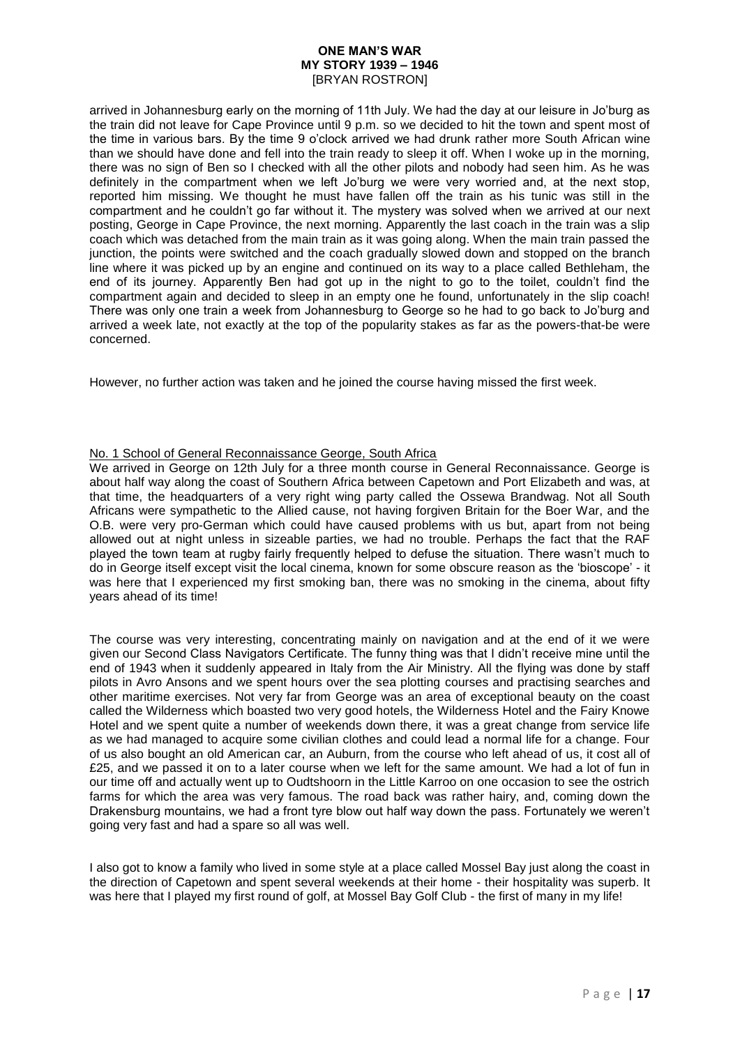arrived in Johannesburg early on the morning of 11th July. We had the day at our leisure in Jo'burg as the train did not leave for Cape Province until 9 p.m. so we decided to hit the town and spent most of the time in various bars. By the time 9 o'clock arrived we had drunk rather more South African wine than we should have done and fell into the train ready to sleep it off. When I woke up in the morning, there was no sign of Ben so I checked with all the other pilots and nobody had seen him. As he was definitely in the compartment when we left Jo'burg we were very worried and, at the next stop, reported him missing. We thought he must have fallen off the train as his tunic was still in the compartment and he couldn't go far without it. The mystery was solved when we arrived at our next posting, George in Cape Province, the next morning. Apparently the last coach in the train was a slip coach which was detached from the main train as it was going along. When the main train passed the junction, the points were switched and the coach gradually slowed down and stopped on the branch line where it was picked up by an engine and continued on its way to a place called Bethleham, the end of its journey. Apparently Ben had got up in the night to go to the toilet, couldn't find the compartment again and decided to sleep in an empty one he found, unfortunately in the slip coach! There was only one train a week from Johannesburg to George so he had to go back to Jo'burg and arrived a week late, not exactly at the top of the popularity stakes as far as the powers-that-be were concerned.

However, no further action was taken and he joined the course having missed the first week.

## No. 1 School of General Reconnaissance George, South Africa

We arrived in George on 12th July for a three month course in General Reconnaissance. George is about half way along the coast of Southern Africa between Capetown and Port Elizabeth and was, at that time, the headquarters of a very right wing party called the Ossewa Brandwag. Not all South Africans were sympathetic to the Allied cause, not having forgiven Britain for the Boer War, and the O.B. were very pro-German which could have caused problems with us but, apart from not being allowed out at night unless in sizeable parties, we had no trouble. Perhaps the fact that the RAF played the town team at rugby fairly frequently helped to defuse the situation. There wasn't much to do in George itself except visit the local cinema, known for some obscure reason as the 'bioscope' - it was here that I experienced my first smoking ban, there was no smoking in the cinema, about fifty years ahead of its time!

The course was very interesting, concentrating mainly on navigation and at the end of it we were given our Second Class Navigators Certificate. The funny thing was that I didn't receive mine until the end of 1943 when it suddenly appeared in Italy from the Air Ministry. All the flying was done by staff pilots in Avro Ansons and we spent hours over the sea plotting courses and practising searches and other maritime exercises. Not very far from George was an area of exceptional beauty on the coast called the Wilderness which boasted two very good hotels, the Wilderness Hotel and the Fairy Knowe Hotel and we spent quite a number of weekends down there, it was a great change from service life as we had managed to acquire some civilian clothes and could lead a normal life for a change. Four of us also bought an old American car, an Auburn, from the course who left ahead of us, it cost all of £25, and we passed it on to a later course when we left for the same amount. We had a lot of fun in our time off and actually went up to Oudtshoorn in the Little Karroo on one occasion to see the ostrich farms for which the area was very famous. The road back was rather hairy, and, coming down the Drakensburg mountains, we had a front tyre blow out half way down the pass. Fortunately we weren't going very fast and had a spare so all was well.

I also got to know a family who lived in some style at a place called Mossel Bay just along the coast in the direction of Capetown and spent several weekends at their home - their hospitality was superb. It was here that I played my first round of golf, at Mossel Bay Golf Club - the first of many in my life!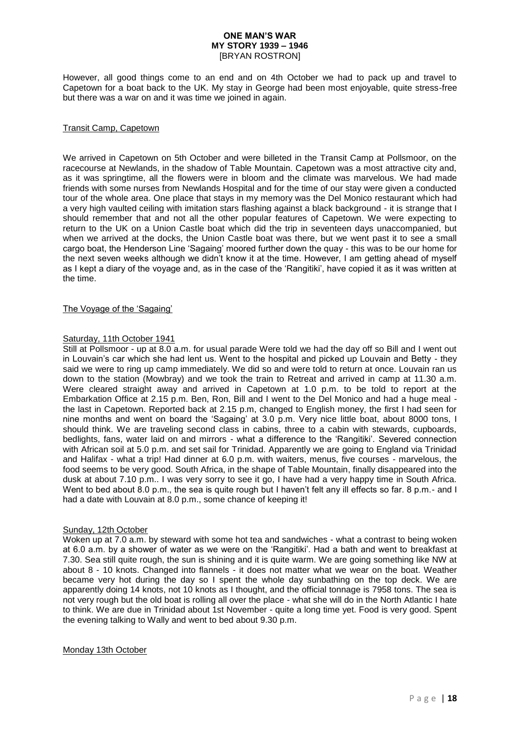However, all good things come to an end and on 4th October we had to pack up and travel to Capetown for a boat back to the UK. My stay in George had been most enjoyable, quite stress-free but there was a war on and it was time we joined in again.

## Transit Camp, Capetown

We arrived in Capetown on 5th October and were billeted in the Transit Camp at Pollsmoor, on the racecourse at Newlands, in the shadow of Table Mountain. Capetown was a most attractive city and, as it was springtime, all the flowers were in bloom and the climate was marvelous. We had made friends with some nurses from Newlands Hospital and for the time of our stay were given a conducted tour of the whole area. One place that stays in my memory was the Del Monico restaurant which had a very high vaulted ceiling with imitation stars flashing against a black background - it is strange that I should remember that and not all the other popular features of Capetown. We were expecting to return to the UK on a Union Castle boat which did the trip in seventeen days unaccompanied, but when we arrived at the docks, the Union Castle boat was there, but we went past it to see a small cargo boat, the Henderson Line 'Sagaing' moored further down the quay - this was to be our home for the next seven weeks although we didn't know it at the time. However, I am getting ahead of myself as I kept a diary of the voyage and, as in the case of the 'Rangitiki', have copied it as it was written at the time.

## The Voyage of the 'Sagaing'

### Saturday, 11th October 1941

Still at Pollsmoor - up at 8.0 a.m. for usual parade Were told we had the day off so Bill and I went out in Louvain's car which she had lent us. Went to the hospital and picked up Louvain and Betty - they said we were to ring up camp immediately. We did so and were told to return at once. Louvain ran us down to the station (Mowbray) and we took the train to Retreat and arrived in camp at 11.30 a.m. Were cleared straight away and arrived in Capetown at 1.0 p.m. to be told to report at the Embarkation Office at 2.15 p.m. Ben, Ron, Bill and I went to the Del Monico and had a huge meal - the last in Capetown. Reported back at 2.15 p.m, changed to English money, the first I had seen for nine months and went on board the 'Sagaing' at 3.0 p.m. Very nice little boat, about 8000 tons, I should think. We are traveling second class in cabins, three to a cabin with stewards, cupboards, bedlights, fans, water laid on and mirrors - what a difference to the 'Rangitiki'. Severed connection with African soil at 5.0 p.m. and set sail for Trinidad. Apparently we are going to England via Trinidad and Halifax - what a trip! Had dinner at 6.0 p.m. with waiters, menus, five courses - marvelous, the food seems to be very good. South Africa, in the shape of Table Mountain, finally disappeared into the dusk at about 7.10 p.m.. I was very sorry to see it go, I have had a very happy time in South Africa. Went to bed about 8.0 p.m., the sea is quite rough but I haven't felt any ill effects so far. 8 p.m.- and I had a date with Louvain at 8.0 p.m., some chance of keeping it!

### Sunday, 12th October

Woken up at 7.0 a.m. by steward with some hot tea and sandwiches - what a contrast to being woken at 6.0 a.m. by a shower of water as we were on the 'Rangitiki'. Had a bath and went to breakfast at 7.30. Sea still quite rough, the sun is shining and it is quite warm. We are going something like NW at about 8 - 10 knots. Changed into flannels - it does not matter what we wear on the boat. Weather became very hot during the day so I spent the whole day sunbathing on the top deck. We are apparently doing 14 knots, not 10 knots as I thought, and the official tonnage is 7958 tons. The sea is not very rough but the old boat is rolling all over the place - what she will do in the North Atlantic I hate to think. We are due in Trinidad about 1st November - quite a long time yet. Food is very good. Spent the evening talking to Wally and went to bed about 9.30 p.m.

### Monday 13th October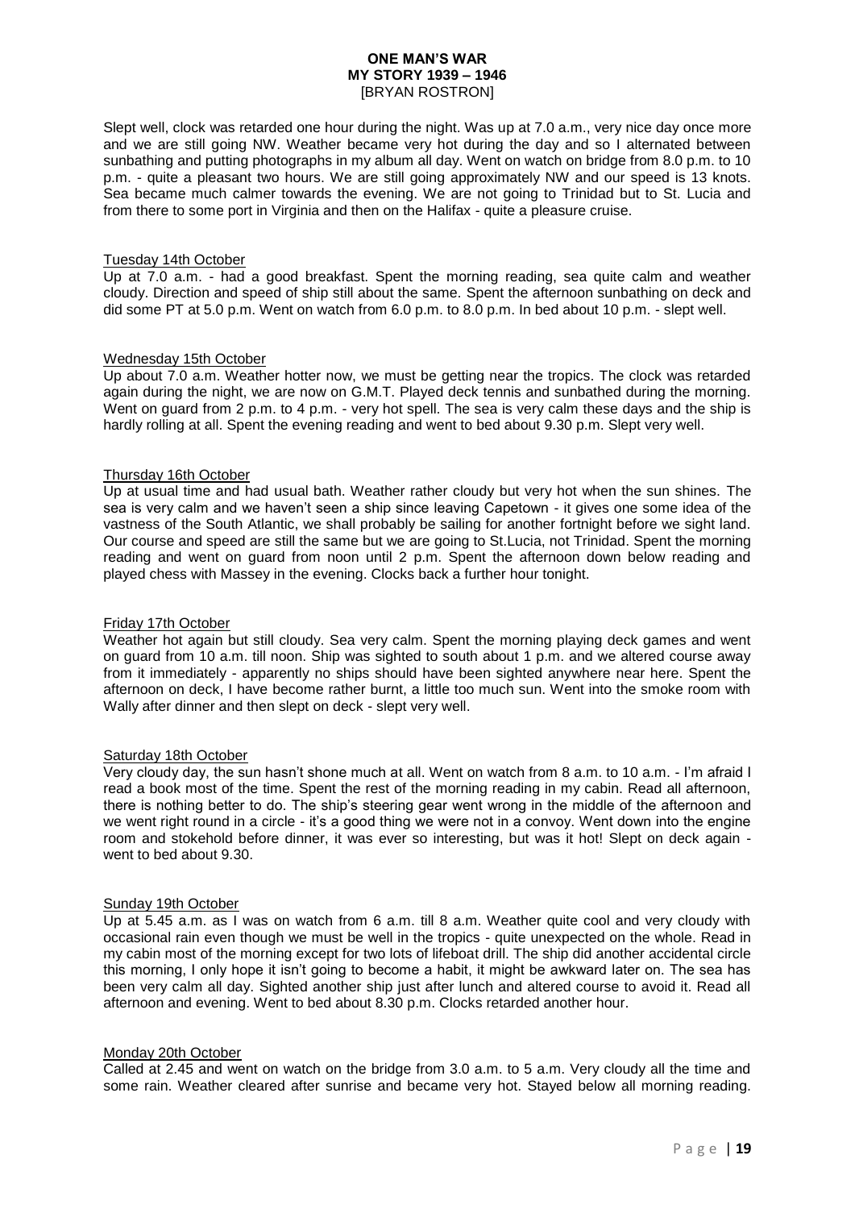Slept well, clock was retarded one hour during the night. Was up at 7.0 a.m., very nice day once more and we are still going NW. Weather became very hot during the day and so I alternated between sunbathing and putting photographs in my album all day. Went on watch on bridge from 8.0 p.m. to 10 p.m. - quite a pleasant two hours. We are still going approximately NW and our speed is 13 knots. Sea became much calmer towards the evening. We are not going to Trinidad but to St. Lucia and from there to some port in Virginia and then on the Halifax - quite a pleasure cruise.

Tuesday 14th October

Up at 7.0 a.m. - had a good breakfast. Spent the morning reading, sea quite calm and weather cloudy. Direction and speed of ship still about the same. Spent the afternoon sunbathing on deck and did some PT at 5.0 p.m. Went on watch from 6.0 p.m. to 8.0 p.m. In bed about 10 p.m. - slept well.

Wednesday 15th October

Up about 7.0 a.m. Weather hotter now, we must be getting near the tropics. The clock was retarded again during the night, we are now on G.M.T. Played deck tennis and sunbathed during the morning. Went on guard from 2 p.m. to 4 p.m. - very hot spell. The sea is very calm these days and the ship is hardly rolling at all. Spent the evening reading and went to bed about 9.30 p.m. Slept very well.

Thursday 16th October

Up at usual time and had usual bath. Weather rather cloudy but very hot when the sun shines. The sea is very calm and we haven't seen a ship since leaving Capetown - it gives one some idea of the vastness of the South Atlantic, we shall probably be sailing for another fortnight before we sight land. Our course and speed are still the same but we are going to St.Lucia, not Trinidad. Spent the morning reading and went on guard from noon until 2 p.m. Spent the afternoon down below reading and played chess with Massey in the evening. Clocks back a further hour tonight.

Friday 17th October

Weather hot again but still cloudy. Sea very calm. Spent the morning playing deck games and went on guard from 10 a.m. till noon. Ship was sighted to south about 1 p.m. and we altered course away from it immediately - apparently no ships should have been sighted anywhere near here. Spent the afternoon on deck, I have become rather burnt, a little too much sun. Went into the smoke room with Wally after dinner and then slept on deck - slept very well.

Saturday 18th October

Very cloudy day, the sun hasn't shone much at all. Went on watch from 8 a.m. to 10 a.m. - I'm afraid I read a book most of the time. Spent the rest of the morning reading in my cabin. Read all afternoon, there is nothing better to do. The ship's steering gear went wrong in the middle of the afternoon and we went right round in a circle - it's a good thing we were not in a convoy. Went down into the engine room and stokehold before dinner, it was ever so interesting, but was it hot! Slept on deck again - went to bed about 9.30.

Sunday 19th October

Up at 5.45 a.m. as I was on watch from 6 a.m. till 8 a.m. Weather quite cool and very cloudy with occasional rain even though we must be well in the tropics - quite unexpected on the whole. Read in my cabin most of the morning except for two lots of lifeboat drill. The ship did another accidental circle this morning, I only hope it isn't going to become a habit, it might be awkward later on. The sea has been very calm all day. Sighted another ship just after lunch and altered course to avoid it. Read all afternoon and evening. Went to bed about 8.30 p.m. Clocks retarded another hour.

Monday 20th October

Called at 2.45 and went on watch on the bridge from 3.0 a.m. to 5 a.m. Very cloudy all the time and some rain. Weather cleared after sunrise and became very hot. Stayed below all morning reading.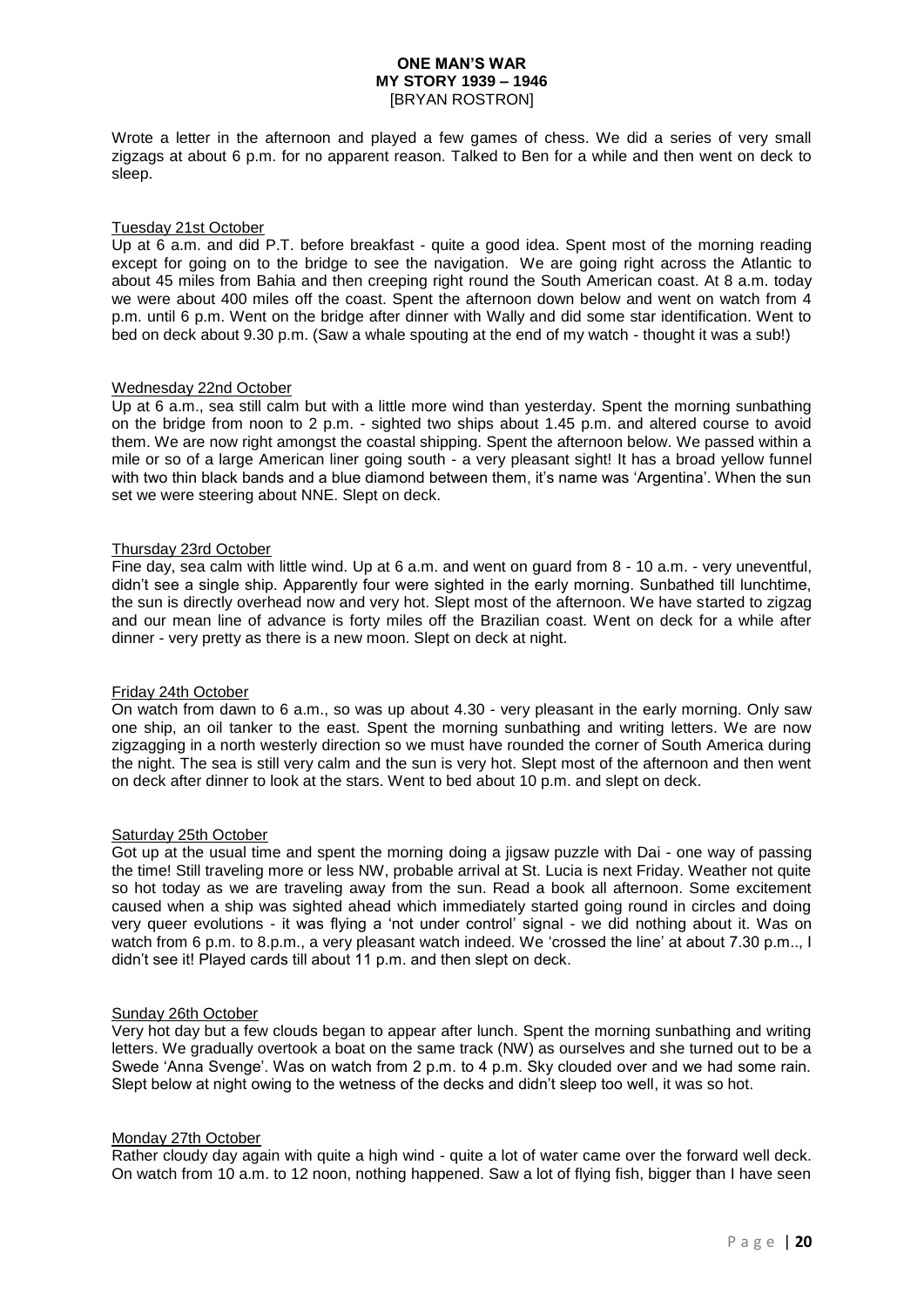Wrote a letter in the afternoon and played a few games of chess. We did a series of very small zigzags at about 6 p.m. for no apparent reason. Talked to Ben for a while and then went on deck to sleep.

Tuesday 21st October

Up at 6 a.m. and did P.T. before breakfast - quite a good idea. Spent most of the morning reading except for going on to the bridge to see the navigation. We are going right across the Atlantic to about 45 miles from Bahia and then creeping right round the South American coast. At 8 a.m. today we were about 400 miles off the coast. Spent the afternoon down below and went on watch from 4 p.m. until 6 p.m. Went on the bridge after dinner with Wally and did some star identification. Went to bed on deck about 9.30 p.m. (Saw a whale spouting at the end of my watch - thought it was a sub!)

Wednesday 22nd October

Up at 6 a.m., sea still calm but with a little more wind than yesterday. Spent the morning sunbathing on the bridge from noon to 2 p.m. - sighted two ships about 1.45 p.m. and altered course to avoid them. We are now right amongst the coastal shipping. Spent the afternoon below. We passed within a mile or so of a large American liner going south - a very pleasant sight! It has a broad yellow funnel with two thin black bands and a blue diamond between them, it's name was 'Argentina'. When the sun set we were steering about NNE. Slept on deck.

Thursday 23rd October

Fine day, sea calm with little wind. Up at 6 a.m. and went on guard from 8 - 10 a.m. - very uneventful, didn't see a single ship. Apparently four were sighted in the early morning. Sunbathed till lunchtime, the sun is directly overhead now and very hot. Slept most of the afternoon. We have started to zigzag and our mean line of advance is forty miles off the Brazilian coast. Went on deck for a while after dinner - very pretty as there is a new moon. Slept on deck at night.

Friday 24th October

On watch from dawn to 6 a.m., so was up about 4.30 - very pleasant in the early morning. Only saw one ship, an oil tanker to the east. Spent the morning sunbathing and writing letters. We are now zigzagging in a north westerly direction so we must have rounded the corner of South America during the night. The sea is still very calm and the sun is very hot. Slept most of the afternoon and then went on deck after dinner to look at the stars. Went to bed about 10 p.m. and slept on deck.

Saturday 25th October

Got up at the usual time and spent the morning doing a jigsaw puzzle with Dai - one way of passing the time! Still traveling more or less NW, probable arrival at St. Lucia is next Friday. Weather not quite so hot today as we are traveling away from the sun. Read a book all afternoon. Some excitement caused when a ship was sighted ahead which immediately started going round in circles and doing very queer evolutions - it was flying a 'not under control' signal - we did nothing about it. Was on watch from 6 p.m. to 8.p.m., a very pleasant watch indeed. We 'crossed the line' at about 7.30 p.m.., I didn't see it! Played cards till about 11 p.m. and then slept on deck.

Sunday 26th October

Very hot day but a few clouds began to appear after lunch. Spent the morning sunbathing and writing letters. We gradually overtook a boat on the same track (NW) as ourselves and she turned out to be a Swede 'Anna Svenge'. Was on watch from 2 p.m. to 4 p.m. Sky clouded over and we had some rain. Slept below at night owing to the wetness of the decks and didn't sleep too well, it was so hot.

Monday 27th October

Rather cloudy day again with quite a high wind - quite a lot of water came over the forward well deck. On watch from 10 a.m. to 12 noon, nothing happened. Saw a lot of flying fish, bigger than I have seen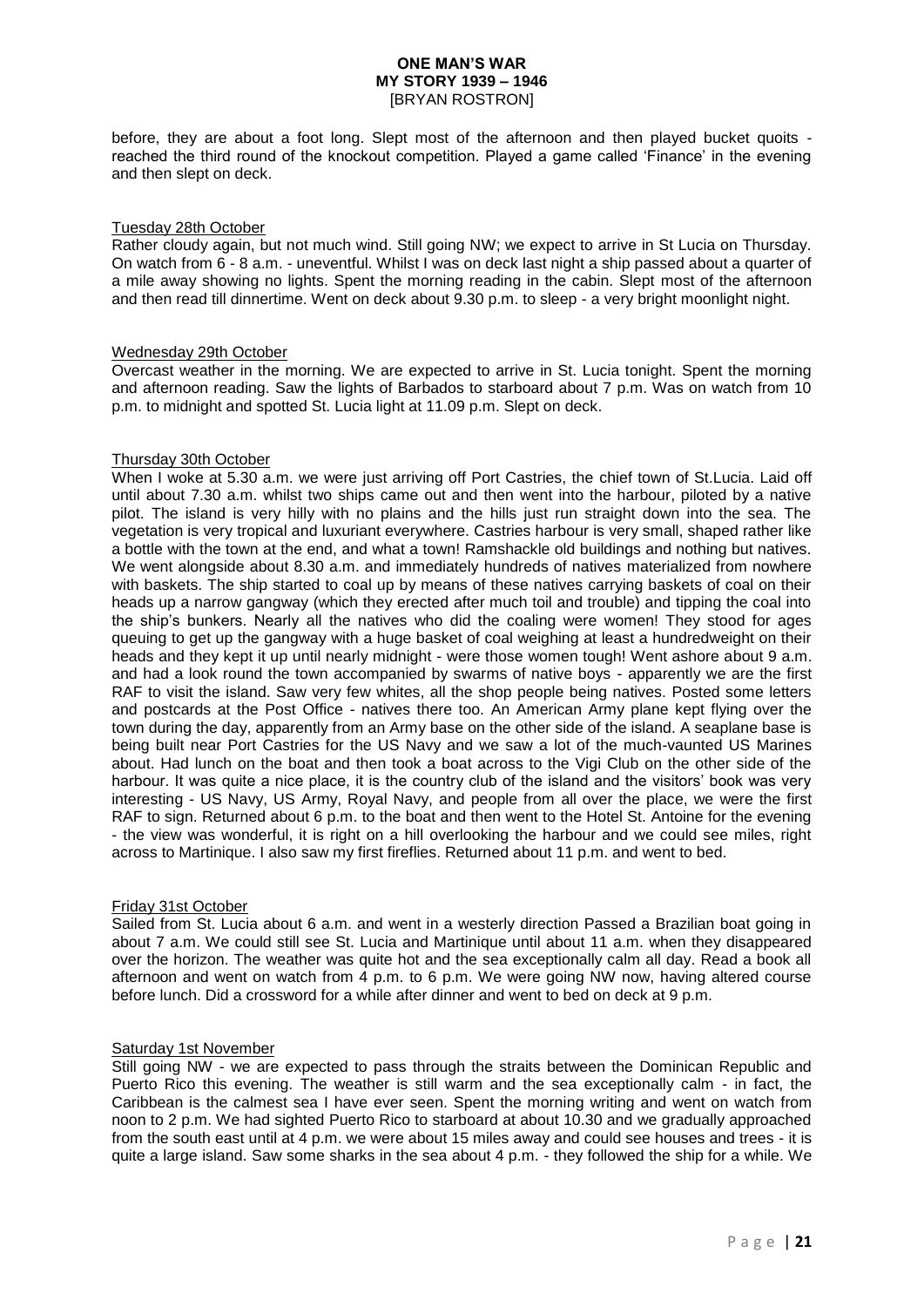before, they are about a foot long. Slept most of the afternoon and then played bucket quoits - reached the third round of the knockout competition. Played a game called 'Finance' in the evening and then slept on deck.

Tuesday 28th October

Rather cloudy again, but not much wind. Still going NW; we expect to arrive in St Lucia on Thursday. On watch from 6 - 8 a.m. - uneventful. Whilst I was on deck last night a ship passed about a quarter of a mile away showing no lights. Spent the morning reading in the cabin. Slept most of the afternoon and then read till dinnertime. Went on deck about 9.30 p.m. to sleep - a very bright moonlight night.

Wednesday 29th October

Overcast weather in the morning. We are expected to arrive in St. Lucia tonight. Spent the morning and afternoon reading. Saw the lights of Barbados to starboard about 7 p.m. Was on watch from 10 p.m. to midnight and spotted St. Lucia light at 11.09 p.m. Slept on deck.

Thursday 30th October

When I woke at 5.30 a.m. we were just arriving off Port Castries, the chief town of St.Lucia. Laid off until about 7.30 a.m. whilst two ships came out and then went into the harbour, piloted by a native pilot. The island is very hilly with no plains and the hills just run straight down into the sea. The vegetation is very tropical and luxuriant everywhere. Castries harbour is very small, shaped rather like a bottle with the town at the end, and what a town! Ramshackle old buildings and nothing but natives. We went alongside about 8.30 a.m. and immediately hundreds of natives materialized from nowhere with baskets. The ship started to coal up by means of these natives carrying baskets of coal on their heads up a narrow gangway (which they erected after much toil and trouble) and tipping the coal into the ship's bunkers. Nearly all the natives who did the coaling were women! They stood for ages queuing to get up the gangway with a huge basket of coal weighing at least a hundredweight on their heads and they kept it up until nearly midnight - were those women tough! Went ashore about 9 a.m. and had a look round the town accompanied by swarms of native boys - apparently we are the first RAF to visit the island. Saw very few whites, all the shop people being natives. Posted some letters and postcards at the Post Office - natives there too. An American Army plane kept flying over the town during the day, apparently from an Army base on the other side of the island. A seaplane base is being built near Port Castries for the US Navy and we saw a lot of the much-vaunted US Marines about. Had lunch on the boat and then took a boat across to the Vigi Club on the other side of the harbour. It was quite a nice place, it is the country club of the island and the visitors' book was very interesting - US Navy, US Army, Royal Navy, and people from all over the place, we were the first RAF to sign. Returned about 6 p.m. to the boat and then went to the Hotel St. Antoine for the evening - the view was wonderful, it is right on a hill overlooking the harbour and we could see miles, right across to Martinique. I also saw my first fireflies. Returned about 11 p.m. and went to bed.

Friday 31st October

Sailed from St. Lucia about 6 a.m. and went in a westerly direction Passed a Brazilian boat going in about 7 a.m. We could still see St. Lucia and Martinique until about 11 a.m. when they disappeared over the horizon. The weather was quite hot and the sea exceptionally calm all day. Read a book all afternoon and went on watch from 4 p.m. to 6 p.m. We were going NW now, having altered course before lunch. Did a crossword for a while after dinner and went to bed on deck at 9 p.m.

Saturday 1st November

Still going NW - we are expected to pass through the straits between the Dominican Republic and Puerto Rico this evening. The weather is still warm and the sea exceptionally calm - in fact, the Caribbean is the calmest sea I have ever seen. Spent the morning writing and went on watch from noon to 2 p.m. We had sighted Puerto Rico to starboard at about 10.30 and we gradually approached from the south east until at 4 p.m. we were about 15 miles away and could see houses and trees - it is quite a large island. Saw some sharks in the sea about 4 p.m. - they followed the ship for a while. We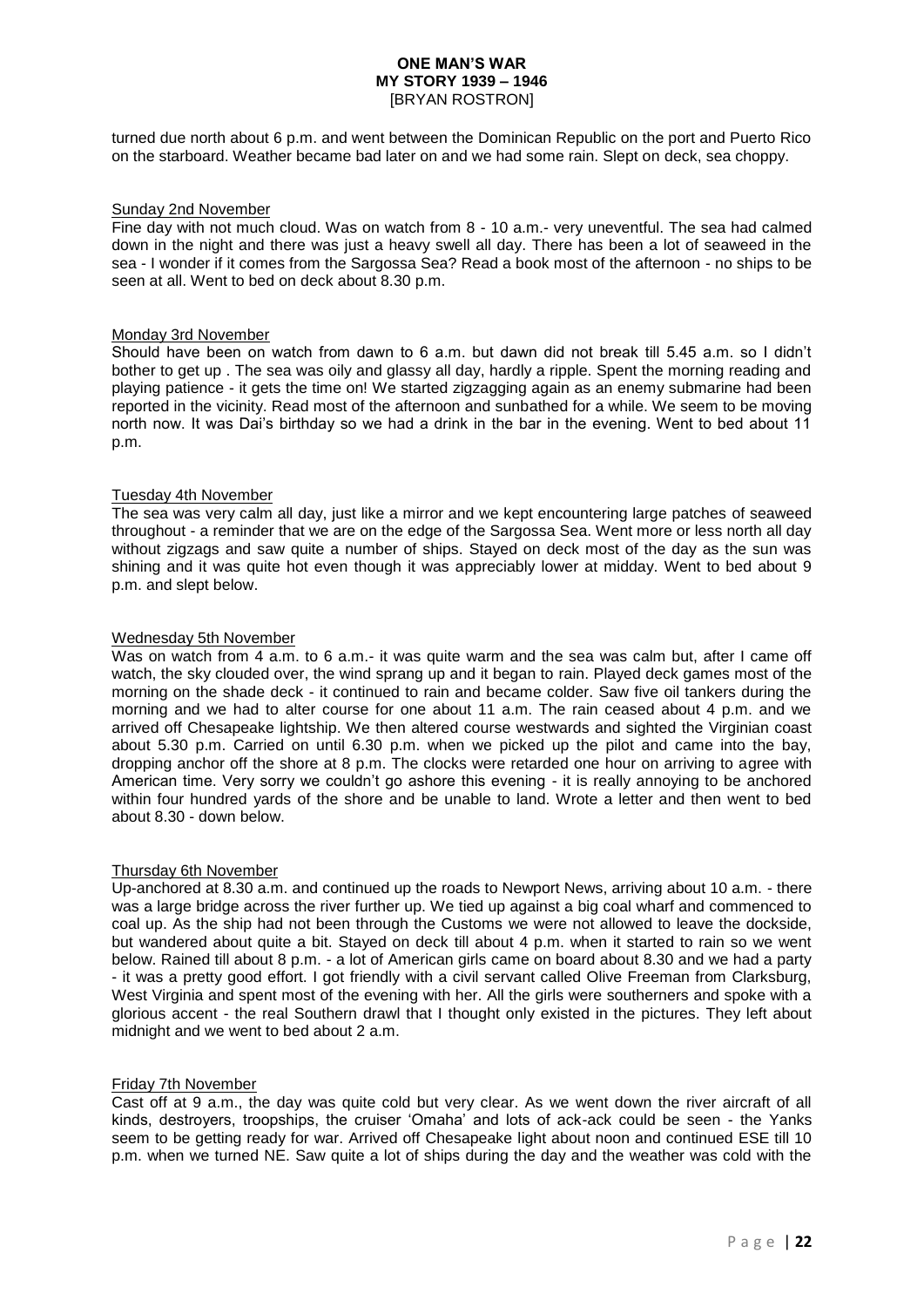turned due north about 6 p.m. and went between the Dominican Republic on the port and Puerto Rico on the starboard. Weather became bad later on and we had some rain. Slept on deck, sea choppy.

Sunday 2nd November

Fine day with not much cloud. Was on watch from 8 - 10 a.m.- very uneventful. The sea had calmed down in the night and there was just a heavy swell all day. There has been a lot of seaweed in the sea - I wonder if it comes from the Sargossa Sea? Read a book most of the afternoon - no ships to be seen at all. Went to bed on deck about 8.30 p.m.

Monday 3rd November

Should have been on watch from dawn to 6 a.m. but dawn did not break till 5.45 a.m. so I didn't bother to get up . The sea was oily and glassy all day, hardly a ripple. Spent the morning reading and playing patience - it gets the time on! We started zigzagging again as an enemy submarine had been reported in the vicinity. Read most of the afternoon and sunbathed for a while. We seem to be moving north now. It was Dai's birthday so we had a drink in the bar in the evening. Went to bed about 11 p.m.

Tuesday 4th November

The sea was very calm all day, just like a mirror and we kept encountering large patches of seaweed throughout - a reminder that we are on the edge of the Sargossa Sea. Went more or less north all day without zigzags and saw quite a number of ships. Stayed on deck most of the day as the sun was shining and it was quite hot even though it was appreciably lower at midday. Went to bed about 9 p.m. and slept below.

Wednesday 5th November

Was on watch from 4 a.m. to 6 a.m.- it was quite warm and the sea was calm but, after I came off watch, the sky clouded over, the wind sprang up and it began to rain. Played deck games most of the morning on the shade deck - it continued to rain and became colder. Saw five oil tankers during the morning and we had to alter course for one about 11 a.m. The rain ceased about 4 p.m. and we arrived off Chesapeake lightship. We then altered course westwards and sighted the Virginian coast about 5.30 p.m. Carried on until 6.30 p.m. when we picked up the pilot and came into the bay, dropping anchor off the shore at 8 p.m. The clocks were retarded one hour on arriving to agree with American time. Very sorry we couldn't go ashore this evening - it is really annoying to be anchored within four hundred yards of the shore and be unable to land. Wrote a letter and then went to bed about 8.30 - down below.

Thursday 6th November

Up-anchored at 8.30 a.m. and continued up the roads to Newport News, arriving about 10 a.m. - there was a large bridge across the river further up. We tied up against a big coal wharf and commenced to coal up. As the ship had not been through the Customs we were not allowed to leave the dockside, but wandered about quite a bit. Stayed on deck till about 4 p.m. when it started to rain so we went below. Rained till about 8 p.m. - a lot of American girls came on board about 8.30 and we had a party - it was a pretty good effort. I got friendly with a civil servant called Olive Freeman from Clarksburg, West Virginia and spent most of the evening with her. All the girls were southerners and spoke with a glorious accent - the real Southern drawl that I thought only existed in the pictures. They left about midnight and we went to bed about 2 a.m.

Friday 7th November

Cast off at 9 a.m., the day was quite cold but very clear. As we went down the river aircraft of all kinds, destroyers, troopships, the cruiser 'Omaha' and lots of ack-ack could be seen - the Yanks seem to be getting ready for war. Arrived off Chesapeake light about noon and continued ESE till 10 p.m. when we turned NE. Saw quite a lot of ships during the day and the weather was cold with the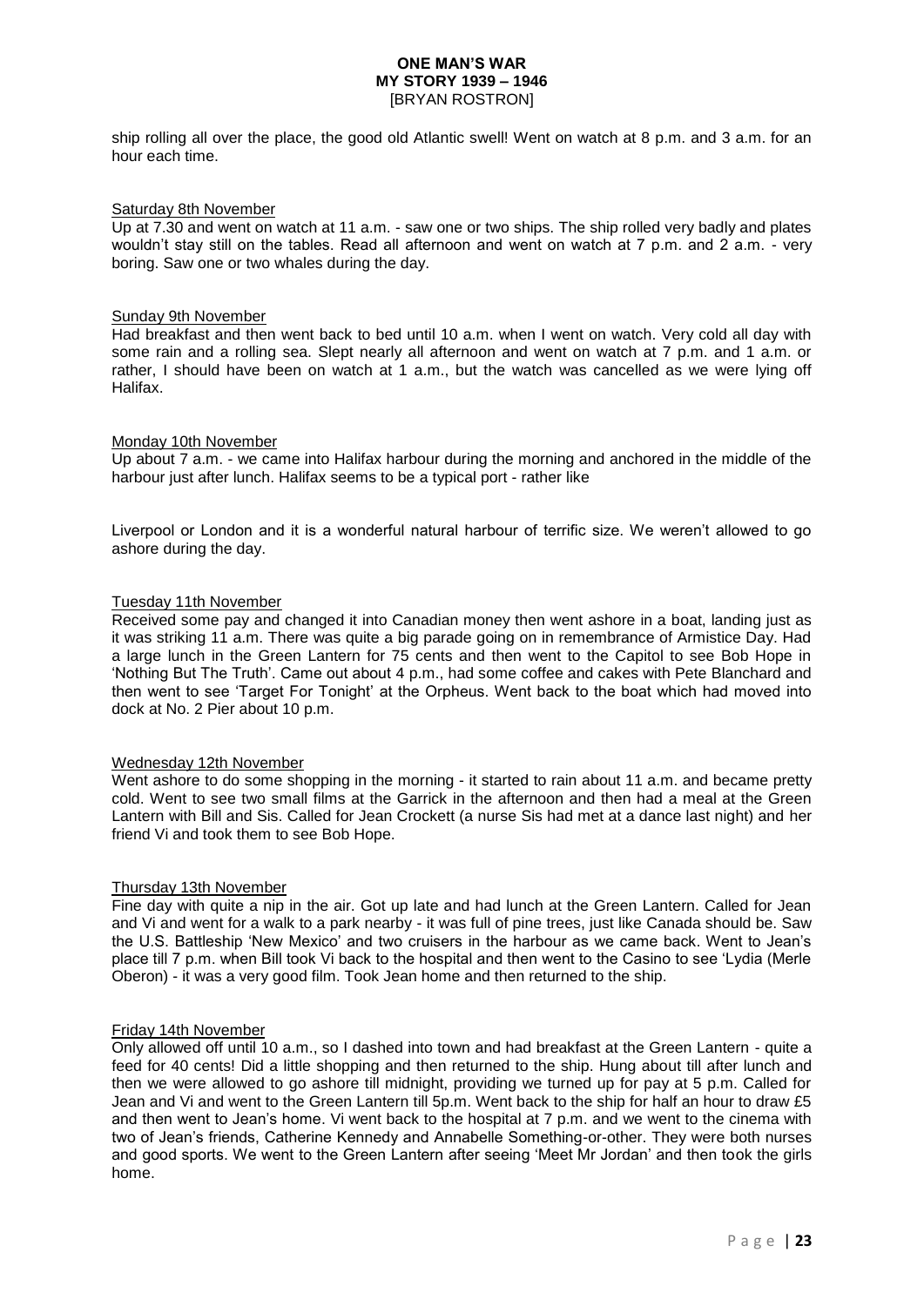ship rolling all over the place, the good old Atlantic swell! Went on watch at 8 p.m. and 3 a.m. for an hour each time.

Saturday 8th November

Up at 7.30 and went on watch at 11 a.m. - saw one or two ships. The ship rolled very badly and plates wouldn't stay still on the tables. Read all afternoon and went on watch at 7 p.m. and 2 a.m. - very boring. Saw one or two whales during the day.

Sunday 9th November

Had breakfast and then went back to bed until 10 a.m. when I went on watch. Very cold all day with some rain and a rolling sea. Slept nearly all afternoon and went on watch at 7 p.m. and 1 a.m. or rather, I should have been on watch at 1 a.m., but the watch was cancelled as we were lying off Halifax.

Monday 10th November

Up about 7 a.m. - we came into Halifax harbour during the morning and anchored in the middle of the harbour just after lunch. Halifax seems to be a typical port - rather like

Liverpool or London and it is a wonderful natural harbour of terrific size. We weren't allowed to go ashore during the day.

Tuesday 11th November

Received some pay and changed it into Canadian money then went ashore in a boat, landing just as it was striking 11 a.m. There was quite a big parade going on in remembrance of Armistice Day. Had a large lunch in the Green Lantern for 75 cents and then went to the Capitol to see Bob Hope in 'Nothing But The Truth'. Came out about 4 p.m., had some coffee and cakes with Pete Blanchard and then went to see 'Target For Tonight' at the Orpheus. Went back to the boat which had moved into dock at No. 2 Pier about 10 p.m.

Wednesday 12th November

Went ashore to do some shopping in the morning - it started to rain about 11 a.m. and became pretty cold. Went to see two small films at the Garrick in the afternoon and then had a meal at the Green Lantern with Bill and Sis. Called for Jean Crockett (a nurse Sis had met at a dance last night) and her friend Vi and took them to see Bob Hope.

Thursday 13th November

Fine day with quite a nip in the air. Got up late and had lunch at the Green Lantern. Called for Jean and Vi and went for a walk to a park nearby - it was full of pine trees, just like Canada should be. Saw the U.S. Battleship 'New Mexico' and two cruisers in the harbour as we came back. Went to Jean's place till 7 p.m. when Bill took Vi back to the hospital and then went to the Casino to see 'Lydia (Merle Oberon) - it was a very good film. Took Jean home and then returned to the ship.

Friday 14th November

Only allowed off until 10 a.m., so I dashed into town and had breakfast at the Green Lantern - quite a feed for 40 cents! Did a little shopping and then returned to the ship. Hung about till after lunch and then we were allowed to go ashore till midnight, providing we turned up for pay at 5 p.m. Called for Jean and Vi and went to the Green Lantern till 5p.m. Went back to the ship for half an hour to draw £5 and then went to Jean's home. Vi went back to the hospital at 7 p.m. and we went to the cinema with two of Jean's friends, Catherine Kennedy and Annabelle Something-or-other. They were both nurses and good sports. We went to the Green Lantern after seeing 'Meet Mr Jordan' and then took the girls home.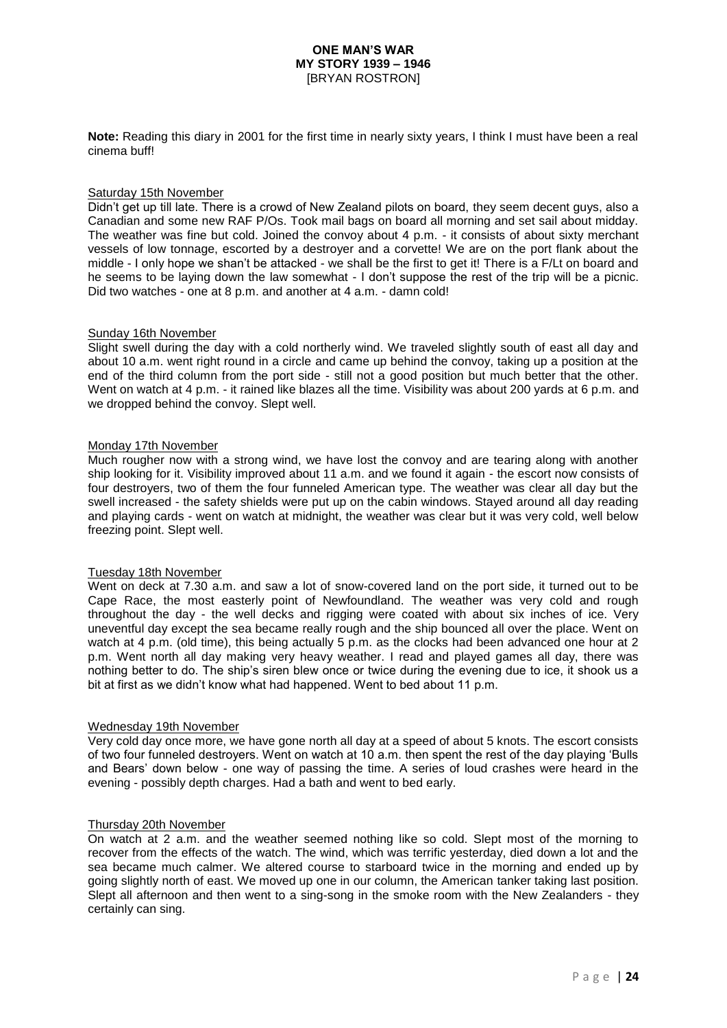**Note:** Reading this diary in 2001 for the first time in nearly sixty years, I think I must have been a real cinema buff!

Saturday 15th November

Didn't get up till late. There is a crowd of New Zealand pilots on board, they seem decent guys, also a Canadian and some new RAF P/Os. Took mail bags on board all morning and set sail about midday. The weather was fine but cold. Joined the convoy about 4 p.m. - it consists of about sixty merchant vessels of low tonnage, escorted by a destroyer and a corvette! We are on the port flank about the middle - I only hope we shan't be attacked - we shall be the first to get it! There is a F/Lt on board and he seems to be laying down the law somewhat - I don't suppose the rest of the trip will be a picnic. Did two watches - one at 8 p.m. and another at 4 a.m. - damn cold!

Sunday 16th November

Slight swell during the day with a cold northerly wind. We traveled slightly south of east all day and about 10 a.m. went right round in a circle and came up behind the convoy, taking up a position at the end of the third column from the port side - still not a good position but much better that the other. Went on watch at 4 p.m. - it rained like blazes all the time. Visibility was about 200 yards at 6 p.m. and we dropped behind the convoy. Slept well.

Monday 17th November

Much rougher now with a strong wind, we have lost the convoy and are tearing along with another ship looking for it. Visibility improved about 11 a.m. and we found it again - the escort now consists of four destroyers, two of them the four funneled American type. The weather was clear all day but the swell increased - the safety shields were put up on the cabin windows. Stayed around all day reading and playing cards - went on watch at midnight, the weather was clear but it was very cold, well below freezing point. Slept well.

Tuesday 18th November

Went on deck at 7.30 a.m. and saw a lot of snow-covered land on the port side, it turned out to be Cape Race, the most easterly point of Newfoundland. The weather was very cold and rough throughout the day - the well decks and rigging were coated with about six inches of ice. Very uneventful day except the sea became really rough and the ship bounced all over the place. Went on watch at 4 p.m. (old time), this being actually 5 p.m. as the clocks had been advanced one hour at 2 p.m. Went north all day making very heavy weather. I read and played games all day, there was nothing better to do. The ship's siren blew once or twice during the evening due to ice, it shook us a bit at first as we didn't know what had happened. Went to bed about 11 p.m.

Wednesday 19th November

Very cold day once more, we have gone north all day at a speed of about 5 knots. The escort consists of two four funneled destroyers. Went on watch at 10 a.m. then spent the rest of the day playing 'Bulls and Bears' down below - one way of passing the time. A series of loud crashes were heard in the evening - possibly depth charges. Had a bath and went to bed early.

Thursday 20th November

On watch at 2 a.m. and the weather seemed nothing like so cold. Slept most of the morning to recover from the effects of the watch. The wind, which was terrific yesterday, died down a lot and the sea became much calmer. We altered course to starboard twice in the morning and ended up by going slightly north of east. We moved up one in our column, the American tanker taking last position. Slept all afternoon and then went to a sing-song in the smoke room with the New Zealanders - they certainly can sing.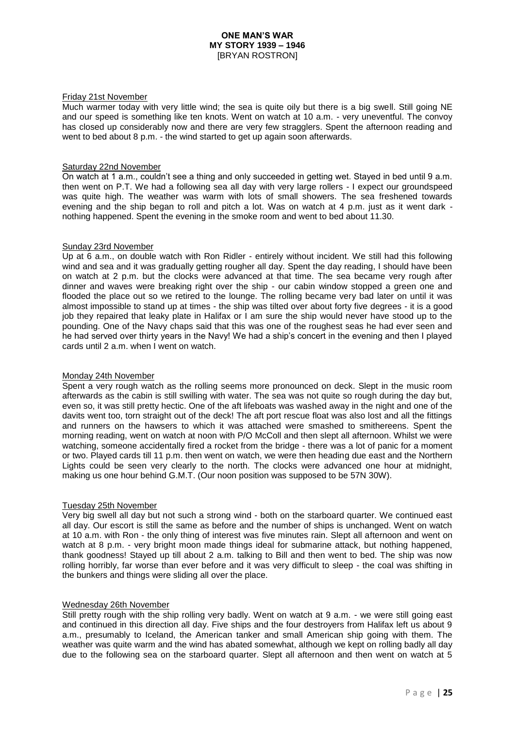Friday 21st November

Much warmer today with very little wind; the sea is quite oily but there is a big swell. Still going NE and our speed is something like ten knots. Went on watch at 10 a.m. - very uneventful. The convoy has closed up considerably now and there are very few stragglers. Spent the afternoon reading and went to bed about 8 p.m. - the wind started to get up again soon afterwards.

Saturday 22nd November

On watch at 1 a.m., couldn't see a thing and only succeeded in getting wet. Stayed in bed until 9 a.m. then went on P.T. We had a following sea all day with very large rollers - I expect our groundspeed was quite high. The weather was warm with lots of small showers. The sea freshened towards evening and the ship began to roll and pitch a lot. Was on watch at 4 p.m. just as it went dark - nothing happened. Spent the evening in the smoke room and went to bed about 11.30.

Sunday 23rd November

Up at 6 a.m., on double watch with Ron Ridler - entirely without incident. We still had this following wind and sea and it was gradually getting rougher all day. Spent the day reading, I should have been on watch at 2 p.m. but the clocks were advanced at that time. The sea became very rough after dinner and waves were breaking right over the ship - our cabin window stopped a green one and flooded the place out so we retired to the lounge. The rolling became very bad later on until it was almost impossible to stand up at times - the ship was tilted over about forty five degrees - it is a good job they repaired that leaky plate in Halifax or I am sure the ship would never have stood up to the pounding. One of the Navy chaps said that this was one of the roughest seas he had ever seen and he had served over thirty years in the Navy! We had a ship's concert in the evening and then I played cards until 2 a.m. when I went on watch.

Monday 24th November

Spent a very rough watch as the rolling seems more pronounced on deck. Slept in the music room afterwards as the cabin is still swilling with water. The sea was not quite so rough during the day but, even so, it was still pretty hectic. One of the aft lifeboats was washed away in the night and one of the davits went too, torn straight out of the deck! The aft port rescue float was also lost and all the fittings and runners on the hawsers to which it was attached were smashed to smithereens. Spent the morning reading, went on watch at noon with P/O McColl and then slept all afternoon. Whilst we were watching, someone accidentally fired a rocket from the bridge - there was a lot of panic for a moment or two. Played cards till 11 p.m. then went on watch, we were then heading due east and the Northern Lights could be seen very clearly to the north. The clocks were advanced one hour at midnight, making us one hour behind G.M.T. (Our noon position was supposed to be 57N 30W).

Tuesday 25th November

Very big swell all day but not such a strong wind - both on the starboard quarter. We continued east all day. Our escort is still the same as before and the number of ships is unchanged. Went on watch at 10 a.m. with Ron - the only thing of interest was five minutes rain. Slept all afternoon and went on watch at 8 p.m. - very bright moon made things ideal for submarine attack, but nothing happened, thank goodness! Stayed up till about 2 a.m. talking to Bill and then went to bed. The ship was now rolling horribly, far worse than ever before and it was very difficult to sleep - the coal was shifting in the bunkers and things were sliding all over the place.

Wednesday 26th November

Still pretty rough with the ship rolling very badly. Went on watch at 9 a.m. - we were still going east and continued in this direction all day. Five ships and the four destroyers from Halifax left us about 9 a.m., presumably to Iceland, the American tanker and small American ship going with them. The weather was quite warm and the wind has abated somewhat, although we kept on rolling badly all day due to the following sea on the starboard quarter. Slept all afternoon and then went on watch at 5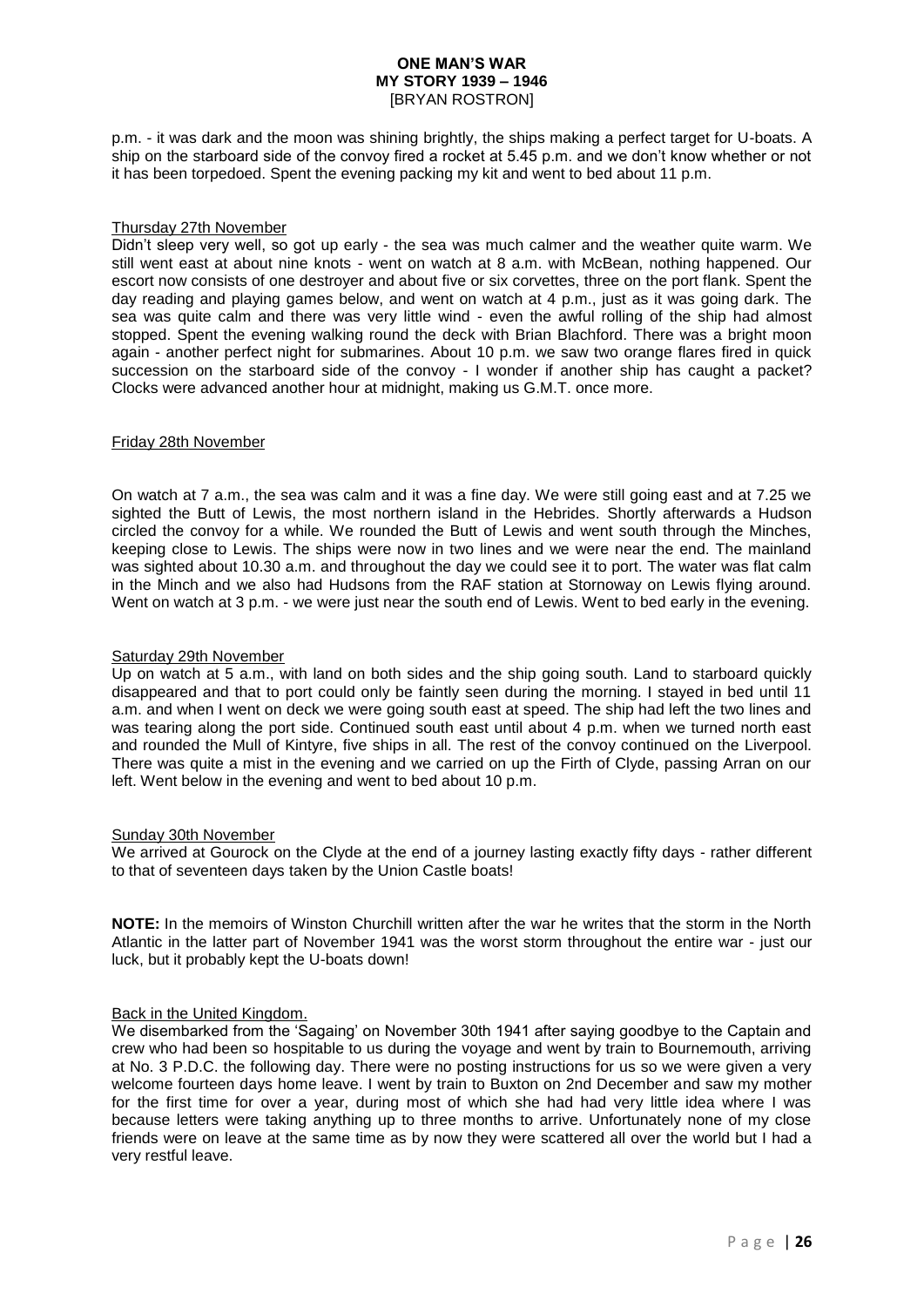p.m. - it was dark and the moon was shining brightly, the ships making a perfect target for U-boats. A ship on the starboard side of the convoy fired a rocket at 5.45 p.m. and we don't know whether or not it has been torpedoed. Spent the evening packing my kit and went to bed about 11 p.m.

Thursday 27th November

Didn't sleep very well, so got up early - the sea was much calmer and the weather quite warm. We still went east at about nine knots - went on watch at 8 a.m. with McBean, nothing happened. Our escort now consists of one destroyer and about five or six corvettes, three on the port flank. Spent the day reading and playing games below, and went on watch at 4 p.m., just as it was going dark. The sea was quite calm and there was very little wind - even the awful rolling of the ship had almost stopped. Spent the evening walking round the deck with Brian Blachford. There was a bright moon again - another perfect night for submarines. About 10 p.m. we saw two orange flares fired in quick succession on the starboard side of the convoy - I wonder if another ship has caught a packet? Clocks were advanced another hour at midnight, making us G.M.T. once more.

Friday 28th November

On watch at 7 a.m., the sea was calm and it was a fine day. We were still going east and at 7.25 we sighted the Butt of Lewis, the most northern island in the Hebrides. Shortly afterwards a Hudson circled the convoy for a while. We rounded the Butt of Lewis and went south through the Minches, keeping close to Lewis. The ships were now in two lines and we were near the end. The mainland was sighted about 10.30 a.m. and throughout the day we could see it to port. The water was flat calm in the Minch and we also had Hudsons from the RAF station at Stornoway on Lewis flying around. Went on watch at 3 p.m. - we were just near the south end of Lewis. Went to bed early in the evening.

Saturday 29th November

Up on watch at 5 a.m., with land on both sides and the ship going south. Land to starboard quickly disappeared and that to port could only be faintly seen during the morning. I stayed in bed until 11 a.m. and when I went on deck we were going south east at speed. The ship had left the two lines and was tearing along the port side. Continued south east until about 4 p.m. when we turned north east and rounded the Mull of Kintyre, five ships in all. The rest of the convoy continued on the Liverpool. There was quite a mist in the evening and we carried on up the Firth of Clyde, passing Arran on our left. Went below in the evening and went to bed about 10 p.m.

Sunday 30th November

We arrived at Gourock on the Clyde at the end of a journey lasting exactly fifty days - rather different to that of seventeen days taken by the Union Castle boats!

**NOTE:** In the memoirs of Winston Churchill written after the war he writes that the storm in the North Atlantic in the latter part of November 1941 was the worst storm throughout the entire war - just our luck, but it probably kept the U-boats down!

Back in the United Kingdom.

We disembarked from the 'Sagaing' on November 30th 1941 after saying goodbye to the Captain and crew who had been so hospitable to us during the voyage and went by train to Bournemouth, arriving at No. 3 P.D.C. the following day. There were no posting instructions for us so we were given a very welcome fourteen days home leave. I went by train to Buxton on 2nd December and saw my mother for the first time for over a year, during most of which she had had very little idea where I was because letters were taking anything up to three months to arrive. Unfortunately none of my close friends were on leave at the same time as by now they were scattered all over the world but I had a very restful leave.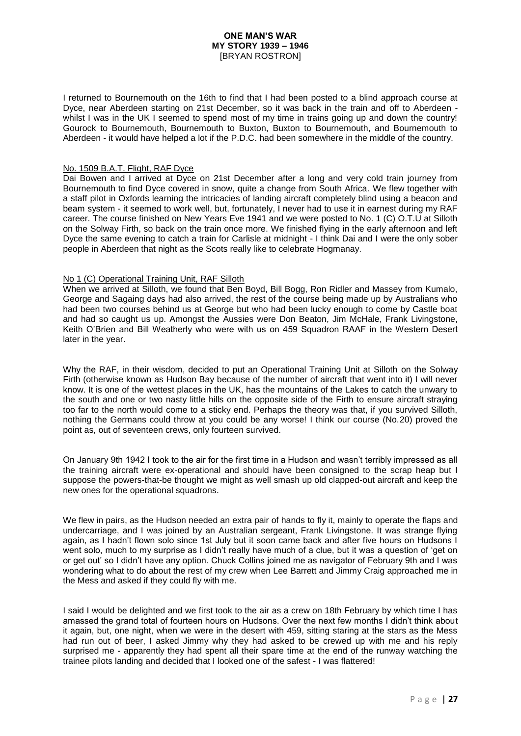I returned to Bournemouth on the 16th to find that I had been posted to a blind approach course at Dyce, near Aberdeen starting on 21st December, so it was back in the train and off to Aberdeen - whilst I was in the UK I seemed to spend most of my time in trains going up and down the country! Gourock to Bournemouth, Bournemouth to Buxton, Buxton to Bournemouth, and Bournemouth to Aberdeen - it would have helped a lot if the P.D.C. had been somewhere in the middle of the country.

## No. 1509 B.A.T. Flight, RAF Dyce

Dai Bowen and I arrived at Dyce on 21st December after a long and very cold train journey from Bournemouth to find Dyce covered in snow, quite a change from South Africa. We flew together with a staff pilot in Oxfords learning the intricacies of landing aircraft completely blind using a beacon and beam system - it seemed to work well, but, fortunately, I never had to use it in earnest during my RAF career. The course finished on New Years Eve 1941 and we were posted to No. 1 (C) O.T.U at Silloth on the Solway Firth, so back on the train once more. We finished flying in the early afternoon and left Dyce the same evening to catch a train for Carlisle at midnight - I think Dai and I were the only sober people in Aberdeen that night as the Scots really like to celebrate Hogmanay.

## No 1 (C) Operational Training Unit, RAF Silloth

When we arrived at Silloth, we found that Ben Boyd, Bill Bogg, Ron Ridler and Massey from Kumalo, George and Sagaing days had also arrived, the rest of the course being made up by Australians who had been two courses behind us at George but who had been lucky enough to come by Castle boat and had so caught us up. Amongst the Aussies were Don Beaton, Jim McHale, Frank Livingstone, Keith O'Brien and Bill Weatherly who were with us on 459 Squadron RAAF in the Western Desert later in the year.

Why the RAF, in their wisdom, decided to put an Operational Training Unit at Silloth on the Solway Firth (otherwise known as Hudson Bay because of the number of aircraft that went into it) I will never know. It is one of the wettest places in the UK, has the mountains of the Lakes to catch the unwary to the south and one or two nasty little hills on the opposite side of the Firth to ensure aircraft straying too far to the north would come to a sticky end. Perhaps the theory was that, if you survived Silloth, nothing the Germans could throw at you could be any worse! I think our course (No.20) proved the point as, out of seventeen crews, only fourteen survived.

On January 9th 1942 I took to the air for the first time in a Hudson and wasn't terribly impressed as all the training aircraft were ex-operational and should have been consigned to the scrap heap but I suppose the powers-that-be thought we might as well smash up old clapped-out aircraft and keep the new ones for the operational squadrons.

We flew in pairs, as the Hudson needed an extra pair of hands to fly it, mainly to operate the flaps and undercarriage, and I was joined by an Australian sergeant, Frank Livingstone. It was strange flying again, as I hadn't flown solo since 1st July but it soon came back and after five hours on Hudsons I went solo, much to my surprise as I didn't really have much of a clue, but it was a question of 'get on or get out' so I didn't have any option. Chuck Collins joined me as navigator of February 9th and I was wondering what to do about the rest of my crew when Lee Barrett and Jimmy Craig approached me in the Mess and asked if they could fly with me.

I said I would be delighted and we first took to the air as a crew on 18th February by which time I has amassed the grand total of fourteen hours on Hudsons. Over the next few months I didn't think about it again, but, one night, when we were in the desert with 459, sitting staring at the stars as the Mess had run out of beer, I asked Jimmy why they had asked to be crewed up with me and his reply surprised me - apparently they had spent all their spare time at the end of the runway watching the trainee pilots landing and decided that I looked one of the safest - I was flattered!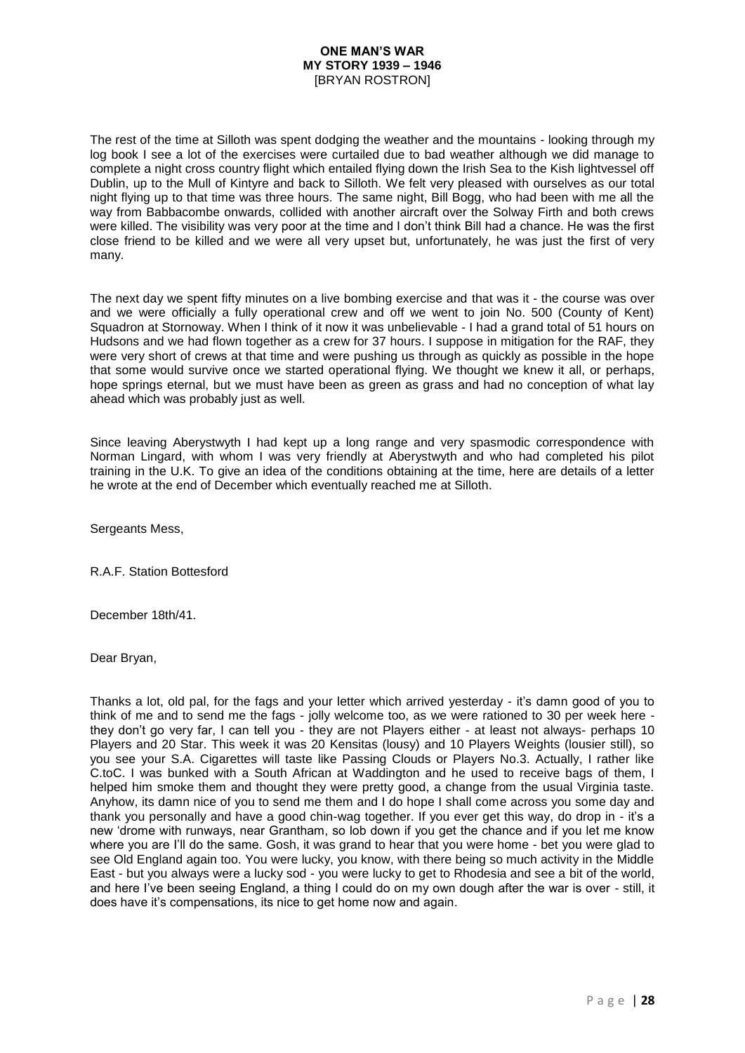The rest of the time at Silloth was spent dodging the weather and the mountains - looking through my log book I see a lot of the exercises were curtailed due to bad weather although we did manage to complete a night cross country flight which entailed flying down the Irish Sea to the Kish lightvessel off Dublin, up to the Mull of Kintyre and back to Silloth. We felt very pleased with ourselves as our total night flying up to that time was three hours. The same night, Bill Bogg, who had been with me all the way from Babbacombe onwards, collided with another aircraft over the Solway Firth and both crews were killed. The visibility was very poor at the time and I don't think Bill had a chance. He was the first close friend to be killed and we were all very upset but, unfortunately, he was just the first of very many.

The next day we spent fifty minutes on a live bombing exercise and that was it - the course was over and we were officially a fully operational crew and off we went to join No. 500 (County of Kent) Squadron at Stornoway. When I think of it now it was unbelievable - I had a grand total of 51 hours on Hudsons and we had flown together as a crew for 37 hours. I suppose in mitigation for the RAF, they were very short of crews at that time and were pushing us through as quickly as possible in the hope that some would survive once we started operational flying. We thought we knew it all, or perhaps, hope springs eternal, but we must have been as green as grass and had no conception of what lay ahead which was probably just as well.

Since leaving Aberystwyth I had kept up a long range and very spasmodic correspondence with Norman Lingard, with whom I was very friendly at Aberystwyth and who had completed his pilot training in the U.K. To give an idea of the conditions obtaining at the time, here are details of a letter he wrote at the end of December which eventually reached me at Silloth.

Sergeants Mess,

R.A.F. Station Bottesford

December 18th/41.

Dear Bryan,

Thanks a lot, old pal, for the fags and your letter which arrived yesterday - it's damn good of you to think of me and to send me the fags - jolly welcome too, as we were rationed to 30 per week here - they don't go very far, I can tell you - they are not Players either - at least not always- perhaps 10 Players and 20 Star. This week it was 20 Kensitas (lousy) and 10 Players Weights (lousier still), so you see your S.A. Cigarettes will taste like Passing Clouds or Players No.3. Actually, I rather like C.toC. I was bunked with a South African at Waddington and he used to receive bags of them, I helped him smoke them and thought they were pretty good, a change from the usual Virginia taste. Anyhow, its damn nice of you to send me them and I do hope I shall come across you some day and thank you personally and have a good chin-wag together. If you ever get this way, do drop in - it's a new 'drome with runways, near Grantham, so lob down if you get the chance and if you let me know where you are I'll do the same. Gosh, it was grand to hear that you were home - bet you were glad to see Old England again too. You were lucky, you know, with there being so much activity in the Middle East - but you always were a lucky sod - you were lucky to get to Rhodesia and see a bit of the world, and here I've been seeing England, a thing I could do on my own dough after the war is over - still, it does have it's compensations, its nice to get home now and again.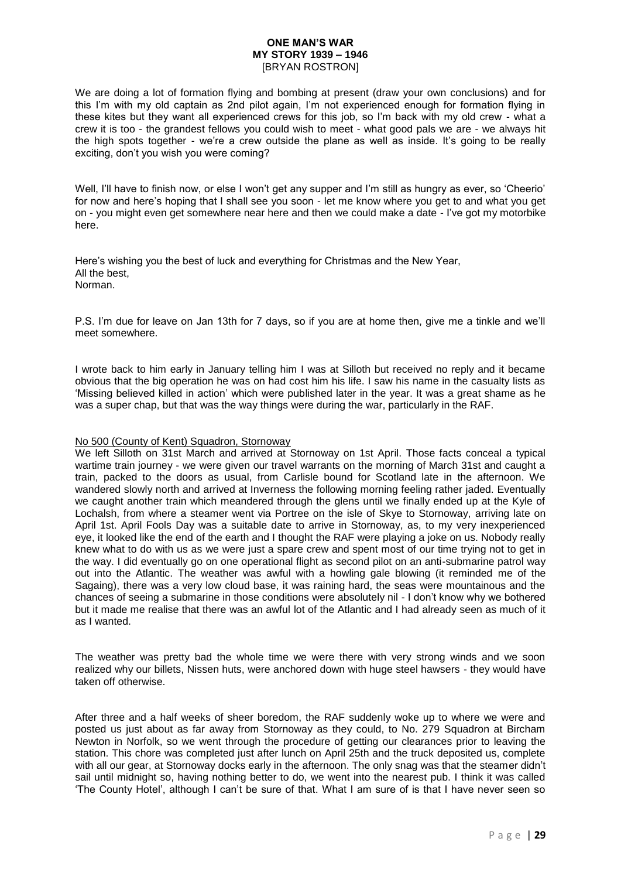We are doing a lot of formation flying and bombing at present (draw your own conclusions) and for this I'm with my old captain as 2nd pilot again, I'm not experienced enough for formation flying in these kites but they want all experienced crews for this job, so I'm back with my old crew - what a crew it is too - the grandest fellows you could wish to meet - what good pals we are - we always hit the high spots together - we're a crew outside the plane as well as inside. It's going to be really exciting, don't you wish you were coming?

Well, I'll have to finish now, or else I won't get any supper and I'm still as hungry as ever, so 'Cheerio' for now and here's hoping that I shall see you soon - let me know where you get to and what you get on - you might even get somewhere near here and then we could make a date - I've got my motorbike here.

Here's wishing you the best of luck and everything for Christmas and the New Year,
All the best,
Norman.

P.S. I'm due for leave on Jan 13th for 7 days, so if you are at home then, give me a tinkle and we'll meet somewhere.

I wrote back to him early in January telling him I was at Silloth but received no reply and it became obvious that the big operation he was on had cost him his life. I saw his name in the casualty lists as 'Missing believed killed in action' which were published later in the year. It was a great shame as he was a super chap, but that was the way things were during the war, particularly in the RAF.

## No 500 (County of Kent) Squadron, Stornoway

We left Silloth on 31st March and arrived at Stornoway on 1st April. Those facts conceal a typical wartime train journey - we were given our travel warrants on the morning of March 31st and caught a train, packed to the doors as usual, from Carlisle bound for Scotland late in the afternoon. We wandered slowly north and arrived at Inverness the following morning feeling rather jaded. Eventually we caught another train which meandered through the glens until we finally ended up at the Kyle of Lochalsh, from where a steamer went via Portree on the isle of Skye to Stornoway, arriving late on April 1st. April Fools Day was a suitable date to arrive in Stornoway, as, to my very inexperienced eye, it looked like the end of the earth and I thought the RAF were playing a joke on us. Nobody really knew what to do with us as we were just a spare crew and spent most of our time trying not to get in the way. I did eventually go on one operational flight as second pilot on an anti-submarine patrol way out into the Atlantic. The weather was awful with a howling gale blowing (it reminded me of the Sagaing), there was a very low cloud base, it was raining hard, the seas were mountainous and the chances of seeing a submarine in those conditions were absolutely nil - I don't know why we bothered but it made me realise that there was an awful lot of the Atlantic and I had already seen as much of it as I wanted.

The weather was pretty bad the whole time we were there with very strong winds and we soon realized why our billets, Nissen huts, were anchored down with huge steel hawsers - they would have taken off otherwise.

After three and a half weeks of sheer boredom, the RAF suddenly woke up to where we were and posted us just about as far away from Stornoway as they could, to No. 279 Squadron at Bircham Newton in Norfolk, so we went through the procedure of getting our clearances prior to leaving the station. This chore was completed just after lunch on April 25th and the truck deposited us, complete with all our gear, at Stornoway docks early in the afternoon. The only snag was that the steamer didn't sail until midnight so, having nothing better to do, we went into the nearest pub. I think it was called 'The County Hotel', although I can't be sure of that. What I am sure of is that I have never seen so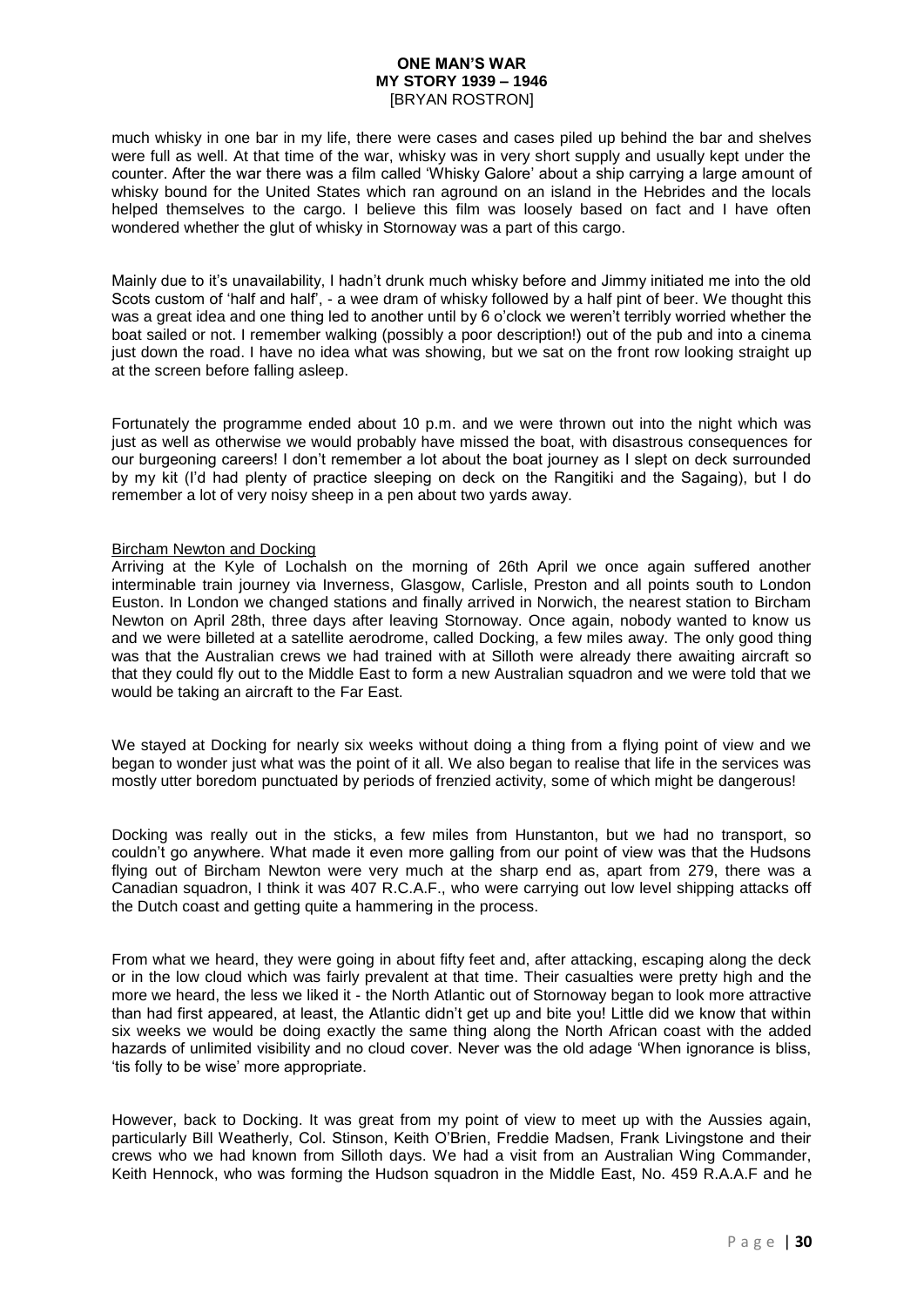much whisky in one bar in my life, there were cases and cases piled up behind the bar and shelves were full as well. At that time of the war, whisky was in very short supply and usually kept under the counter. After the war there was a film called 'Whisky Galore' about a ship carrying a large amount of whisky bound for the United States which ran aground on an island in the Hebrides and the locals helped themselves to the cargo. I believe this film was loosely based on fact and I have often wondered whether the glut of whisky in Stornoway was a part of this cargo.

Mainly due to it's unavailability, I hadn't drunk much whisky before and Jimmy initiated me into the old Scots custom of 'half and half', - a wee dram of whisky followed by a half pint of beer. We thought this was a great idea and one thing led to another until by 6 o'clock we weren't terribly worried whether the boat sailed or not. I remember walking (possibly a poor description!) out of the pub and into a cinema just down the road. I have no idea what was showing, but we sat on the front row looking straight up at the screen before falling asleep.

Fortunately the programme ended about 10 p.m. and we were thrown out into the night which was just as well as otherwise we would probably have missed the boat, with disastrous consequences for our burgeoning careers! I don't remember a lot about the boat journey as I slept on deck surrounded by my kit (I'd had plenty of practice sleeping on deck on the Rangitiki and the Sagaing), but I do remember a lot of very noisy sheep in a pen about two yards away.

### Bircham Newton and Docking

Arriving at the Kyle of Lochalsh on the morning of 26th April we once again suffered another interminable train journey via Inverness, Glasgow, Carlisle, Preston and all points south to London Euston. In London we changed stations and finally arrived in Norwich, the nearest station to Bircham Newton on April 28th, three days after leaving Stornoway. Once again, nobody wanted to know us and we were billeted at a satellite aerodrome, called Docking, a few miles away. The only good thing was that the Australian crews we had trained with at Silloth were already there awaiting aircraft so that they could fly out to the Middle East to form a new Australian squadron and we were told that we would be taking an aircraft to the Far East.

We stayed at Docking for nearly six weeks without doing a thing from a flying point of view and we began to wonder just what was the point of it all. We also began to realise that life in the services was mostly utter boredom punctuated by periods of frenzied activity, some of which might be dangerous!

Docking was really out in the sticks, a few miles from Hunstanton, but we had no transport, so couldn't go anywhere. What made it even more galling from our point of view was that the Hudsons flying out of Bircham Newton were very much at the sharp end as, apart from 279, there was a Canadian squadron, I think it was 407 R.C.A.F., who were carrying out low level shipping attacks off the Dutch coast and getting quite a hammering in the process.

From what we heard, they were going in about fifty feet and, after attacking, escaping along the deck or in the low cloud which was fairly prevalent at that time. Their casualties were pretty high and the more we heard, the less we liked it - the North Atlantic out of Stornoway began to look more attractive than had first appeared, at least, the Atlantic didn't get up and bite you! Little did we know that within six weeks we would be doing exactly the same thing along the North African coast with the added hazards of unlimited visibility and no cloud cover. Never was the old adage 'When ignorance is bliss, 'tis folly to be wise' more appropriate.

However, back to Docking. It was great from my point of view to meet up with the Aussies again, particularly Bill Weatherly, Col. Stinson, Keith O'Brien, Freddie Madsen, Frank Livingstone and their crews who we had known from Silloth days. We had a visit from an Australian Wing Commander, Keith Hennock, who was forming the Hudson squadron in the Middle East, No. 459 R.A.A.F and he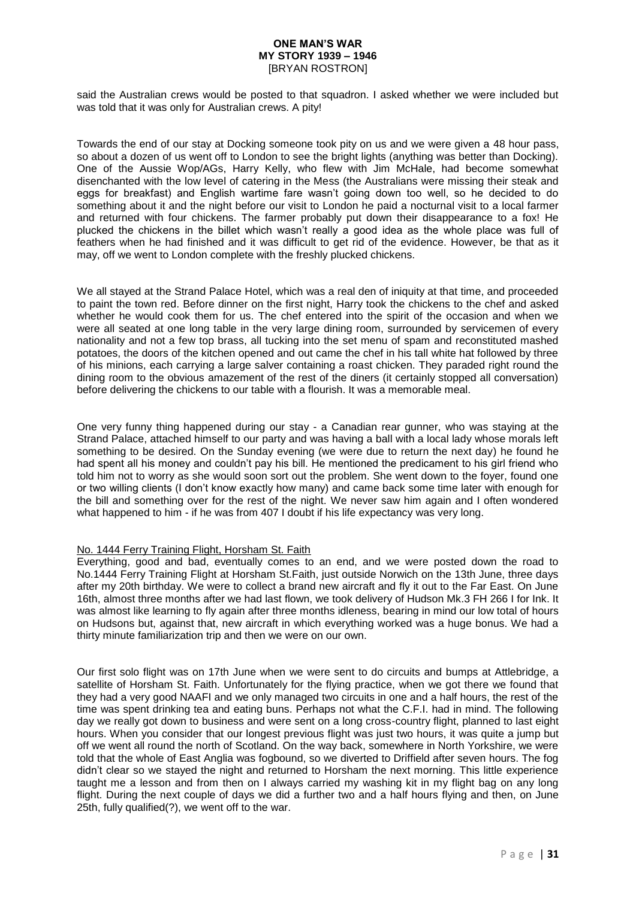said the Australian crews would be posted to that squadron. I asked whether we were included but was told that it was only for Australian crews. A pity!

Towards the end of our stay at Docking someone took pity on us and we were given a 48 hour pass, so about a dozen of us went off to London to see the bright lights (anything was better than Docking). One of the Aussie Wop/AGs, Harry Kelly, who flew with Jim McHale, had become somewhat disenchanted with the low level of catering in the Mess (the Australians were missing their steak and eggs for breakfast) and English wartime fare wasn't going down too well, so he decided to do something about it and the night before our visit to London he paid a nocturnal visit to a local farmer and returned with four chickens. The farmer probably put down their disappearance to a fox! He plucked the chickens in the billet which wasn't really a good idea as the whole place was full of feathers when he had finished and it was difficult to get rid of the evidence. However, be that as it may, off we went to London complete with the freshly plucked chickens.

We all stayed at the Strand Palace Hotel, which was a real den of iniquity at that time, and proceeded to paint the town red. Before dinner on the first night, Harry took the chickens to the chef and asked whether he would cook them for us. The chef entered into the spirit of the occasion and when we were all seated at one long table in the very large dining room, surrounded by servicemen of every nationality and not a few top brass, all tucking into the set menu of spam and reconstituted mashed potatoes, the doors of the kitchen opened and out came the chef in his tall white hat followed by three of his minions, each carrying a large salver containing a roast chicken. They paraded right round the dining room to the obvious amazement of the rest of the diners (it certainly stopped all conversation) before delivering the chickens to our table with a flourish. It was a memorable meal.

One very funny thing happened during our stay - a Canadian rear gunner, who was staying at the Strand Palace, attached himself to our party and was having a ball with a local lady whose morals left something to be desired. On the Sunday evening (we were due to return the next day) he found he had spent all his money and couldn't pay his bill. He mentioned the predicament to his girl friend who told him not to worry as she would soon sort out the problem. She went down to the foyer, found one or two willing clients (I don't know exactly how many) and came back some time later with enough for the bill and something over for the rest of the night. We never saw him again and I often wondered what happened to him - if he was from 407 I doubt if his life expectancy was very long.

<u>No. 1444 Ferry Training Flight, Horsham St. Faith</u>

Everything, good and bad, eventually comes to an end, and we were posted down the road to No.1444 Ferry Training Flight at Horsham St.Faith, just outside Norwich on the 13th June, three days after my 20th birthday. We were to collect a brand new aircraft and fly it out to the Far East. On June 16th, almost three months after we had last flown, we took delivery of Hudson Mk.3 FH 266 I for Ink. It was almost like learning to fly again after three months idleness, bearing in mind our low total of hours on Hudsons but, against that, new aircraft in which everything worked was a huge bonus. We had a thirty minute familiarization trip and then we were on our own.

Our first solo flight was on 17th June when we were sent to do circuits and bumps at Attlebridge, a satellite of Horsham St. Faith. Unfortunately for the flying practice, when we got there we found that they had a very good NAAFI and we only managed two circuits in one and a half hours, the rest of the time was spent drinking tea and eating buns. Perhaps not what the C.F.I. had in mind. The following day we really got down to business and were sent on a long cross-country flight, planned to last eight hours. When you consider that our longest previous flight was just two hours, it was quite a jump but off we went all round the north of Scotland. On the way back, somewhere in North Yorkshire, we were told that the whole of East Anglia was fogbound, so we diverted to Driffield after seven hours. The fog didn't clear so we stayed the night and returned to Horsham the next morning. This little experience taught me a lesson and from then on I always carried my washing kit in my flight bag on any long flight. During the next couple of days we did a further two and a half hours flying and then, on June 25th, fully qualified(?), we went off to the war.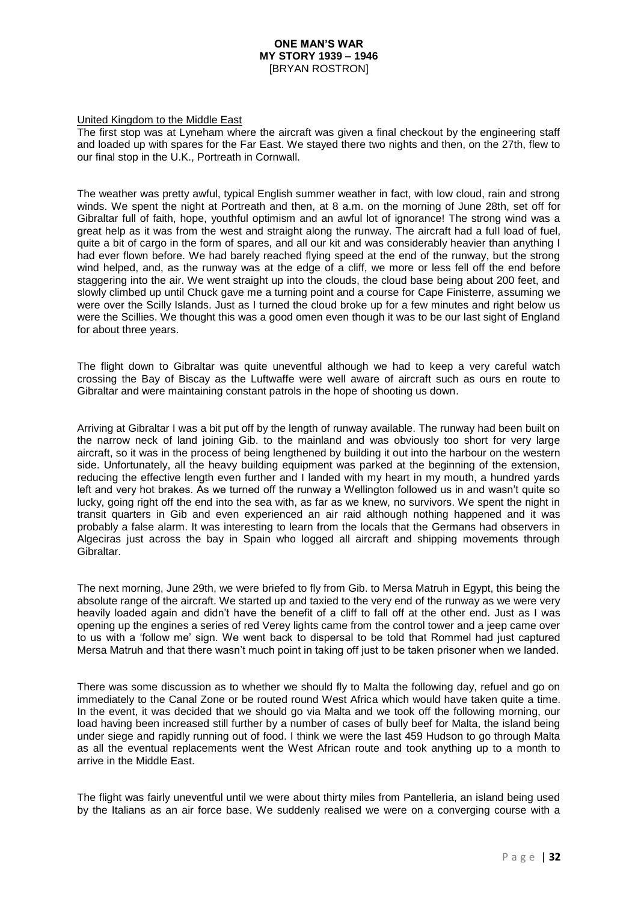United Kingdom to the Middle East

The first stop was at Lyneham where the aircraft was given a final checkout by the engineering staff and loaded up with spares for the Far East. We stayed there two nights and then, on the 27th, flew to our final stop in the U.K., Portreath in Cornwall.

The weather was pretty awful, typical English summer weather in fact, with low cloud, rain and strong winds. We spent the night at Portreath and then, at 8 a.m. on the morning of June 28th, set off for Gibraltar full of faith, hope, youthful optimism and an awful lot of ignorance! The strong wind was a great help as it was from the west and straight along the runway. The aircraft had a full load of fuel, quite a bit of cargo in the form of spares, and all our kit and was considerably heavier than anything I had ever flown before. We had barely reached flying speed at the end of the runway, but the strong wind helped, and, as the runway was at the edge of a cliff, we more or less fell off the end before staggering into the air. We went straight up into the clouds, the cloud base being about 200 feet, and slowly climbed up until Chuck gave me a turning point and a course for Cape Finisterre, assuming we were over the Scilly Islands. Just as I turned the cloud broke up for a few minutes and right below us were the Scillies. We thought this was a good omen even though it was to be our last sight of England for about three years.

The flight down to Gibraltar was quite uneventful although we had to keep a very careful watch crossing the Bay of Biscay as the Luftwaffe were well aware of aircraft such as ours en route to Gibraltar and were maintaining constant patrols in the hope of shooting us down.

Arriving at Gibraltar I was a bit put off by the length of runway available. The runway had been built on the narrow neck of land joining Gib. to the mainland and was obviously too short for very large aircraft, so it was in the process of being lengthened by building it out into the harbour on the western side. Unfortunately, all the heavy building equipment was parked at the beginning of the extension, reducing the effective length even further and I landed with my heart in my mouth, a hundred yards left and very hot brakes. As we turned off the runway a Wellington followed us in and wasn't quite so lucky, going right off the end into the sea with, as far as we knew, no survivors. We spent the night in transit quarters in Gib and even experienced an air raid although nothing happened and it was probably a false alarm. It was interesting to learn from the locals that the Germans had observers in Algeciras just across the bay in Spain who logged all aircraft and shipping movements through Gibraltar.

The next morning, June 29th, we were briefed to fly from Gib. to Mersa Matruh in Egypt, this being the absolute range of the aircraft. We started up and taxied to the very end of the runway as we were very heavily loaded again and didn't have the benefit of a cliff to fall off at the other end. Just as I was opening up the engines a series of red Verey lights came from the control tower and a jeep came over to us with a 'follow me' sign. We went back to dispersal to be told that Rommel had just captured Mersa Matruh and that there wasn't much point in taking off just to be taken prisoner when we landed.

There was some discussion as to whether we should fly to Malta the following day, refuel and go on immediately to the Canal Zone or be routed round West Africa which would have taken quite a time. In the event, it was decided that we should go via Malta and we took off the following morning, our load having been increased still further by a number of cases of bully beef for Malta, the island being under siege and rapidly running out of food. I think we were the last 459 Hudson to go through Malta as all the eventual replacements went the West African route and took anything up to a month to arrive in the Middle East.

The flight was fairly uneventful until we were about thirty miles from Pantelleria, an island being used by the Italians as an air force base. We suddenly realised we were on a converging course with a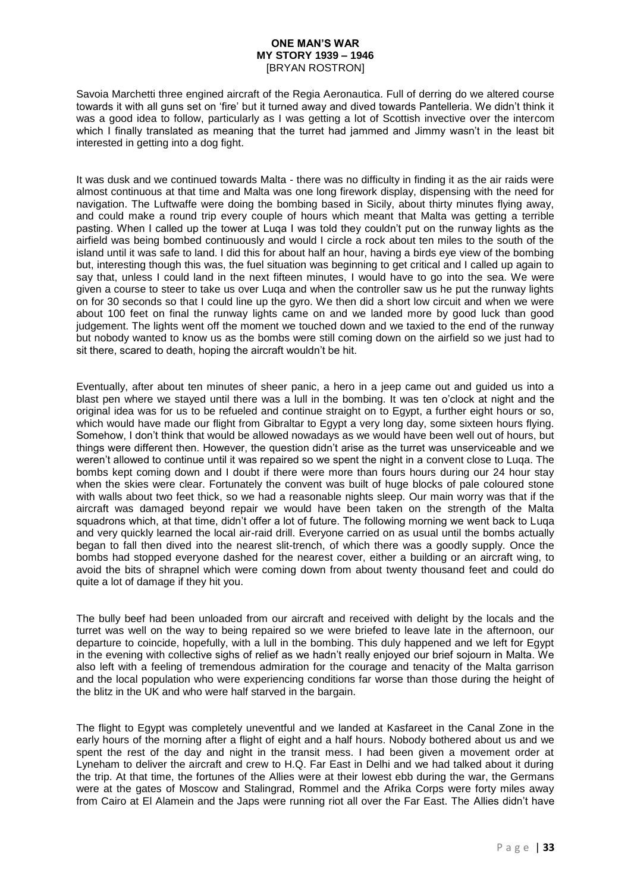Savoia Marchetti three engined aircraft of the Regia Aeronautica. Full of derring do we altered course towards it with all guns set on 'fire' but it turned away and dived towards Pantelleria. We didn't think it was a good idea to follow, particularly as I was getting a lot of Scottish invective over the intercom which I finally translated as meaning that the turret had jammed and Jimmy wasn't in the least bit interested in getting into a dog fight.

It was dusk and we continued towards Malta - there was no difficulty in finding it as the air raids were almost continuous at that time and Malta was one long firework display, dispensing with the need for navigation. The Luftwaffe were doing the bombing based in Sicily, about thirty minutes flying away, and could make a round trip every couple of hours which meant that Malta was getting a terrible pasting. When I called up the tower at Luqa I was told they couldn't put on the runway lights as the airfield was being bombed continuously and would I circle a rock about ten miles to the south of the island until it was safe to land. I did this for about half an hour, having a birds eye view of the bombing but, interesting though this was, the fuel situation was beginning to get critical and I called up again to say that, unless I could land in the next fifteen minutes, I would have to go into the sea. We were given a course to steer to take us over Luqa and when the controller saw us he put the runway lights on for 30 seconds so that I could line up the gyro. We then did a short low circuit and when we were about 100 feet on final the runway lights came on and we landed more by good luck than good judgement. The lights went off the moment we touched down and we taxied to the end of the runway but nobody wanted to know us as the bombs were still coming down on the airfield so we just had to sit there, scared to death, hoping the aircraft wouldn't be hit.

Eventually, after about ten minutes of sheer panic, a hero in a jeep came out and guided us into a blast pen where we stayed until there was a lull in the bombing. It was ten o'clock at night and the original idea was for us to be refueled and continue straight on to Egypt, a further eight hours or so, which would have made our flight from Gibraltar to Egypt a very long day, some sixteen hours flying. Somehow, I don't think that would be allowed nowadays as we would have been well out of hours, but things were different then. However, the question didn't arise as the turret was unserviceable and we weren't allowed to continue until it was repaired so we spent the night in a convent close to Luqa. The bombs kept coming down and I doubt if there were more than fours hours during our 24 hour stay when the skies were clear. Fortunately the convent was built of huge blocks of pale coloured stone with walls about two feet thick, so we had a reasonable nights sleep. Our main worry was that if the aircraft was damaged beyond repair we would have been taken on the strength of the Malta squadrons which, at that time, didn't offer a lot of future. The following morning we went back to Luqa and very quickly learned the local air-raid drill. Everyone carried on as usual until the bombs actually began to fall then dived into the nearest slit-trench, of which there was a goodly supply. Once the bombs had stopped everyone dashed for the nearest cover, either a building or an aircraft wing, to avoid the bits of shrapnel which were coming down from about twenty thousand feet and could do quite a lot of damage if they hit you.

The bully beef had been unloaded from our aircraft and received with delight by the locals and the turret was well on the way to being repaired so we were briefed to leave late in the afternoon, our departure to coincide, hopefully, with a lull in the bombing. This duly happened and we left for Egypt in the evening with collective sighs of relief as we hadn't really enjoyed our brief sojourn in Malta. We also left with a feeling of tremendous admiration for the courage and tenacity of the Malta garrison and the local population who were experiencing conditions far worse than those during the height of the blitz in the UK and who were half starved in the bargain.

The flight to Egypt was completely uneventful and we landed at Kasfareet in the Canal Zone in the early hours of the morning after a flight of eight and a half hours. Nobody bothered about us and we spent the rest of the day and night in the transit mess. I had been given a movement order at Lyneham to deliver the aircraft and crew to H.Q. Far East in Delhi and we had talked about it during the trip. At that time, the fortunes of the Allies were at their lowest ebb during the war, the Germans were at the gates of Moscow and Stalingrad, Rommel and the Afrika Corps were forty miles away from Cairo at El Alamein and the Japs were running riot all over the Far East. The Allies didn't have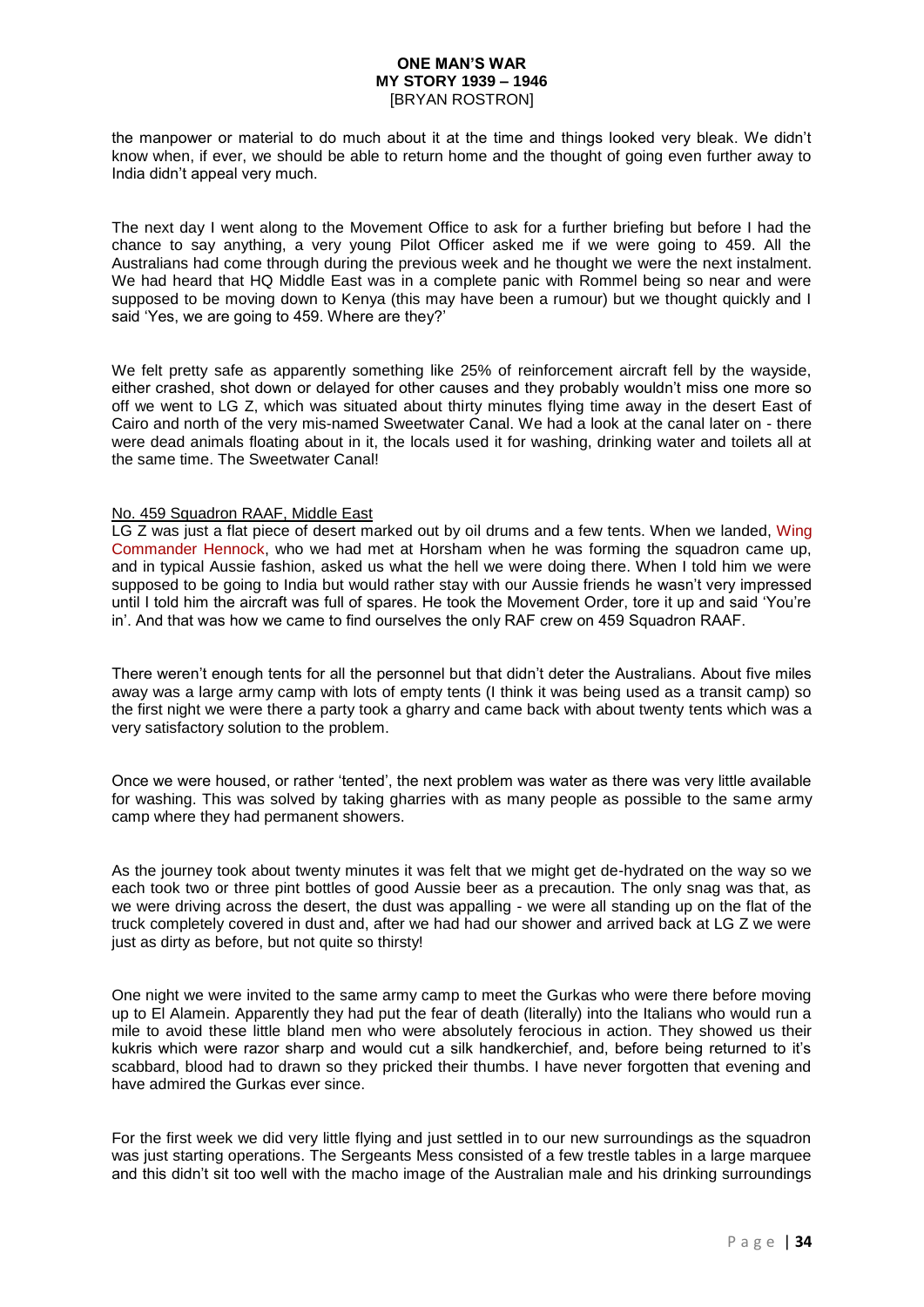the manpower or material to do much about it at the time and things looked very bleak. We didn't know when, if ever, we should be able to return home and the thought of going even further away to India didn't appeal very much.

The next day I went along to the Movement Office to ask for a further briefing but before I had the chance to say anything, a very young Pilot Officer asked me if we were going to 459. All the Australians had come through during the previous week and he thought we were the next instalment. We had heard that HQ Middle East was in a complete panic with Rommel being so near and were supposed to be moving down to Kenya (this may have been a rumour) but we thought quickly and I said 'Yes, we are going to 459. Where are they?'

We felt pretty safe as apparently something like 25% of reinforcement aircraft fell by the wayside, either crashed, shot down or delayed for other causes and they probably wouldn't miss one more so off we went to LG Z, which was situated about thirty minutes flying time away in the desert East of Cairo and north of the very mis-named Sweetwater Canal. We had a look at the canal later on - there were dead animals floating about in it, the locals used it for washing, drinking water and toilets all at the same time. The Sweetwater Canal!

<u>No. 459 Squadron RAAF, Middle East</u>

LG Z was just a flat piece of desert marked out by oil drums and a few tents. When we landed, Wing Commander Hennock, who we had met at Horsham when he was forming the squadron came up, and in typical Aussie fashion, asked us what the hell we were doing there. When I told him we were supposed to be going to India but would rather stay with our Aussie friends he wasn't very impressed until I told him the aircraft was full of spares. He took the Movement Order, tore it up and said 'You're in'. And that was how we came to find ourselves the only RAF crew on 459 Squadron RAAF.

There weren't enough tents for all the personnel but that didn't deter the Australians. About five miles away was a large army camp with lots of empty tents (I think it was being used as a transit camp) so the first night we were there a party took a gharry and came back with about twenty tents which was a very satisfactory solution to the problem.

Once we were housed, or rather 'tented', the next problem was water as there was very little available for washing. This was solved by taking gharries with as many people as possible to the same army camp where they had permanent showers.

As the journey took about twenty minutes it was felt that we might get de-hydrated on the way so we each took two or three pint bottles of good Aussie beer as a precaution. The only snag was that, as we were driving across the desert, the dust was appalling - we were all standing up on the flat of the truck completely covered in dust and, after we had had our shower and arrived back at LG Z we were just as dirty as before, but not quite so thirsty!

One night we were invited to the same army camp to meet the Gurkas who were there before moving up to El Alamein. Apparently they had put the fear of death (literally) into the Italians who would run a mile to avoid these little bland men who were absolutely ferocious in action. They showed us their kukris which were razor sharp and would cut a silk handkerchief, and, before being returned to it's scabbard, blood had to drawn so they pricked their thumbs. I have never forgotten that evening and have admired the Gurkas ever since.

For the first week we did very little flying and just settled in to our new surroundings as the squadron was just starting operations. The Sergeants Mess consisted of a few trestle tables in a large marquee and this didn't sit too well with the macho image of the Australian male and his drinking surroundings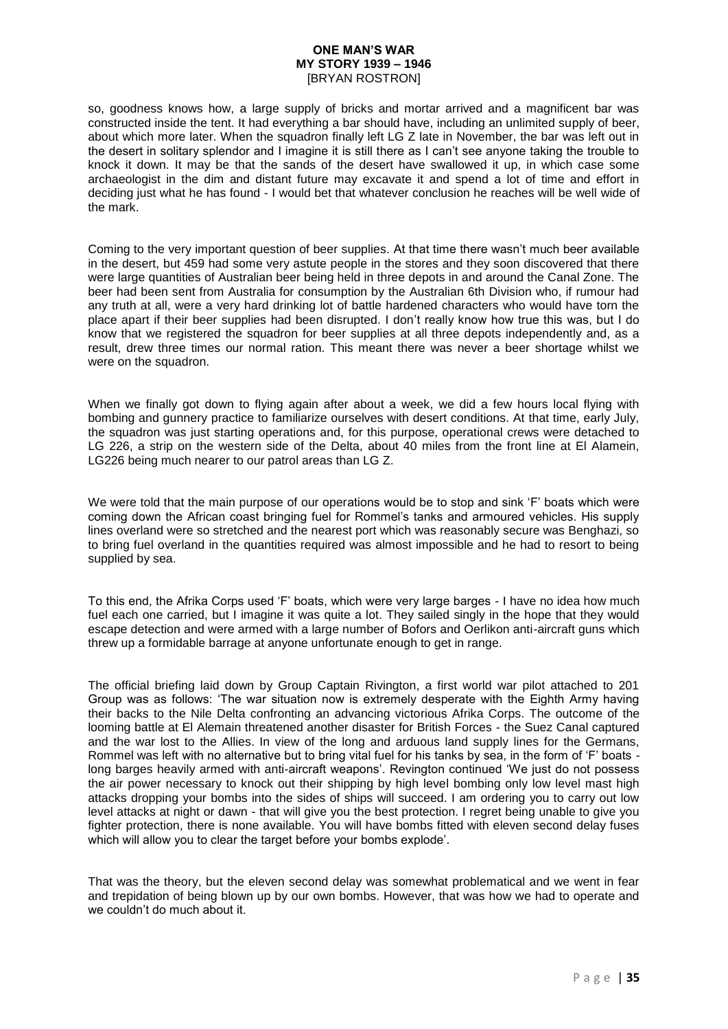so, goodness knows how, a large supply of bricks and mortar arrived and a magnificent bar was constructed inside the tent. It had everything a bar should have, including an unlimited supply of beer, about which more later. When the squadron finally left LG Z late in November, the bar was left out in the desert in solitary splendor and I imagine it is still there as I can't see anyone taking the trouble to knock it down. It may be that the sands of the desert have swallowed it up, in which case some archaeologist in the dim and distant future may excavate it and spend a lot of time and effort in deciding just what he has found - I would bet that whatever conclusion he reaches will be well wide of the mark.

Coming to the very important question of beer supplies. At that time there wasn't much beer available in the desert, but 459 had some very astute people in the stores and they soon discovered that there were large quantities of Australian beer being held in three depots in and around the Canal Zone. The beer had been sent from Australia for consumption by the Australian 6th Division who, if rumour had any truth at all, were a very hard drinking lot of battle hardened characters who would have torn the place apart if their beer supplies had been disrupted. I don't really know how true this was, but I do know that we registered the squadron for beer supplies at all three depots independently and, as a result, drew three times our normal ration. This meant there was never a beer shortage whilst we were on the squadron.

When we finally got down to flying again after about a week, we did a few hours local flying with bombing and gunnery practice to familiarize ourselves with desert conditions. At that time, early July, the squadron was just starting operations and, for this purpose, operational crews were detached to LG 226, a strip on the western side of the Delta, about 40 miles from the front line at El Alamein, LG226 being much nearer to our patrol areas than LG Z.

We were told that the main purpose of our operations would be to stop and sink 'F' boats which were coming down the African coast bringing fuel for Rommel's tanks and armoured vehicles. His supply lines overland were so stretched and the nearest port which was reasonably secure was Benghazi, so to bring fuel overland in the quantities required was almost impossible and he had to resort to being supplied by sea.

To this end, the Afrika Corps used 'F' boats, which were very large barges - I have no idea how much fuel each one carried, but I imagine it was quite a lot. They sailed singly in the hope that they would escape detection and were armed with a large number of Bofors and Oerlikon anti-aircraft guns which threw up a formidable barrage at anyone unfortunate enough to get in range.

The official briefing laid down by Group Captain Rivington, a first world war pilot attached to 201 Group was as follows: 'The war situation now is extremely desperate with the Eighth Army having their backs to the Nile Delta confronting an advancing victorious Afrika Corps. The outcome of the looming battle at El Alemain threatened another disaster for British Forces - the Suez Canal captured and the war lost to the Allies. In view of the long and arduous land supply lines for the Germans, Rommel was left with no alternative but to bring vital fuel for his tanks by sea, in the form of 'F' boats - long barges heavily armed with anti-aircraft weapons'. Revington continued 'We just do not possess the air power necessary to knock out their shipping by high level bombing only low level mast high attacks dropping your bombs into the sides of ships will succeed. I am ordering you to carry out low level attacks at night or dawn - that will give you the best protection. I regret being unable to give you fighter protection, there is none available. You will have bombs fitted with eleven second delay fuses which will allow you to clear the target before your bombs explode'.

That was the theory, but the eleven second delay was somewhat problematical and we went in fear and trepidation of being blown up by our own bombs. However, that was how we had to operate and we couldn't do much about it.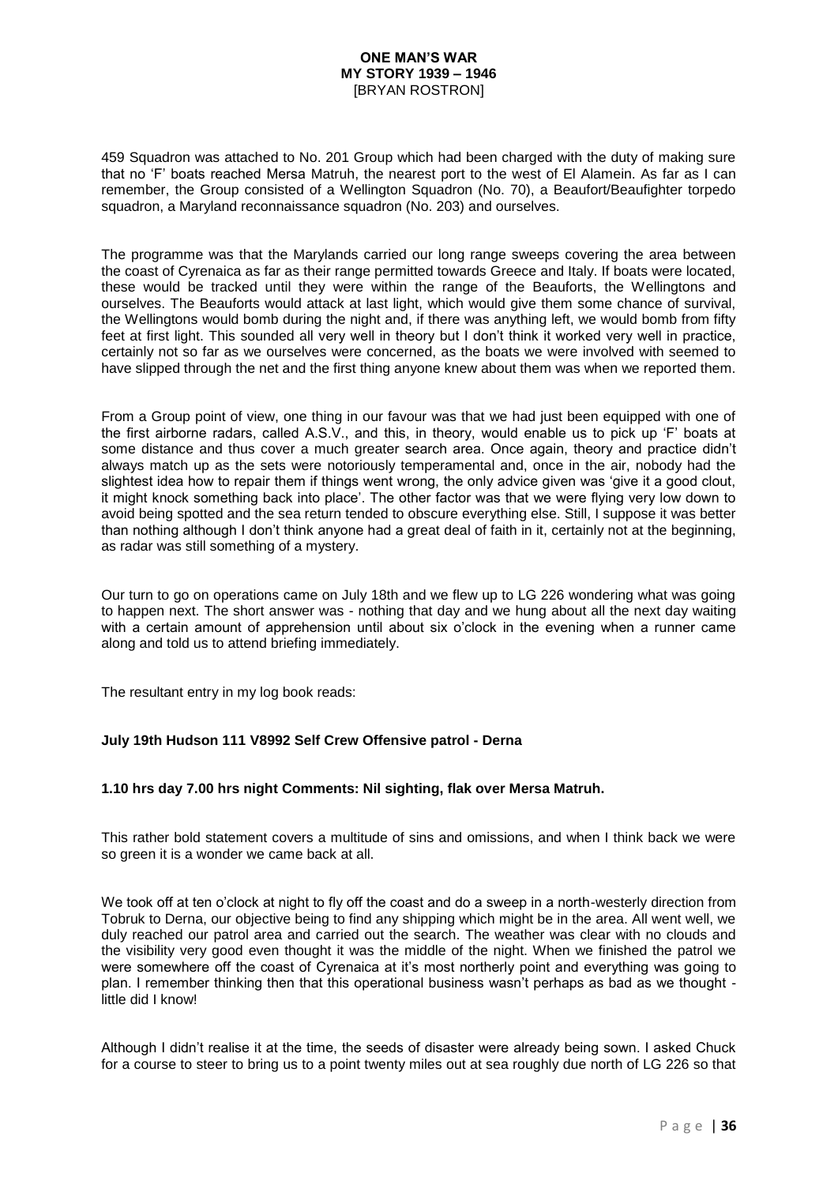459 Squadron was attached to No. 201 Group which had been charged with the duty of making sure that no 'F' boats reached Mersa Matruh, the nearest port to the west of El Alamein. As far as I can remember, the Group consisted of a Wellington Squadron (No. 70), a Beaufort/Beaufighter torpedo squadron, a Maryland reconnaissance squadron (No. 203) and ourselves.

The programme was that the Marylands carried our long range sweeps covering the area between the coast of Cyrenaica as far as their range permitted towards Greece and Italy. If boats were located, these would be tracked until they were within the range of the Beauforts, the Wellingtons and ourselves. The Beauforts would attack at last light, which would give them some chance of survival, the Wellingtons would bomb during the night and, if there was anything left, we would bomb from fifty feet at first light. This sounded all very well in theory but I don't think it worked very well in practice, certainly not so far as we ourselves were concerned, as the boats we were involved with seemed to have slipped through the net and the first thing anyone knew about them was when we reported them.

From a Group point of view, one thing in our favour was that we had just been equipped with one of the first airborne radars, called A.S.V., and this, in theory, would enable us to pick up 'F' boats at some distance and thus cover a much greater search area. Once again, theory and practice didn't always match up as the sets were notoriously temperamental and, once in the air, nobody had the slightest idea how to repair them if things went wrong, the only advice given was 'give it a good clout, it might knock something back into place'. The other factor was that we were flying very low down to avoid being spotted and the sea return tended to obscure everything else. Still, I suppose it was better than nothing although I don't think anyone had a great deal of faith in it, certainly not at the beginning, as radar was still something of a mystery.

Our turn to go on operations came on July 18th and we flew up to LG 226 wondering what was going to happen next. The short answer was - nothing that day and we hung about all the next day waiting with a certain amount of apprehension until about six o'clock in the evening when a runner came along and told us to attend briefing immediately.

The resultant entry in my log book reads:

**July 19th Hudson 111 V8992 Self Crew Offensive patrol - Derna**

**1.10 hrs day 7.00 hrs night Comments: Nil sighting, flak over Mersa Matruh.**

This rather bold statement covers a multitude of sins and omissions, and when I think back we were so green it is a wonder we came back at all.

We took off at ten o'clock at night to fly off the coast and do a sweep in a north-westerly direction from Tobruk to Derna, our objective being to find any shipping which might be in the area. All went well, we duly reached our patrol area and carried out the search. The weather was clear with no clouds and the visibility very good even thought it was the middle of the night. When we finished the patrol we were somewhere off the coast of Cyrenaica at it's most northerly point and everything was going to plan. I remember thinking then that this operational business wasn't perhaps as bad as we thought - little did I know!

Although I didn't realise it at the time, the seeds of disaster were already being sown. I asked Chuck for a course to steer to bring us to a point twenty miles out at sea roughly due north of LG 226 so that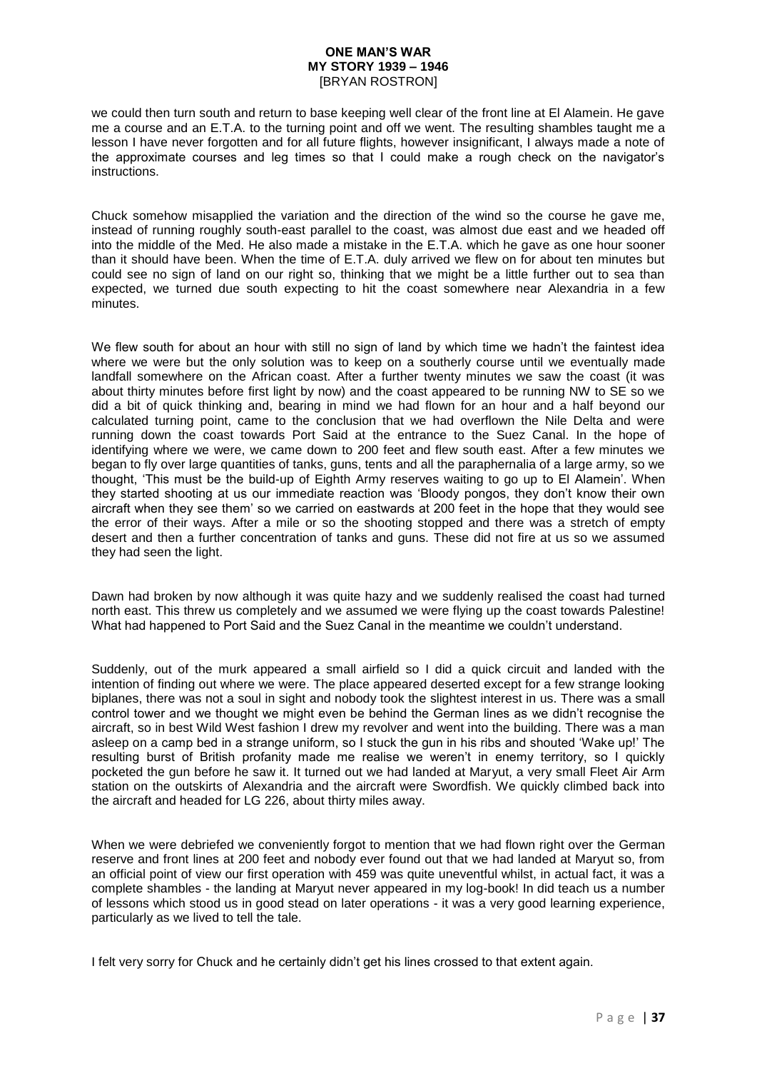we could then turn south and return to base keeping well clear of the front line at El Alamein. He gave me a course and an E.T.A. to the turning point and off we went. The resulting shambles taught me a lesson I have never forgotten and for all future flights, however insignificant, I always made a note of the approximate courses and leg times so that I could make a rough check on the navigator's instructions.

Chuck somehow misapplied the variation and the direction of the wind so the course he gave me, instead of running roughly south-east parallel to the coast, was almost due east and we headed off into the middle of the Med. He also made a mistake in the E.T.A. which he gave as one hour sooner than it should have been. When the time of E.T.A. duly arrived we flew on for about ten minutes but could see no sign of land on our right so, thinking that we might be a little further out to sea than expected, we turned due south expecting to hit the coast somewhere near Alexandria in a few minutes.

We flew south for about an hour with still no sign of land by which time we hadn't the faintest idea where we were but the only solution was to keep on a southerly course until we eventually made landfall somewhere on the African coast. After a further twenty minutes we saw the coast (it was about thirty minutes before first light by now) and the coast appeared to be running NW to SE so we did a bit of quick thinking and, bearing in mind we had flown for an hour and a half beyond our calculated turning point, came to the conclusion that we had overflown the Nile Delta and were running down the coast towards Port Said at the entrance to the Suez Canal. In the hope of identifying where we were, we came down to 200 feet and flew south east. After a few minutes we began to fly over large quantities of tanks, guns, tents and all the paraphernalia of a large army, so we thought, 'This must be the build-up of Eighth Army reserves waiting to go up to El Alamein'. When they started shooting at us our immediate reaction was 'Bloody pongos, they don't know their own aircraft when they see them' so we carried on eastwards at 200 feet in the hope that they would see the error of their ways. After a mile or so the shooting stopped and there was a stretch of empty desert and then a further concentration of tanks and guns. These did not fire at us so we assumed they had seen the light.

Dawn had broken by now although it was quite hazy and we suddenly realised the coast had turned north east. This threw us completely and we assumed we were flying up the coast towards Palestine! What had happened to Port Said and the Suez Canal in the meantime we couldn't understand.

Suddenly, out of the murk appeared a small airfield so I did a quick circuit and landed with the intention of finding out where we were. The place appeared deserted except for a few strange looking biplanes, there was not a soul in sight and nobody took the slightest interest in us. There was a small control tower and we thought we might even be behind the German lines as we didn't recognise the aircraft, so in best Wild West fashion I drew my revolver and went into the building. There was a man asleep on a camp bed in a strange uniform, so I stuck the gun in his ribs and shouted 'Wake up!' The resulting burst of British profanity made me realise we weren't in enemy territory, so I quickly pocketed the gun before he saw it. It turned out we had landed at Maryut, a very small Fleet Air Arm station on the outskirts of Alexandria and the aircraft were Swordfish. We quickly climbed back into the aircraft and headed for LG 226, about thirty miles away.

When we were debriefed we conveniently forgot to mention that we had flown right over the German reserve and front lines at 200 feet and nobody ever found out that we had landed at Maryut so, from an official point of view our first operation with 459 was quite uneventful whilst, in actual fact, it was a complete shambles - the landing at Maryut never appeared in my log-book! In did teach us a number of lessons which stood us in good stead on later operations - it was a very good learning experience, particularly as we lived to tell the tale.

I felt very sorry for Chuck and he certainly didn't get his lines crossed to that extent again.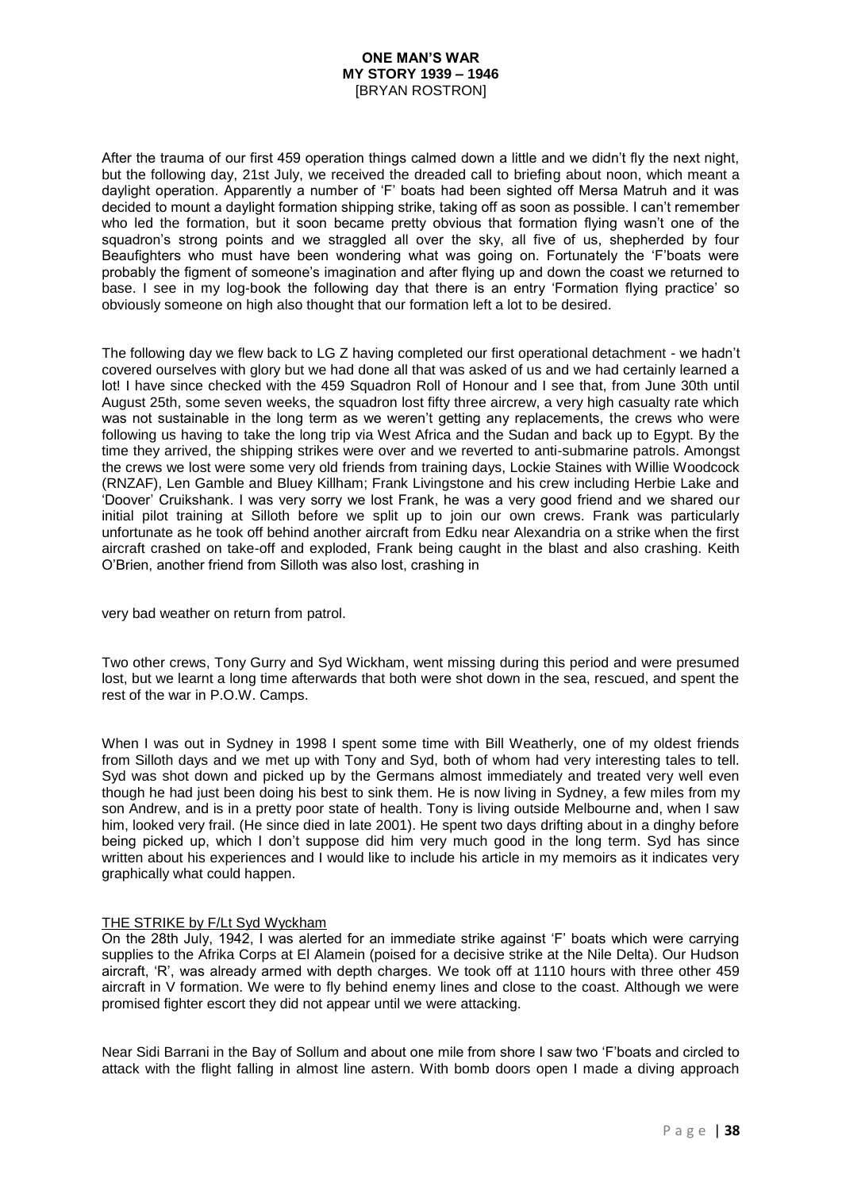After the trauma of our first 459 operation things calmed down a little and we didn't fly the next night, but the following day, 21st July, we received the dreaded call to briefing about noon, which meant a daylight operation. Apparently a number of 'F' boats had been sighted off Mersa Matruh and it was decided to mount a daylight formation shipping strike, taking off as soon as possible. I can't remember who led the formation, but it soon became pretty obvious that formation flying wasn't one of the squadron's strong points and we straggled all over the sky, all five of us, shepherded by four Beaufighters who must have been wondering what was going on. Fortunately the 'F'boats were probably the figment of someone's imagination and after flying up and down the coast we returned to base. I see in my log-book the following day that there is an entry 'Formation flying practice' so obviously someone on high also thought that our formation left a lot to be desired.

The following day we flew back to LG Z having completed our first operational detachment - we hadn't covered ourselves with glory but we had done all that was asked of us and we had certainly learned a lot! I have since checked with the 459 Squadron Roll of Honour and I see that, from June 30th until August 25th, some seven weeks, the squadron lost fifty three aircrew, a very high casualty rate which was not sustainable in the long term as we weren't getting any replacements, the crews who were following us having to take the long trip via West Africa and the Sudan and back up to Egypt. By the time they arrived, the shipping strikes were over and we reverted to anti-submarine patrols. Amongst the crews we lost were some very old friends from training days, Lockie Staines with Willie Woodcock (RNZAF), Len Gamble and Bluey Killham; Frank Livingstone and his crew including Herbie Lake and 'Doover' Cruikshank. I was very sorry we lost Frank, he was a very good friend and we shared our initial pilot training at Silloth before we split up to join our own crews. Frank was particularly unfortunate as he took off behind another aircraft from Edku near Alexandria on a strike when the first aircraft crashed on take-off and exploded, Frank being caught in the blast and also crashing. Keith O'Brien, another friend from Silloth was also lost, crashing in

very bad weather on return from patrol.

Two other crews, Tony Gurry and Syd Wickham, went missing during this period and were presumed lost, but we learnt a long time afterwards that both were shot down in the sea, rescued, and spent the rest of the war in P.O.W. Camps.

When I was out in Sydney in 1998 I spent some time with Bill Weatherly, one of my oldest friends from Silloth days and we met up with Tony and Syd, both of whom had very interesting tales to tell. Syd was shot down and picked up by the Germans almost immediately and treated very well even though he had just been doing his best to sink them. He is now living in Sydney, a few miles from my son Andrew, and is in a pretty poor state of health. Tony is living outside Melbourne and, when I saw him, looked very frail. (He since died in late 2001). He spent two days drifting about in a dinghy before being picked up, which I don't suppose did him very much good in the long term. Syd has since written about his experiences and I would like to include his article in my memoirs as it indicates very graphically what could happen.

THE STRIKE by F/Lt Syd Wyckham

On the 28th July, 1942, I was alerted for an immediate strike against 'F' boats which were carrying supplies to the Afrika Corps at El Alamein (poised for a decisive strike at the Nile Delta). Our Hudson aircraft, 'R', was already armed with depth charges. We took off at 1110 hours with three other 459 aircraft in V formation. We were to fly behind enemy lines and close to the coast. Although we were promised fighter escort they did not appear until we were attacking.

Near Sidi Barrani in the Bay of Sollum and about one mile from shore I saw two 'F'boats and circled to attack with the flight falling in almost line astern. With bomb doors open I made a diving approach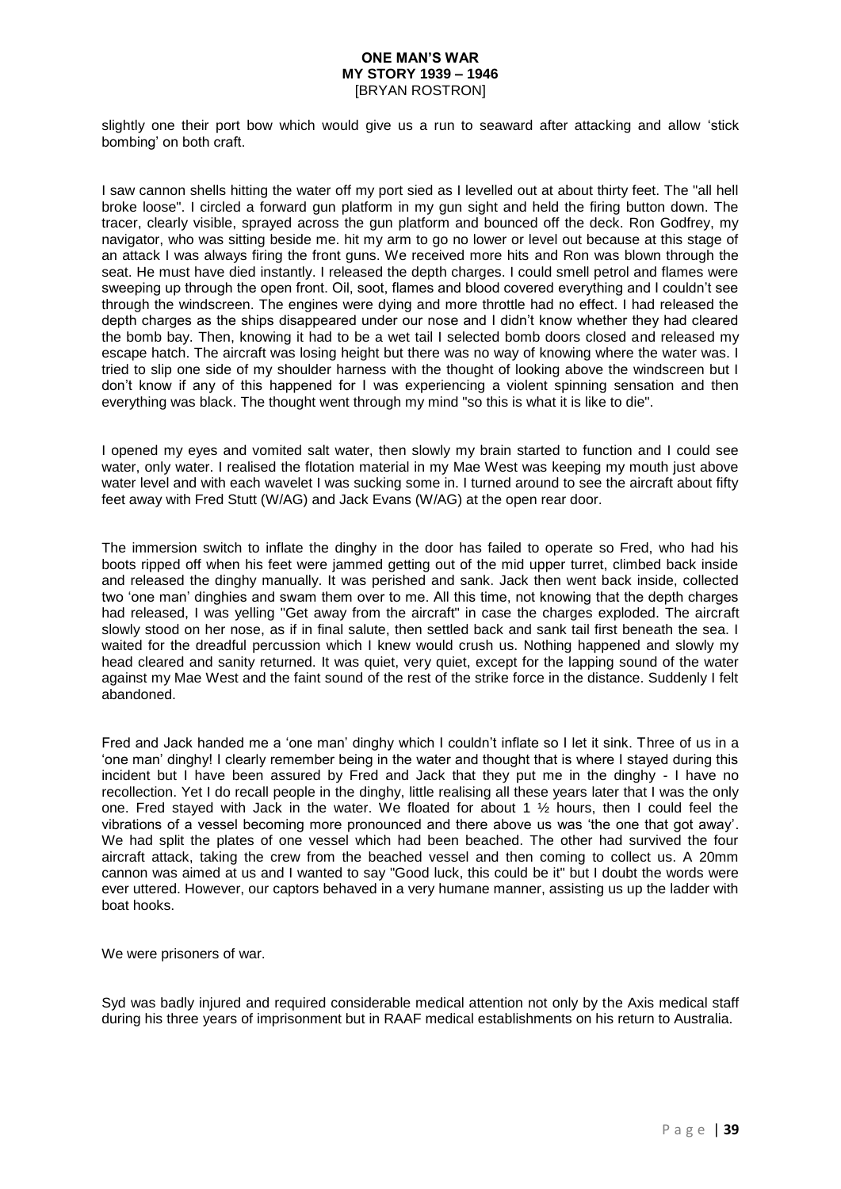slightly one their port bow which would give us a run to seaward after attacking and allow 'stick bombing' on both craft.

I saw cannon shells hitting the water off my port sied as I levelled out at about thirty feet. The "all hell broke loose". I circled a forward gun platform in my gun sight and held the firing button down. The tracer, clearly visible, sprayed across the gun platform and bounced off the deck. Ron Godfrey, my navigator, who was sitting beside me. hit my arm to go no lower or level out because at this stage of an attack I was always firing the front guns. We received more hits and Ron was blown through the seat. He must have died instantly. I released the depth charges. I could smell petrol and flames were sweeping up through the open front. Oil, soot, flames and blood covered everything and I couldn't see through the windscreen. The engines were dying and more throttle had no effect. I had released the depth charges as the ships disappeared under our nose and I didn't know whether they had cleared the bomb bay. Then, knowing it had to be a wet tail I selected bomb doors closed and released my escape hatch. The aircraft was losing height but there was no way of knowing where the water was. I tried to slip one side of my shoulder harness with the thought of looking above the windscreen but I don't know if any of this happened for I was experiencing a violent spinning sensation and then everything was black. The thought went through my mind "so this is what it is like to die".

I opened my eyes and vomited salt water, then slowly my brain started to function and I could see water, only water. I realised the flotation material in my Mae West was keeping my mouth just above water level and with each wavelet I was sucking some in. I turned around to see the aircraft about fifty feet away with Fred Stutt (W/AG) and Jack Evans (W/AG) at the open rear door.

The immersion switch to inflate the dinghy in the door has failed to operate so Fred, who had his boots ripped off when his feet were jammed getting out of the mid upper turret, climbed back inside and released the dinghy manually. It was perished and sank. Jack then went back inside, collected two 'one man' dinghies and swam them over to me. All this time, not knowing that the depth charges had released, I was yelling "Get away from the aircraft" in case the charges exploded. The aircraft slowly stood on her nose, as if in final salute, then settled back and sank tail first beneath the sea. I waited for the dreadful percussion which I knew would crush us. Nothing happened and slowly my head cleared and sanity returned. It was quiet, very quiet, except for the lapping sound of the water against my Mae West and the faint sound of the rest of the strike force in the distance. Suddenly I felt abandoned.

Fred and Jack handed me a 'one man' dinghy which I couldn't inflate so I let it sink. Three of us in a 'one man' dinghy! I clearly remember being in the water and thought that is where I stayed during this incident but I have been assured by Fred and Jack that they put me in the dinghy - I have no recollection. Yet I do recall people in the dinghy, little realising all these years later that I was the only one. Fred stayed with Jack in the water. We floated for about 1 ½ hours, then I could feel the vibrations of a vessel becoming more pronounced and there above us was 'the one that got away'. We had split the plates of one vessel which had been beached. The other had survived the four aircraft attack, taking the crew from the beached vessel and then coming to collect us. A 20mm cannon was aimed at us and I wanted to say "Good luck, this could be it" but I doubt the words were ever uttered. However, our captors behaved in a very humane manner, assisting us up the ladder with boat hooks.

We were prisoners of war.

Syd was badly injured and required considerable medical attention not only by the Axis medical staff during his three years of imprisonment but in RAAF medical establishments on his return to Australia.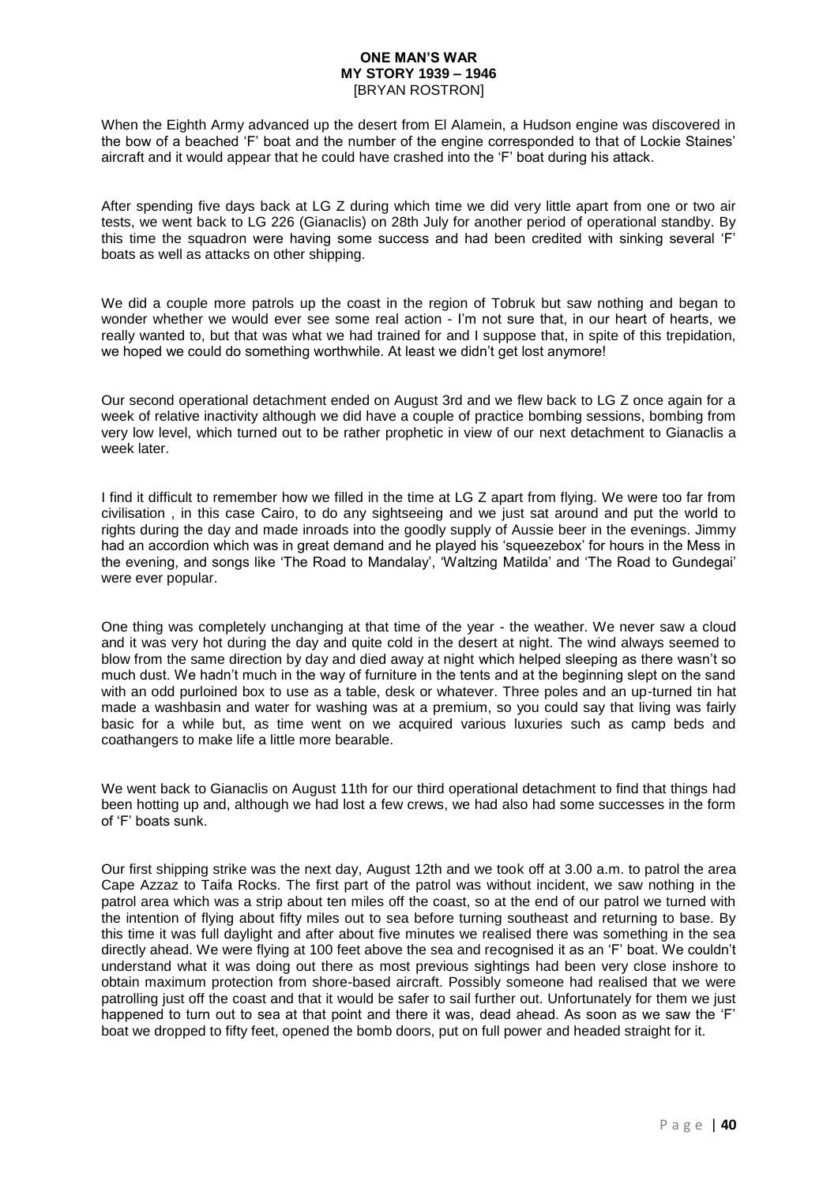When the Eighth Army advanced up the desert from El Alamein, a Hudson engine was discovered in the bow of a beached 'F' boat and the number of the engine corresponded to that of Lockie Staines' aircraft and it would appear that he could have crashed into the 'F' boat during his attack.

After spending five days back at LG Z during which time we did very little apart from one or two air tests, we went back to LG 226 (Gianaclis) on 28th July for another period of operational standby. By this time the squadron were having some success and had been credited with sinking several 'F' boats as well as attacks on other shipping.

We did a couple more patrols up the coast in the region of Tobruk but saw nothing and began to wonder whether we would ever see some real action - I'm not sure that, in our heart of hearts, we really wanted to, but that was what we had trained for and I suppose that, in spite of this trepidation, we hoped we could do something worthwhile. At least we didn't get lost anymore!

Our second operational detachment ended on August 3rd and we flew back to LG Z once again for a week of relative inactivity although we did have a couple of practice bombing sessions, bombing from very low level, which turned out to be rather prophetic in view of our next detachment to Gianaclis a week later.

I find it difficult to remember how we filled in the time at LG Z apart from flying. We were too far from civilisation , in this case Cairo, to do any sightseeing and we just sat around and put the world to rights during the day and made inroads into the goodly supply of Aussie beer in the evenings. Jimmy had an accordion which was in great demand and he played his 'squeezebox' for hours in the Mess in the evening, and songs like 'The Road to Mandalay', 'Waltzing Matilda' and 'The Road to Gundegai' were ever popular.

One thing was completely unchanging at that time of the year - the weather. We never saw a cloud and it was very hot during the day and quite cold in the desert at night. The wind always seemed to blow from the same direction by day and died away at night which helped sleeping as there wasn't so much dust. We hadn't much in the way of furniture in the tents and at the beginning slept on the sand with an odd purloined box to use as a table, desk or whatever. Three poles and an up-turned tin hat made a washbasin and water for washing was at a premium, so you could say that living was fairly basic for a while but, as time went on we acquired various luxuries such as camp beds and coathangers to make life a little more bearable.

We went back to Gianaclis on August 11th for our third operational detachment to find that things had been hotting up and, although we had lost a few crews, we had also had some successes in the form of 'F' boats sunk.

Our first shipping strike was the next day, August 12th and we took off at 3.00 a.m. to patrol the area Cape Azzaz to Taifa Rocks. The first part of the patrol was without incident, we saw nothing in the patrol area which was a strip about ten miles off the coast, so at the end of our patrol we turned with the intention of flying about fifty miles out to sea before turning southeast and returning to base. By this time it was full daylight and after about five minutes we realised there was something in the sea directly ahead. We were flying at 100 feet above the sea and recognised it as an 'F' boat. We couldn't understand what it was doing out there as most previous sightings had been very close inshore to obtain maximum protection from shore-based aircraft. Possibly someone had realised that we were patrolling just off the coast and that it would be safer to sail further out. Unfortunately for them we just happened to turn out to sea at that point and there it was, dead ahead. As soon as we saw the 'F' boat we dropped to fifty feet, opened the bomb doors, put on full power and headed straight for it.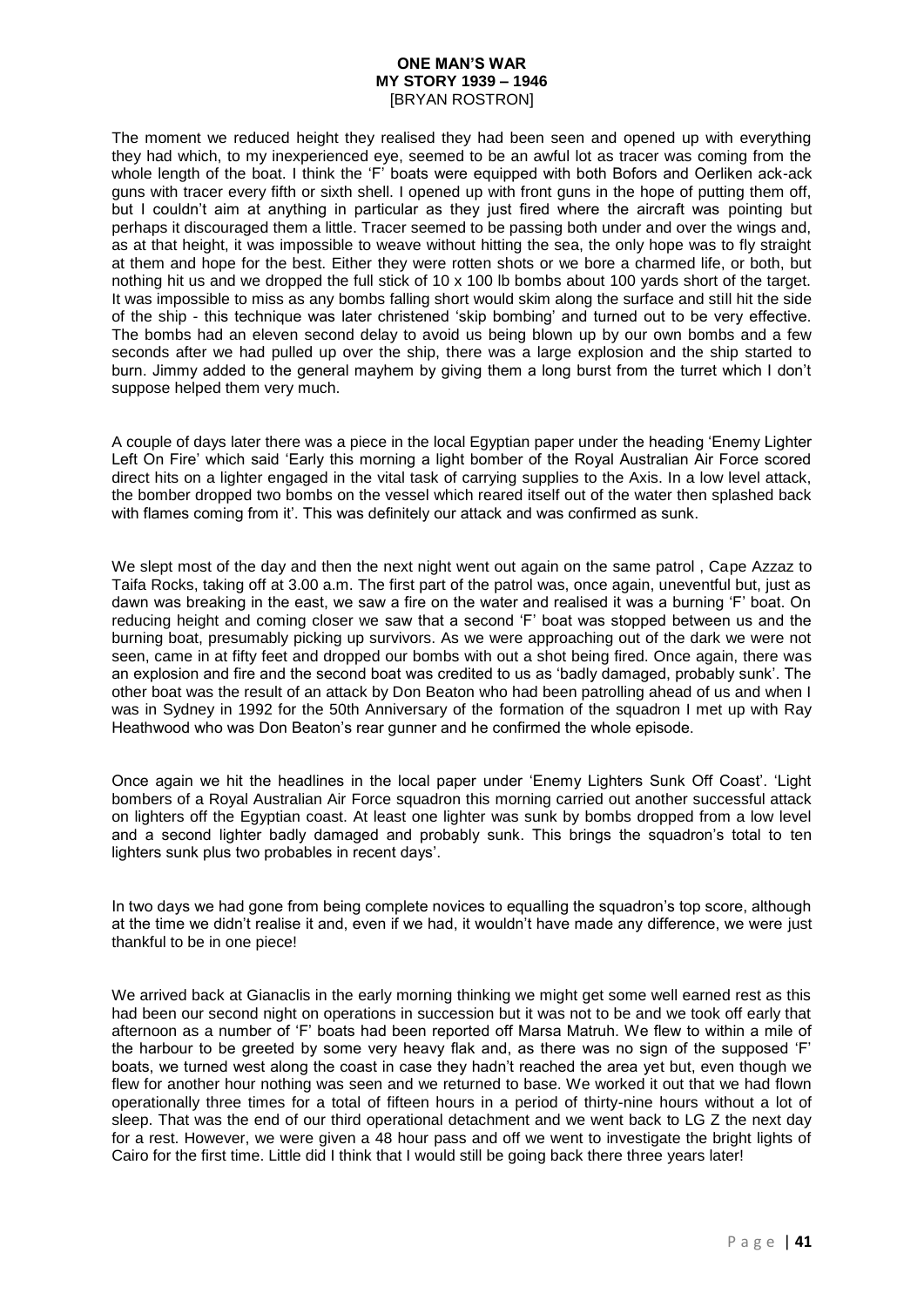The moment we reduced height they realised they had been seen and opened up with everything they had which, to my inexperienced eye, seemed to be an awful lot as tracer was coming from the whole length of the boat. I think the 'F' boats were equipped with both Bofors and Oerliken ack-ack guns with tracer every fifth or sixth shell. I opened up with front guns in the hope of putting them off, but I couldn't aim at anything in particular as they just fired where the aircraft was pointing but perhaps it discouraged them a little. Tracer seemed to be passing both under and over the wings and, as at that height, it was impossible to weave without hitting the sea, the only hope was to fly straight at them and hope for the best. Either they were rotten shots or we bore a charmed life, or both, but nothing hit us and we dropped the full stick of 10 x 100 lb bombs about 100 yards short of the target. It was impossible to miss as any bombs falling short would skim along the surface and still hit the side of the ship - this technique was later christened 'skip bombing' and turned out to be very effective. The bombs had an eleven second delay to avoid us being blown up by our own bombs and a few seconds after we had pulled up over the ship, there was a large explosion and the ship started to burn. Jimmy added to the general mayhem by giving them a long burst from the turret which I don't suppose helped them very much.

A couple of days later there was a piece in the local Egyptian paper under the heading 'Enemy Lighter Left On Fire' which said 'Early this morning a light bomber of the Royal Australian Air Force scored direct hits on a lighter engaged in the vital task of carrying supplies to the Axis. In a low level attack, the bomber dropped two bombs on the vessel which reared itself out of the water then splashed back with flames coming from it'. This was definitely our attack and was confirmed as sunk.

We slept most of the day and then the next night went out again on the same patrol , Cape Azzaz to Taifa Rocks, taking off at 3.00 a.m. The first part of the patrol was, once again, uneventful but, just as dawn was breaking in the east, we saw a fire on the water and realised it was a burning 'F' boat. On reducing height and coming closer we saw that a second 'F' boat was stopped between us and the burning boat, presumably picking up survivors. As we were approaching out of the dark we were not seen, came in at fifty feet and dropped our bombs with out a shot being fired. Once again, there was an explosion and fire and the second boat was credited to us as 'badly damaged, probably sunk'. The other boat was the result of an attack by Don Beaton who had been patrolling ahead of us and when I was in Sydney in 1992 for the 50th Anniversary of the formation of the squadron I met up with Ray Heathwood who was Don Beaton's rear gunner and he confirmed the whole episode.

Once again we hit the headlines in the local paper under 'Enemy Lighters Sunk Off Coast'. 'Light bombers of a Royal Australian Air Force squadron this morning carried out another successful attack on lighters off the Egyptian coast. At least one lighter was sunk by bombs dropped from a low level and a second lighter badly damaged and probably sunk. This brings the squadron's total to ten lighters sunk plus two probables in recent days'.

In two days we had gone from being complete novices to equalling the squadron's top score, although at the time we didn't realise it and, even if we had, it wouldn't have made any difference, we were just thankful to be in one piece!

We arrived back at Gianaclis in the early morning thinking we might get some well earned rest as this had been our second night on operations in succession but it was not to be and we took off early that afternoon as a number of 'F' boats had been reported off Marsa Matruh. We flew to within a mile of the harbour to be greeted by some very heavy flak and, as there was no sign of the supposed 'F' boats, we turned west along the coast in case they hadn't reached the area yet but, even though we flew for another hour nothing was seen and we returned to base. We worked it out that we had flown operationally three times for a total of fifteen hours in a period of thirty-nine hours without a lot of sleep. That was the end of our third operational detachment and we went back to LG Z the next day for a rest. However, we were given a 48 hour pass and off we went to investigate the bright lights of Cairo for the first time. Little did I think that I would still be going back there three years later!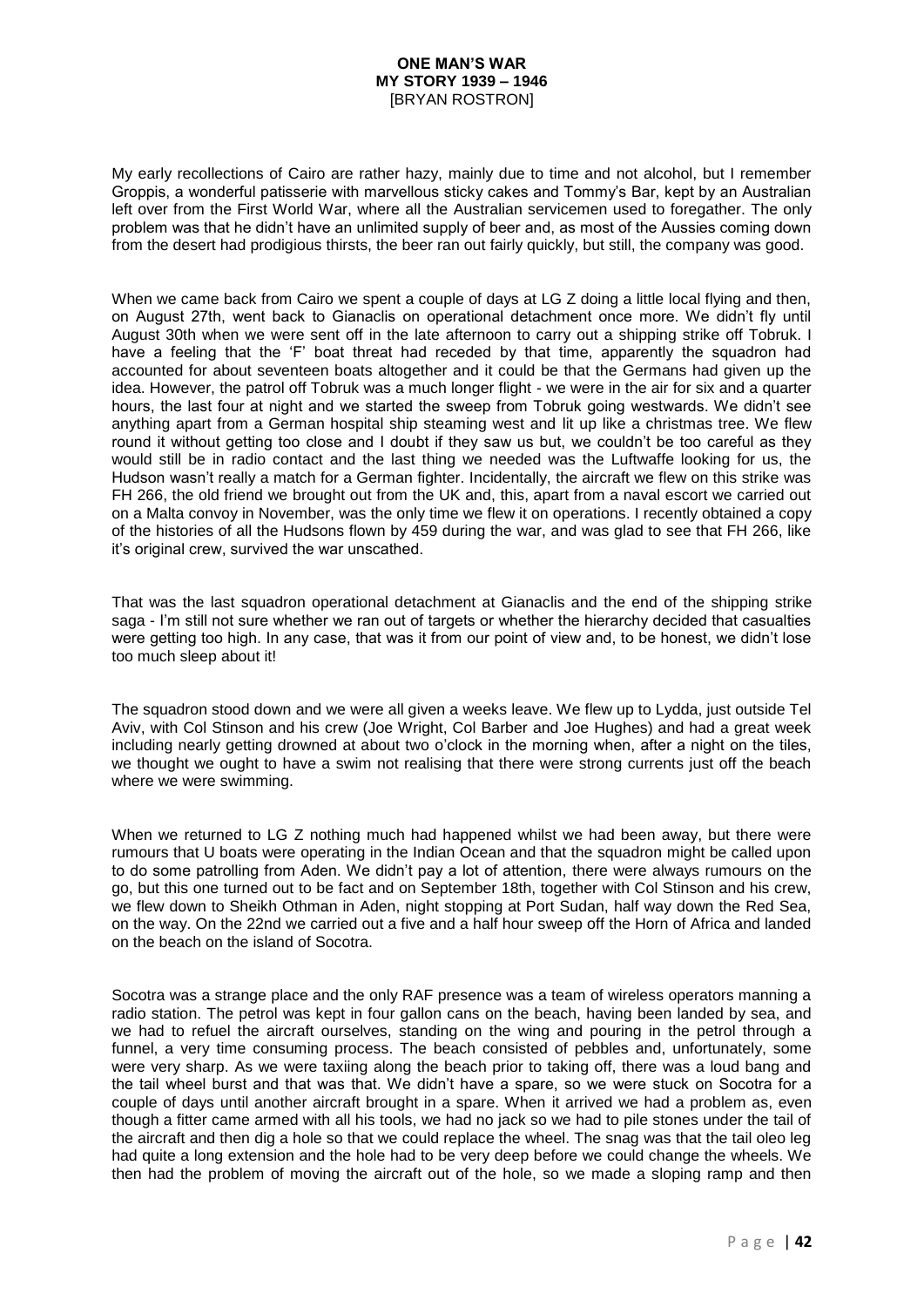My early recollections of Cairo are rather hazy, mainly due to time and not alcohol, but I remember Groppis, a wonderful patisserie with marvellous sticky cakes and Tommy's Bar, kept by an Australian left over from the First World War, where all the Australian servicemen used to foregather. The only problem was that he didn't have an unlimited supply of beer and, as most of the Aussies coming down from the desert had prodigious thirsts, the beer ran out fairly quickly, but still, the company was good.

When we came back from Cairo we spent a couple of days at LG Z doing a little local flying and then, on August 27th, went back to Gianaclis on operational detachment once more. We didn't fly until August 30th when we were sent off in the late afternoon to carry out a shipping strike off Tobruk. I have a feeling that the 'F' boat threat had receded by that time, apparently the squadron had accounted for about seventeen boats altogether and it could be that the Germans had given up the idea. However, the patrol off Tobruk was a much longer flight - we were in the air for six and a quarter hours, the last four at night and we started the sweep from Tobruk going westwards. We didn't see anything apart from a German hospital ship steaming west and lit up like a christmas tree. We flew round it without getting too close and I doubt if they saw us but, we couldn't be too careful as they would still be in radio contact and the last thing we needed was the Luftwaffe looking for us, the Hudson wasn't really a match for a German fighter. Incidentally, the aircraft we flew on this strike was FH 266, the old friend we brought out from the UK and, this, apart from a naval escort we carried out on a Malta convoy in November, was the only time we flew it on operations. I recently obtained a copy of the histories of all the Hudsons flown by 459 during the war, and was glad to see that FH 266, like it's original crew, survived the war unscathed.

That was the last squadron operational detachment at Gianaclis and the end of the shipping strike saga - I'm still not sure whether we ran out of targets or whether the hierarchy decided that casualties were getting too high. In any case, that was it from our point of view and, to be honest, we didn't lose too much sleep about it!

The squadron stood down and we were all given a weeks leave. We flew up to Lydda, just outside Tel Aviv, with Col Stinson and his crew (Joe Wright, Col Barber and Joe Hughes) and had a great week including nearly getting drowned at about two o'clock in the morning when, after a night on the tiles, we thought we ought to have a swim not realising that there were strong currents just off the beach where we were swimming.

When we returned to LG Z nothing much had happened whilst we had been away, but there were rumours that U boats were operating in the Indian Ocean and that the squadron might be called upon to do some patrolling from Aden. We didn't pay a lot of attention, there were always rumours on the go, but this one turned out to be fact and on September 18th, together with Col Stinson and his crew, we flew down to Sheikh Othman in Aden, night stopping at Port Sudan, half way down the Red Sea, on the way. On the 22nd we carried out a five and a half hour sweep off the Horn of Africa and landed on the beach on the island of Socotra.

Socotra was a strange place and the only RAF presence was a team of wireless operators manning a radio station. The petrol was kept in four gallon cans on the beach, having been landed by sea, and we had to refuel the aircraft ourselves, standing on the wing and pouring in the petrol through a funnel, a very time consuming process. The beach consisted of pebbles and, unfortunately, some were very sharp. As we were taxiing along the beach prior to taking off, there was a loud bang and the tail wheel burst and that was that. We didn't have a spare, so we were stuck on Socotra for a couple of days until another aircraft brought in a spare. When it arrived we had a problem as, even though a fitter came armed with all his tools, we had no jack so we had to pile stones under the tail of the aircraft and then dig a hole so that we could replace the wheel. The snag was that the tail oleo leg had quite a long extension and the hole had to be very deep before we could change the wheels. We then had the problem of moving the aircraft out of the hole, so we made a sloping ramp and then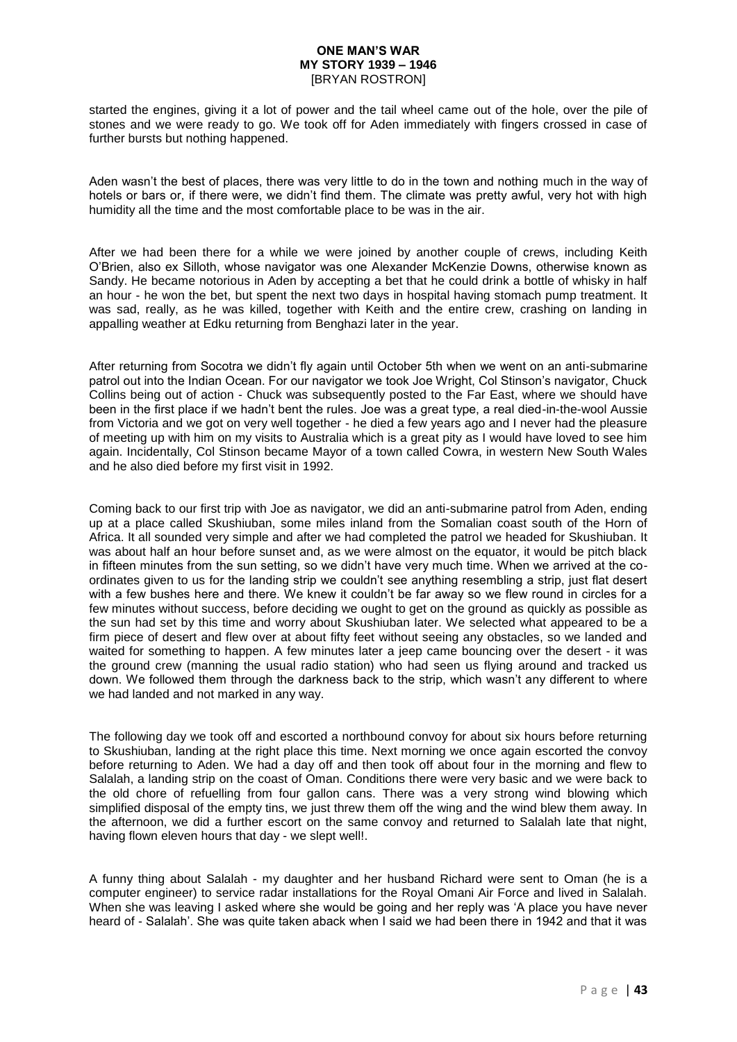started the engines, giving it a lot of power and the tail wheel came out of the hole, over the pile of stones and we were ready to go. We took off for Aden immediately with fingers crossed in case of further bursts but nothing happened.

Aden wasn't the best of places, there was very little to do in the town and nothing much in the way of hotels or bars or, if there were, we didn't find them. The climate was pretty awful, very hot with high humidity all the time and the most comfortable place to be was in the air.

After we had been there for a while we were joined by another couple of crews, including Keith O'Brien, also ex Silloth, whose navigator was one Alexander McKenzie Downs, otherwise known as Sandy. He became notorious in Aden by accepting a bet that he could drink a bottle of whisky in half an hour - he won the bet, but spent the next two days in hospital having stomach pump treatment. It was sad, really, as he was killed, together with Keith and the entire crew, crashing on landing in appalling weather at Edku returning from Benghazi later in the year.

After returning from Socotra we didn't fly again until October 5th when we went on an anti-submarine patrol out into the Indian Ocean. For our navigator we took Joe Wright, Col Stinson's navigator, Chuck Collins being out of action - Chuck was subsequently posted to the Far East, where we should have been in the first place if we hadn't bent the rules. Joe was a great type, a real died-in-the-wool Aussie from Victoria and we got on very well together - he died a few years ago and I never had the pleasure of meeting up with him on my visits to Australia which is a great pity as I would have loved to see him again. Incidentally, Col Stinson became Mayor of a town called Cowra, in western New South Wales and he also died before my first visit in 1992.

Coming back to our first trip with Joe as navigator, we did an anti-submarine patrol from Aden, ending up at a place called Skushiuban, some miles inland from the Somalian coast south of the Horn of Africa. It all sounded very simple and after we had completed the patrol we headed for Skushiuban. It was about half an hour before sunset and, as we were almost on the equator, it would be pitch black in fifteen minutes from the sun setting, so we didn't have very much time. When we arrived at the co-ordinates given to us for the landing strip we couldn't see anything resembling a strip, just flat desert with a few bushes here and there. We knew it couldn't be far away so we flew round in circles for a few minutes without success, before deciding we ought to get on the ground as quickly as possible as the sun had set by this time and worry about Skushiuban later. We selected what appeared to be a firm piece of desert and flew over at about fifty feet without seeing any obstacles, so we landed and waited for something to happen. A few minutes later a jeep came bouncing over the desert - it was the ground crew (manning the usual radio station) who had seen us flying around and tracked us down. We followed them through the darkness back to the strip, which wasn't any different to where we had landed and not marked in any way.

The following day we took off and escorted a northbound convoy for about six hours before returning to Skushiuban, landing at the right place this time. Next morning we once again escorted the convoy before returning to Aden. We had a day off and then took off about four in the morning and flew to Salalah, a landing strip on the coast of Oman. Conditions there were very basic and we were back to the old chore of refuelling from four gallon cans. There was a very strong wind blowing which simplified disposal of the empty tins, we just threw them off the wing and the wind blew them away. In the afternoon, we did a further escort on the same convoy and returned to Salalah late that night, having flown eleven hours that day - we slept well!.

A funny thing about Salalah - my daughter and her husband Richard were sent to Oman (he is a computer engineer) to service radar installations for the Royal Omani Air Force and lived in Salalah. When she was leaving I asked where she would be going and her reply was 'A place you have never heard of - Salalah'. She was quite taken aback when I said we had been there in 1942 and that it was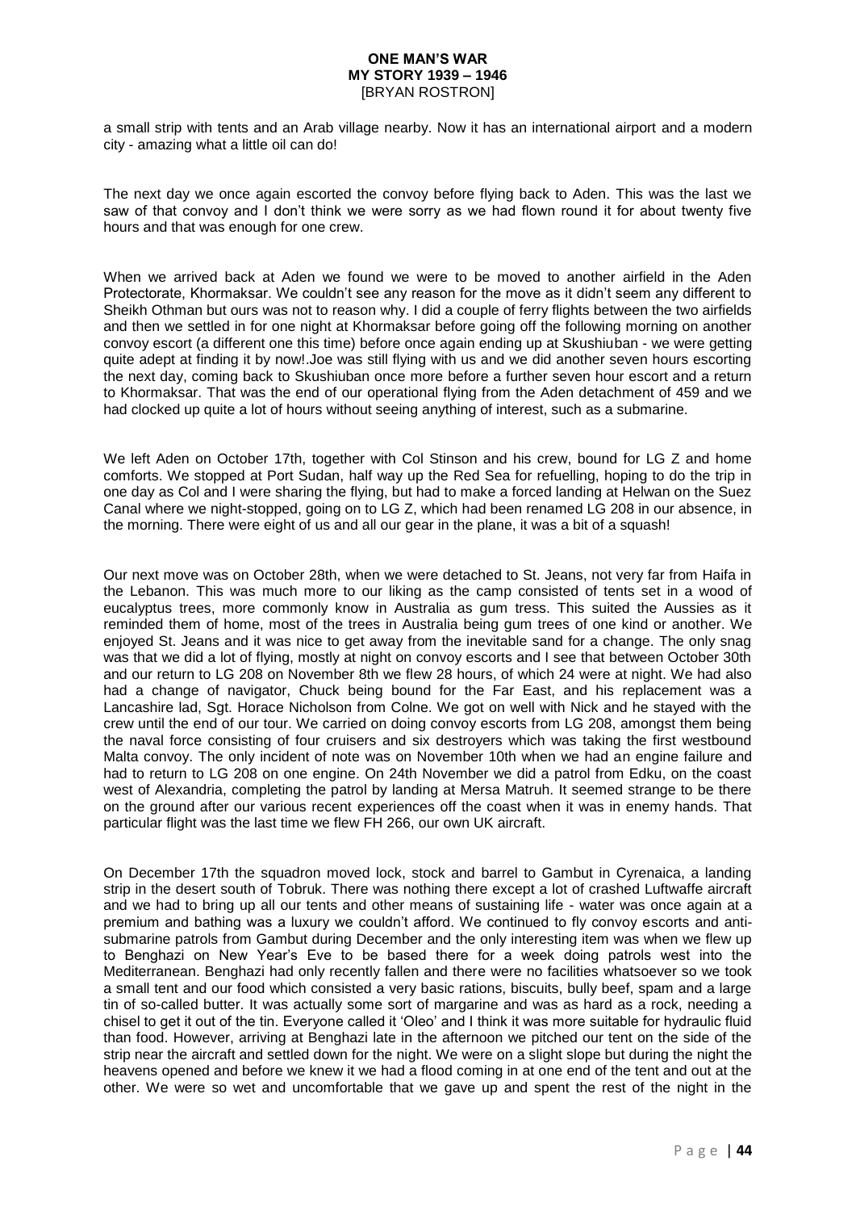a small strip with tents and an Arab village nearby. Now it has an international airport and a modern city - amazing what a little oil can do!

The next day we once again escorted the convoy before flying back to Aden. This was the last we saw of that convoy and I don't think we were sorry as we had flown round it for about twenty five hours and that was enough for one crew.

When we arrived back at Aden we found we were to be moved to another airfield in the Aden Protectorate, Khormaksar. We couldn't see any reason for the move as it didn't seem any different to Sheikh Othman but ours was not to reason why. I did a couple of ferry flights between the two airfields and then we settled in for one night at Khormaksar before going off the following morning on another convoy escort (a different one this time) before once again ending up at Skushiuban - we were getting quite adept at finding it by now!.Joe was still flying with us and we did another seven hours escorting the next day, coming back to Skushiuban once more before a further seven hour escort and a return to Khormaksar. That was the end of our operational flying from the Aden detachment of 459 and we had clocked up quite a lot of hours without seeing anything of interest, such as a submarine.

We left Aden on October 17th, together with Col Stinson and his crew, bound for LG Z and home comforts. We stopped at Port Sudan, half way up the Red Sea for refuelling, hoping to do the trip in one day as Col and I were sharing the flying, but had to make a forced landing at Helwan on the Suez Canal where we night-stopped, going on to LG Z, which had been renamed LG 208 in our absence, in the morning. There were eight of us and all our gear in the plane, it was a bit of a squash!

Our next move was on October 28th, when we were detached to St. Jeans, not very far from Haifa in the Lebanon. This was much more to our liking as the camp consisted of tents set in a wood of eucalyptus trees, more commonly know in Australia as gum tress. This suited the Aussies as it reminded them of home, most of the trees in Australia being gum trees of one kind or another. We enjoyed St. Jeans and it was nice to get away from the inevitable sand for a change. The only snag was that we did a lot of flying, mostly at night on convoy escorts and I see that between October 30th and our return to LG 208 on November 8th we flew 28 hours, of which 24 were at night. We had also had a change of navigator, Chuck being bound for the Far East, and his replacement was a Lancashire lad, Sgt. Horace Nicholson from Colne. We got on well with Nick and he stayed with the crew until the end of our tour. We carried on doing convoy escorts from LG 208, amongst them being the naval force consisting of four cruisers and six destroyers which was taking the first westbound Malta convoy. The only incident of note was on November 10th when we had an engine failure and had to return to LG 208 on one engine. On 24th November we did a patrol from Edku, on the coast west of Alexandria, completing the patrol by landing at Mersa Matruh. It seemed strange to be there on the ground after our various recent experiences off the coast when it was in enemy hands. That particular flight was the last time we flew FH 266, our own UK aircraft.

On December 17th the squadron moved lock, stock and barrel to Gambut in Cyrenaica, a landing strip in the desert south of Tobruk. There was nothing there except a lot of crashed Luftwaffe aircraft and we had to bring up all our tents and other means of sustaining life - water was once again at a premium and bathing was a luxury we couldn't afford. We continued to fly convoy escorts and anti-submarine patrols from Gambut during December and the only interesting item was when we flew up to Benghazi on New Year's Eve to be based there for a week doing patrols west into the Mediterranean. Benghazi had only recently fallen and there were no facilities whatsoever so we took a small tent and our food which consisted a very basic rations, biscuits, bully beef, spam and a large tin of so-called butter. It was actually some sort of margarine and was as hard as a rock, needing a chisel to get it out of the tin. Everyone called it 'Oleo' and I think it was more suitable for hydraulic fluid than food. However, arriving at Benghazi late in the afternoon we pitched our tent on the side of the strip near the aircraft and settled down for the night. We were on a slight slope but during the night the heavens opened and before we knew it we had a flood coming in at one end of the tent and out at the other. We were so wet and uncomfortable that we gave up and spent the rest of the night in the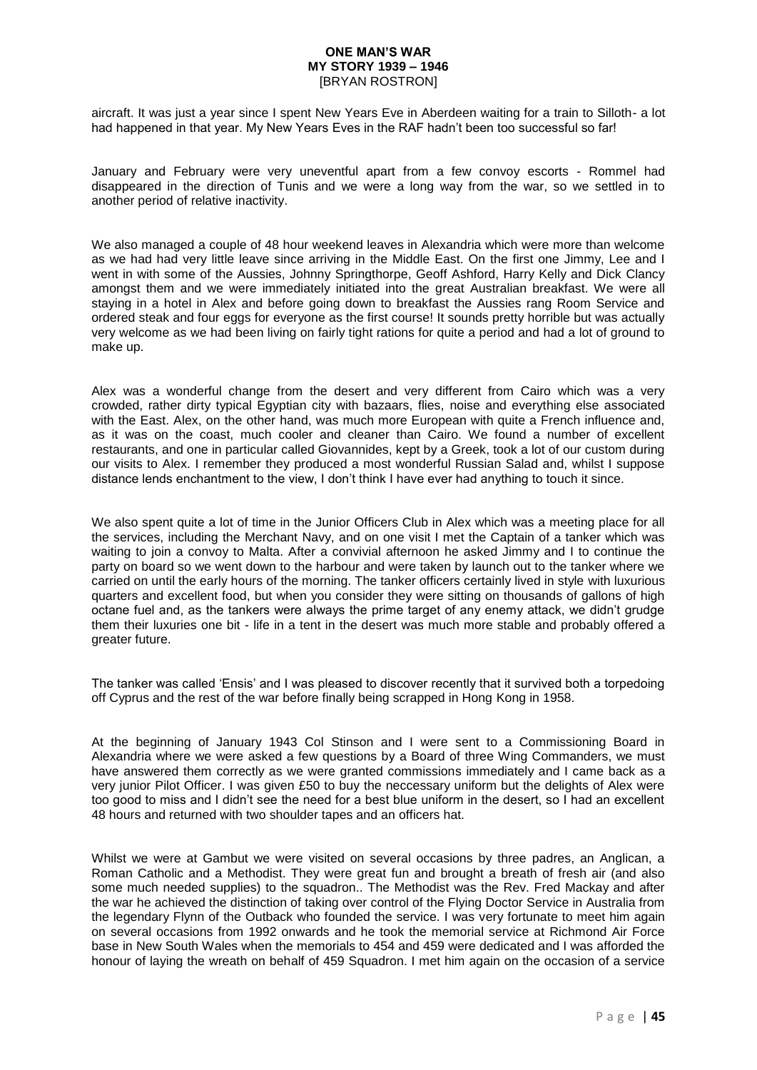aircraft. It was just a year since I spent New Years Eve in Aberdeen waiting for a train to Silloth- a lot had happened in that year. My New Years Eves in the RAF hadn't been too successful so far!

January and February were very uneventful apart from a few convoy escorts - Rommel had disappeared in the direction of Tunis and we were a long way from the war, so we settled in to another period of relative inactivity.

We also managed a couple of 48 hour weekend leaves in Alexandria which were more than welcome as we had had very little leave since arriving in the Middle East. On the first one Jimmy, Lee and I went in with some of the Aussies, Johnny Springthorpe, Geoff Ashford, Harry Kelly and Dick Clancy amongst them and we were immediately initiated into the great Australian breakfast. We were all staying in a hotel in Alex and before going down to breakfast the Aussies rang Room Service and ordered steak and four eggs for everyone as the first course! It sounds pretty horrible but was actually very welcome as we had been living on fairly tight rations for quite a period and had a lot of ground to make up.

Alex was a wonderful change from the desert and very different from Cairo which was a very crowded, rather dirty typical Egyptian city with bazaars, flies, noise and everything else associated with the East. Alex, on the other hand, was much more European with quite a French influence and, as it was on the coast, much cooler and cleaner than Cairo. We found a number of excellent restaurants, and one in particular called Giovannides, kept by a Greek, took a lot of our custom during our visits to Alex. I remember they produced a most wonderful Russian Salad and, whilst I suppose distance lends enchantment to the view, I don't think I have ever had anything to touch it since.

We also spent quite a lot of time in the Junior Officers Club in Alex which was a meeting place for all the services, including the Merchant Navy, and on one visit I met the Captain of a tanker which was waiting to join a convoy to Malta. After a convivial afternoon he asked Jimmy and I to continue the party on board so we went down to the harbour and were taken by launch out to the tanker where we carried on until the early hours of the morning. The tanker officers certainly lived in style with luxurious quarters and excellent food, but when you consider they were sitting on thousands of gallons of high octane fuel and, as the tankers were always the prime target of any enemy attack, we didn't grudge them their luxuries one bit - life in a tent in the desert was much more stable and probably offered a greater future.

The tanker was called 'Ensis' and I was pleased to discover recently that it survived both a torpedoing off Cyprus and the rest of the war before finally being scrapped in Hong Kong in 1958.

At the beginning of January 1943 Col Stinson and I were sent to a Commissioning Board in Alexandria where we were asked a few questions by a Board of three Wing Commanders, we must have answered them correctly as we were granted commissions immediately and I came back as a very junior Pilot Officer. I was given £50 to buy the neccessary uniform but the delights of Alex were too good to miss and I didn't see the need for a best blue uniform in the desert, so I had an excellent 48 hours and returned with two shoulder tapes and an officers hat.

Whilst we were at Gambut we were visited on several occasions by three padres, an Anglican, a Roman Catholic and a Methodist. They were great fun and brought a breath of fresh air (and also some much needed supplies) to the squadron.. The Methodist was the Rev. Fred Mackay and after the war he achieved the distinction of taking over control of the Flying Doctor Service in Australia from the legendary Flynn of the Outback who founded the service. I was very fortunate to meet him again on several occasions from 1992 onwards and he took the memorial service at Richmond Air Force base in New South Wales when the memorials to 454 and 459 were dedicated and I was afforded the honour of laying the wreath on behalf of 459 Squadron. I met him again on the occasion of a service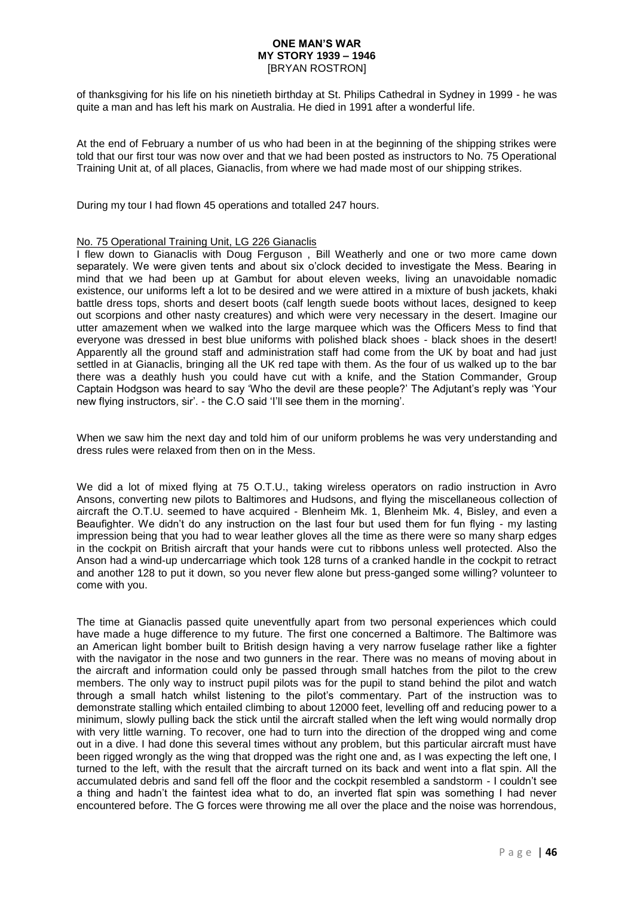of thanksgiving for his life on his ninetieth birthday at St. Philips Cathedral in Sydney in 1999 - he was quite a man and has left his mark on Australia. He died in 1991 after a wonderful life.

At the end of February a number of us who had been in at the beginning of the shipping strikes were told that our first tour was now over and that we had been posted as instructors to No. 75 Operational Training Unit at, of all places, Gianaclis, from where we had made most of our shipping strikes.

During my tour I had flown 45 operations and totalled 247 hours.

## No. 75 Operational Training Unit, LG 226 Gianaclis

I flew down to Gianaclis with Doug Ferguson , Bill Weatherly and one or two more came down separately. We were given tents and about six o'clock decided to investigate the Mess. Bearing in mind that we had been up at Gambut for about eleven weeks, living an unavoidable nomadic existence, our uniforms left a lot to be desired and we were attired in a mixture of bush jackets, khaki battle dress tops, shorts and desert boots (calf length suede boots without laces, designed to keep out scorpions and other nasty creatures) and which were very necessary in the desert. Imagine our utter amazement when we walked into the large marquee which was the Officers Mess to find that everyone was dressed in best blue uniforms with polished black shoes - black shoes in the desert! Apparently all the ground staff and administration staff had come from the UK by boat and had just settled in at Gianaclis, bringing all the UK red tape with them. As the four of us walked up to the bar there was a deathly hush you could have cut with a knife, and the Station Commander, Group Captain Hodgson was heard to say 'Who the devil are these people?' The Adjutant's reply was 'Your new flying instructors, sir'. - the C.O said 'I'll see them in the morning'.

When we saw him the next day and told him of our uniform problems he was very understanding and dress rules were relaxed from then on in the Mess.

We did a lot of mixed flying at 75 O.T.U., taking wireless operators on radio instruction in Avro Ansons, converting new pilots to Baltimores and Hudsons, and flying the miscellaneous collection of aircraft the O.T.U. seemed to have acquired - Blenheim Mk. 1, Blenheim Mk. 4, Bisley, and even a Beaufighter. We didn't do any instruction on the last four but used them for fun flying - my lasting impression being that you had to wear leather gloves all the time as there were so many sharp edges in the cockpit on British aircraft that your hands were cut to ribbons unless well protected. Also the Anson had a wind-up undercarriage which took 128 turns of a cranked handle in the cockpit to retract and another 128 to put it down, so you never flew alone but press-ganged some willing? volunteer to come with you.

The time at Gianaclis passed quite uneventfully apart from two personal experiences which could have made a huge difference to my future. The first one concerned a Baltimore. The Baltimore was an American light bomber built to British design having a very narrow fuselage rather like a fighter with the navigator in the nose and two gunners in the rear. There was no means of moving about in the aircraft and information could only be passed through small hatches from the pilot to the crew members. The only way to instruct pupil pilots was for the pupil to stand behind the pilot and watch through a small hatch whilst listening to the pilot's commentary. Part of the instruction was to demonstrate stalling which entailed climbing to about 12000 feet, levelling off and reducing power to a minimum, slowly pulling back the stick until the aircraft stalled when the left wing would normally drop with very little warning. To recover, one had to turn into the direction of the dropped wing and come out in a dive. I had done this several times without any problem, but this particular aircraft must have been rigged wrongly as the wing that dropped was the right one and, as I was expecting the left one, I turned to the left, with the result that the aircraft turned on its back and went into a flat spin. All the accumulated debris and sand fell off the floor and the cockpit resembled a sandstorm - I couldn't see a thing and hadn't the faintest idea what to do, an inverted flat spin was something I had never encountered before. The G forces were throwing me all over the place and the noise was horrendous,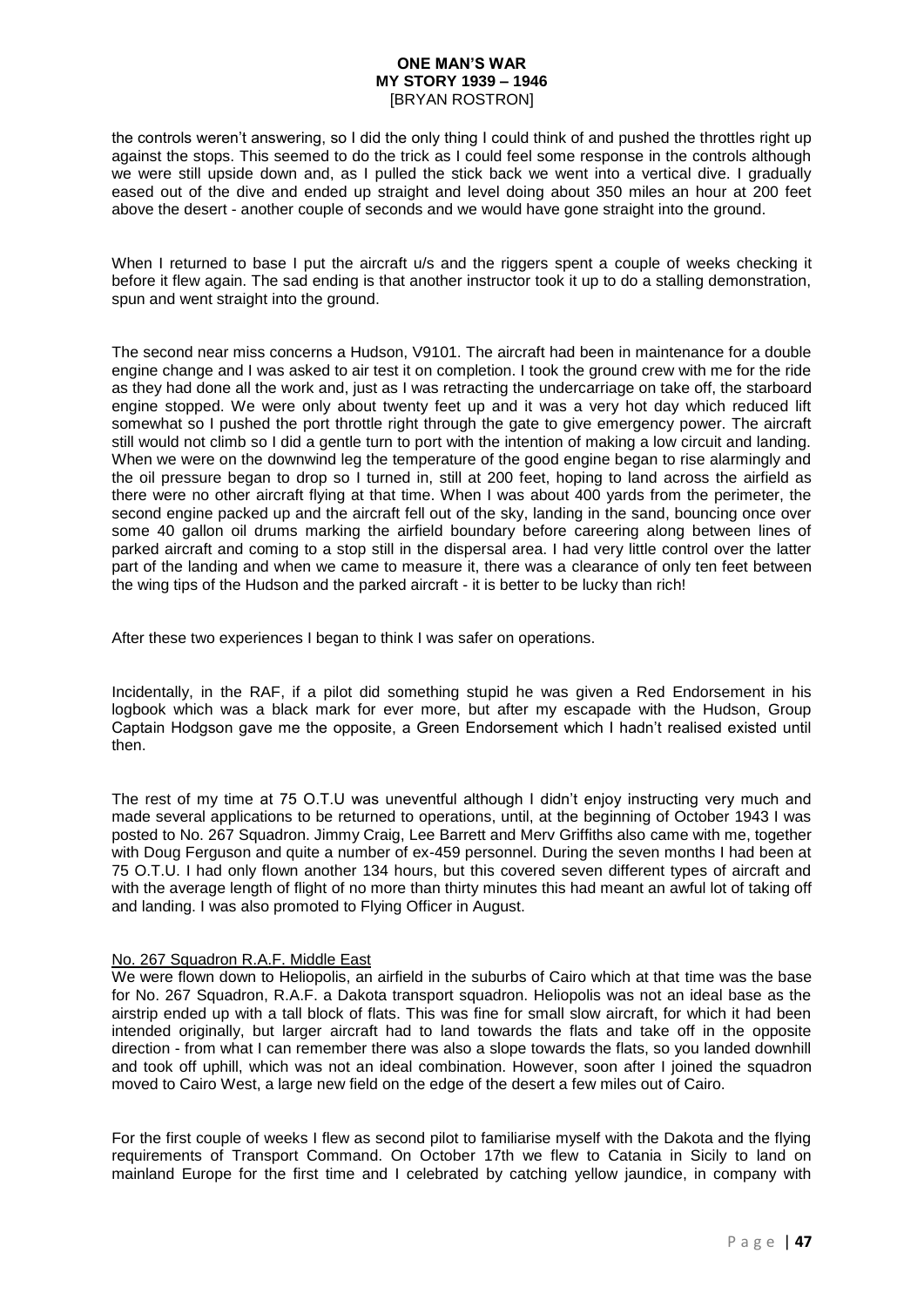the controls weren't answering, so I did the only thing I could think of and pushed the throttles right up against the stops. This seemed to do the trick as I could feel some response in the controls although we were still upside down and, as I pulled the stick back we went into a vertical dive. I gradually eased out of the dive and ended up straight and level doing about 350 miles an hour at 200 feet above the desert - another couple of seconds and we would have gone straight into the ground.

When I returned to base I put the aircraft u/s and the riggers spent a couple of weeks checking it before it flew again. The sad ending is that another instructor took it up to do a stalling demonstration, spun and went straight into the ground.

The second near miss concerns a Hudson, V9101. The aircraft had been in maintenance for a double engine change and I was asked to air test it on completion. I took the ground crew with me for the ride as they had done all the work and, just as I was retracting the undercarriage on take off, the starboard engine stopped. We were only about twenty feet up and it was a very hot day which reduced lift somewhat so I pushed the port throttle right through the gate to give emergency power. The aircraft still would not climb so I did a gentle turn to port with the intention of making a low circuit and landing. When we were on the downwind leg the temperature of the good engine began to rise alarmingly and the oil pressure began to drop so I turned in, still at 200 feet, hoping to land across the airfield as there were no other aircraft flying at that time. When I was about 400 yards from the perimeter, the second engine packed up and the aircraft fell out of the sky, landing in the sand, bouncing once over some 40 gallon oil drums marking the airfield boundary before careering along between lines of parked aircraft and coming to a stop still in the dispersal area. I had very little control over the latter part of the landing and when we came to measure it, there was a clearance of only ten feet between the wing tips of the Hudson and the parked aircraft - it is better to be lucky than rich!

After these two experiences I began to think I was safer on operations.

Incidentally, in the RAF, if a pilot did something stupid he was given a Red Endorsement in his logbook which was a black mark for ever more, but after my escapade with the Hudson, Group Captain Hodgson gave me the opposite, a Green Endorsement which I hadn't realised existed until then.

The rest of my time at 75 O.T.U was uneventful although I didn't enjoy instructing very much and made several applications to be returned to operations, until, at the beginning of October 1943 I was posted to No. 267 Squadron. Jimmy Craig, Lee Barrett and Merv Griffiths also came with me, together with Doug Ferguson and quite a number of ex-459 personnel. During the seven months I had been at 75 O.T.U. I had only flown another 134 hours, but this covered seven different types of aircraft and with the average length of flight of no more than thirty minutes this had meant an awful lot of taking off and landing. I was also promoted to Flying Officer in August.

## No. 267 Squadron R.A.F. Middle East

We were flown down to Heliopolis, an airfield in the suburbs of Cairo which at that time was the base for No. 267 Squadron, R.A.F. a Dakota transport squadron. Heliopolis was not an ideal base as the airstrip ended up with a tall block of flats. This was fine for small slow aircraft, for which it had been intended originally, but larger aircraft had to land towards the flats and take off in the opposite direction - from what I can remember there was also a slope towards the flats, so you landed downhill and took off uphill, which was not an ideal combination. However, soon after I joined the squadron moved to Cairo West, a large new field on the edge of the desert a few miles out of Cairo.

For the first couple of weeks I flew as second pilot to familiarise myself with the Dakota and the flying requirements of Transport Command. On October 17th we flew to Catania in Sicily to land on mainland Europe for the first time and I celebrated by catching yellow jaundice, in company with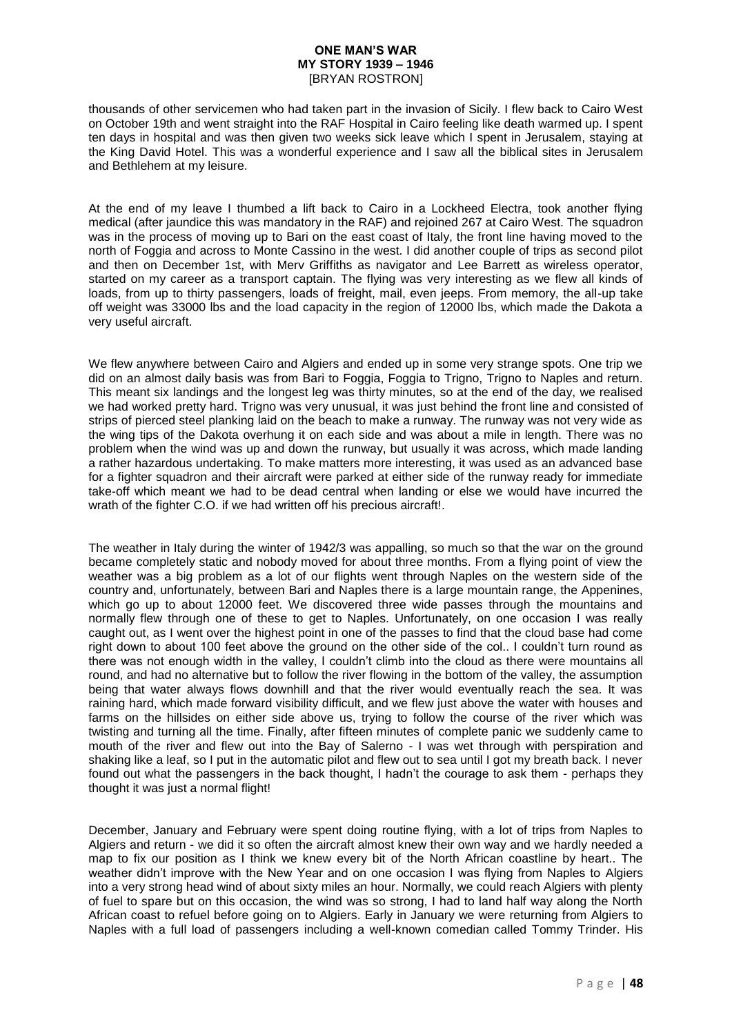thousands of other servicemen who had taken part in the invasion of Sicily. I flew back to Cairo West on October 19th and went straight into the RAF Hospital in Cairo feeling like death warmed up. I spent ten days in hospital and was then given two weeks sick leave which I spent in Jerusalem, staying at the King David Hotel. This was a wonderful experience and I saw all the biblical sites in Jerusalem and Bethlehem at my leisure.

At the end of my leave I thumbed a lift back to Cairo in a Lockheed Electra, took another flying medical (after jaundice this was mandatory in the RAF) and rejoined 267 at Cairo West. The squadron was in the process of moving up to Bari on the east coast of Italy, the front line having moved to the north of Foggia and across to Monte Cassino in the west. I did another couple of trips as second pilot and then on December 1st, with Merv Griffiths as navigator and Lee Barrett as wireless operator, started on my career as a transport captain. The flying was very interesting as we flew all kinds of loads, from up to thirty passengers, loads of freight, mail, even jeeps. From memory, the all-up take off weight was 33000 lbs and the load capacity in the region of 12000 lbs, which made the Dakota a very useful aircraft.

We flew anywhere between Cairo and Algiers and ended up in some very strange spots. One trip we did on an almost daily basis was from Bari to Foggia, Foggia to Trigno, Trigno to Naples and return. This meant six landings and the longest leg was thirty minutes, so at the end of the day, we realised we had worked pretty hard. Trigno was very unusual, it was just behind the front line and consisted of strips of pierced steel planking laid on the beach to make a runway. The runway was not very wide as the wing tips of the Dakota overhung it on each side and was about a mile in length. There was no problem when the wind was up and down the runway, but usually it was across, which made landing a rather hazardous undertaking. To make matters more interesting, it was used as an advanced base for a fighter squadron and their aircraft were parked at either side of the runway ready for immediate take-off which meant we had to be dead central when landing or else we would have incurred the wrath of the fighter C.O. if we had written off his precious aircraft!.

The weather in Italy during the winter of 1942/3 was appalling, so much so that the war on the ground became completely static and nobody moved for about three months. From a flying point of view the weather was a big problem as a lot of our flights went through Naples on the western side of the country and, unfortunately, between Bari and Naples there is a large mountain range, the Appenines, which go up to about 12000 feet. We discovered three wide passes through the mountains and normally flew through one of these to get to Naples. Unfortunately, on one occasion I was really caught out, as I went over the highest point in one of the passes to find that the cloud base had come right down to about 100 feet above the ground on the other side of the col.. I couldn't turn round as there was not enough width in the valley, I couldn't climb into the cloud as there were mountains all round, and had no alternative but to follow the river flowing in the bottom of the valley, the assumption being that water always flows downhill and that the river would eventually reach the sea. It was raining hard, which made forward visibility difficult, and we flew just above the water with houses and farms on the hillsides on either side above us, trying to follow the course of the river which was twisting and turning all the time. Finally, after fifteen minutes of complete panic we suddenly came to mouth of the river and flew out into the Bay of Salerno - I was wet through with perspiration and shaking like a leaf, so I put in the automatic pilot and flew out to sea until I got my breath back. I never found out what the passengers in the back thought, I hadn't the courage to ask them - perhaps they thought it was just a normal flight!

December, January and February were spent doing routine flying, with a lot of trips from Naples to Algiers and return - we did it so often the aircraft almost knew their own way and we hardly needed a map to fix our position as I think we knew every bit of the North African coastline by heart.. The weather didn't improve with the New Year and on one occasion I was flying from Naples to Algiers into a very strong head wind of about sixty miles an hour. Normally, we could reach Algiers with plenty of fuel to spare but on this occasion, the wind was so strong, I had to land half way along the North African coast to refuel before going on to Algiers. Early in January we were returning from Algiers to Naples with a full load of passengers including a well-known comedian called Tommy Trinder. His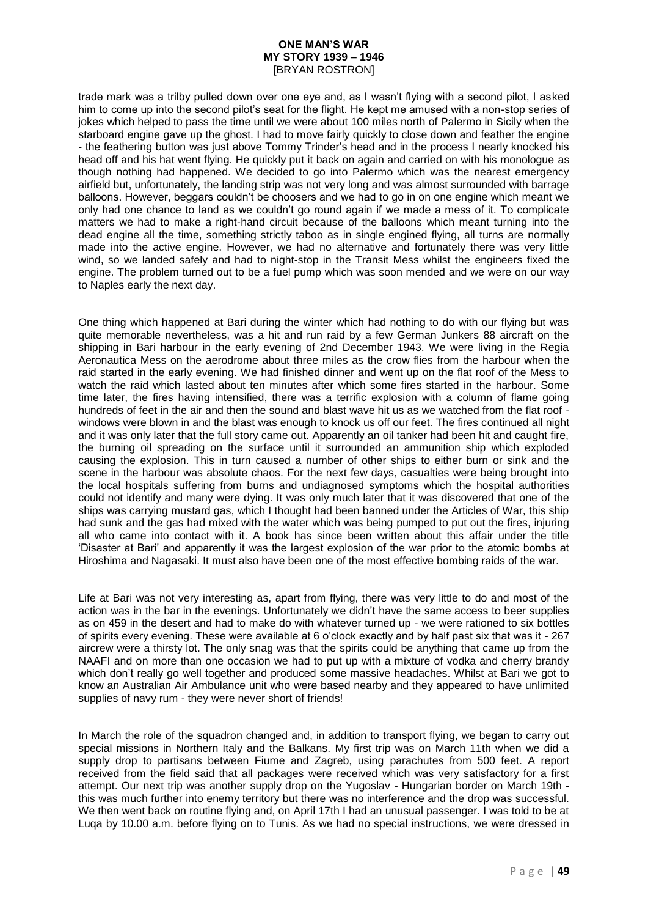trade mark was a trilby pulled down over one eye and, as I wasn't flying with a second pilot, I asked him to come up into the second pilot's seat for the flight. He kept me amused with a non-stop series of jokes which helped to pass the time until we were about 100 miles north of Palermo in Sicily when the starboard engine gave up the ghost. I had to move fairly quickly to close down and feather the engine - the feathering button was just above Tommy Trinder's head and in the process I nearly knocked his head off and his hat went flying. He quickly put it back on again and carried on with his monologue as though nothing had happened. We decided to go into Palermo which was the nearest emergency airfield but, unfortunately, the landing strip was not very long and was almost surrounded with barrage balloons. However, beggars couldn't be choosers and we had to go in on one engine which meant we only had one chance to land as we couldn't go round again if we made a mess of it. To complicate matters we had to make a right-hand circuit because of the balloons which meant turning into the dead engine all the time, something strictly taboo as in single engined flying, all turns are normally made into the active engine. However, we had no alternative and fortunately there was very little wind, so we landed safely and had to night-stop in the Transit Mess whilst the engineers fixed the engine. The problem turned out to be a fuel pump which was soon mended and we were on our way to Naples early the next day.

One thing which happened at Bari during the winter which had nothing to do with our flying but was quite memorable nevertheless, was a hit and run raid by a few German Junkers 88 aircraft on the shipping in Bari harbour in the early evening of 2nd December 1943. We were living in the Regia Aeronautica Mess on the aerodrome about three miles as the crow flies from the harbour when the raid started in the early evening. We had finished dinner and went up on the flat roof of the Mess to watch the raid which lasted about ten minutes after which some fires started in the harbour. Some time later, the fires having intensified, there was a terrific explosion with a column of flame going hundreds of feet in the air and then the sound and blast wave hit us as we watched from the flat roof - windows were blown in and the blast was enough to knock us off our feet. The fires continued all night and it was only later that the full story came out. Apparently an oil tanker had been hit and caught fire, the burning oil spreading on the surface until it surrounded an ammunition ship which exploded causing the explosion. This in turn caused a number of other ships to either burn or sink and the scene in the harbour was absolute chaos. For the next few days, casualties were being brought into the local hospitals suffering from burns and undiagnosed symptoms which the hospital authorities could not identify and many were dying. It was only much later that it was discovered that one of the ships was carrying mustard gas, which I thought had been banned under the Articles of War, this ship had sunk and the gas had mixed with the water which was being pumped to put out the fires, injuring all who came into contact with it. A book has since been written about this affair under the title 'Disaster at Bari' and apparently it was the largest explosion of the war prior to the atomic bombs at Hiroshima and Nagasaki. It must also have been one of the most effective bombing raids of the war.

Life at Bari was not very interesting as, apart from flying, there was very little to do and most of the action was in the bar in the evenings. Unfortunately we didn't have the same access to beer supplies as on 459 in the desert and had to make do with whatever turned up - we were rationed to six bottles of spirits every evening. These were available at 6 o'clock exactly and by half past six that was it - 267 aircrew were a thirsty lot. The only snag was that the spirits could be anything that came up from the NAAFI and on more than one occasion we had to put up with a mixture of vodka and cherry brandy which don't really go well together and produced some massive headaches. Whilst at Bari we got to know an Australian Air Ambulance unit who were based nearby and they appeared to have unlimited supplies of navy rum - they were never short of friends!

In March the role of the squadron changed and, in addition to transport flying, we began to carry out special missions in Northern Italy and the Balkans. My first trip was on March 11th when we did a supply drop to partisans between Fiume and Zagreb, using parachutes from 500 feet. A report received from the field said that all packages were received which was very satisfactory for a first attempt. Our next trip was another supply drop on the Yugoslav - Hungarian border on March 19th - this was much further into enemy territory but there was no interference and the drop was successful. We then went back on routine flying and, on April 17th I had an unusual passenger. I was told to be at Luqa by 10.00 a.m. before flying on to Tunis. As we had no special instructions, we were dressed in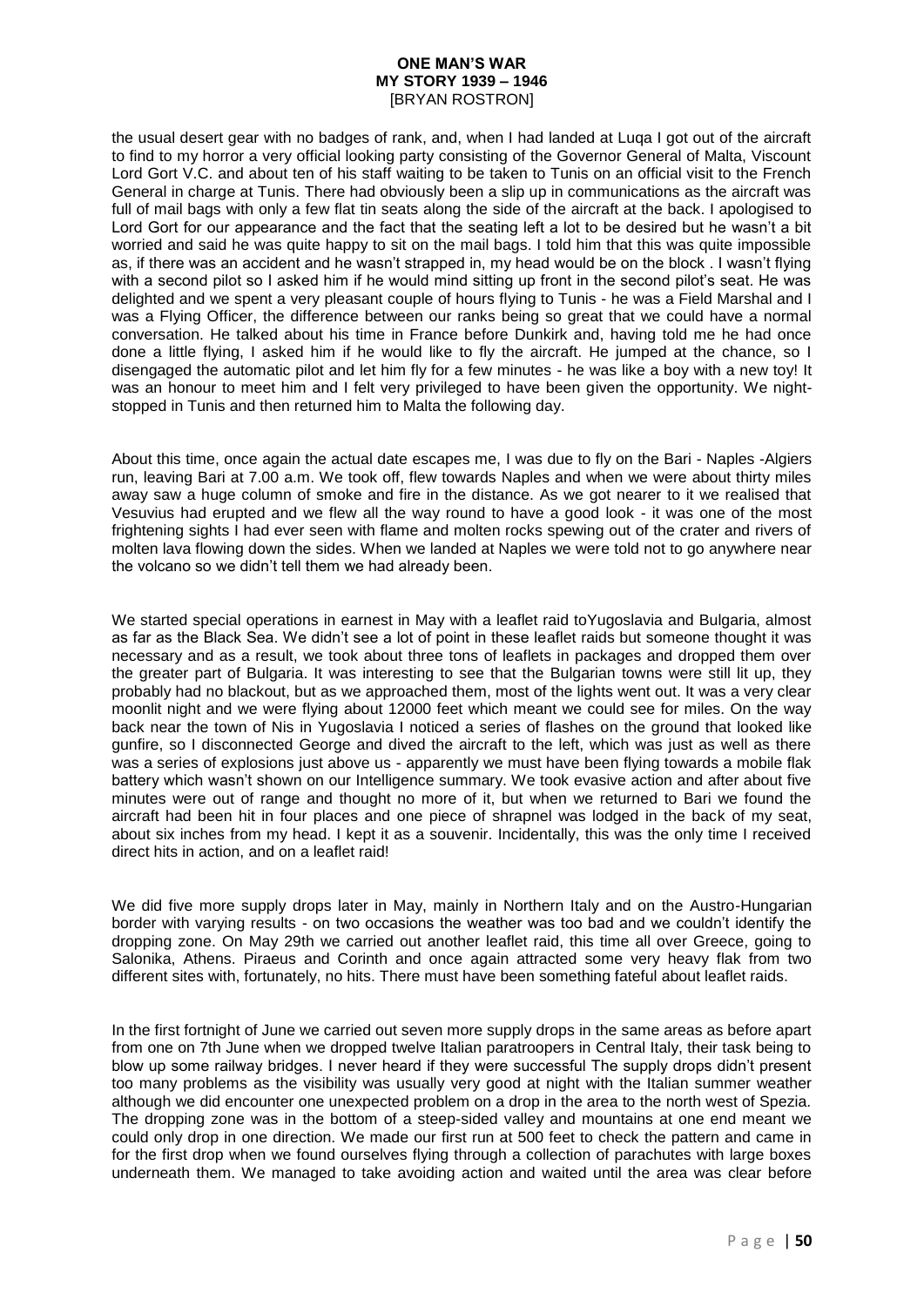the usual desert gear with no badges of rank, and, when I had landed at Luqa I got out of the aircraft to find to my horror a very official looking party consisting of the Governor General of Malta, Viscount Lord Gort V.C. and about ten of his staff waiting to be taken to Tunis on an official visit to the French General in charge at Tunis. There had obviously been a slip up in communications as the aircraft was full of mail bags with only a few flat tin seats along the side of the aircraft at the back. I apologised to Lord Gort for our appearance and the fact that the seating left a lot to be desired but he wasn't a bit worried and said he was quite happy to sit on the mail bags. I told him that this was quite impossible as, if there was an accident and he wasn't strapped in, my head would be on the block . I wasn't flying with a second pilot so I asked him if he would mind sitting up front in the second pilot's seat. He was delighted and we spent a very pleasant couple of hours flying to Tunis - he was a Field Marshal and I was a Flying Officer, the difference between our ranks being so great that we could have a normal conversation. He talked about his time in France before Dunkirk and, having told me he had once done a little flying, I asked him if he would like to fly the aircraft. He jumped at the chance, so I disengaged the automatic pilot and let him fly for a few minutes - he was like a boy with a new toy! It was an honour to meet him and I felt very privileged to have been given the opportunity. We night-stopped in Tunis and then returned him to Malta the following day.

About this time, once again the actual date escapes me, I was due to fly on the Bari - Naples -Algiers run, leaving Bari at 7.00 a.m. We took off, flew towards Naples and when we were about thirty miles away saw a huge column of smoke and fire in the distance. As we got nearer to it we realised that Vesuvius had erupted and we flew all the way round to have a good look - it was one of the most frightening sights I had ever seen with flame and molten rocks spewing out of the crater and rivers of molten lava flowing down the sides. When we landed at Naples we were told not to go anywhere near the volcano so we didn't tell them we had already been.

We started special operations in earnest in May with a leaflet raid toYugoslavia and Bulgaria, almost as far as the Black Sea. We didn't see a lot of point in these leaflet raids but someone thought it was necessary and as a result, we took about three tons of leaflets in packages and dropped them over the greater part of Bulgaria. It was interesting to see that the Bulgarian towns were still lit up, they probably had no blackout, but as we approached them, most of the lights went out. It was a very clear moonlit night and we were flying about 12000 feet which meant we could see for miles. On the way back near the town of Nis in Yugoslavia I noticed a series of flashes on the ground that looked like gunfire, so I disconnected George and dived the aircraft to the left, which was just as well as there was a series of explosions just above us - apparently we must have been flying towards a mobile flak battery which wasn't shown on our Intelligence summary. We took evasive action and after about five minutes were out of range and thought no more of it, but when we returned to Bari we found the aircraft had been hit in four places and one piece of shrapnel was lodged in the back of my seat, about six inches from my head. I kept it as a souvenir. Incidentally, this was the only time I received direct hits in action, and on a leaflet raid!

We did five more supply drops later in May, mainly in Northern Italy and on the Austro-Hungarian border with varying results - on two occasions the weather was too bad and we couldn't identify the dropping zone. On May 29th we carried out another leaflet raid, this time all over Greece, going to Salonika, Athens. Piraeus and Corinth and once again attracted some very heavy flak from two different sites with, fortunately, no hits. There must have been something fateful about leaflet raids.

In the first fortnight of June we carried out seven more supply drops in the same areas as before apart from one on 7th June when we dropped twelve Italian paratroopers in Central Italy, their task being to blow up some railway bridges. I never heard if they were successful The supply drops didn't present too many problems as the visibility was usually very good at night with the Italian summer weather although we did encounter one unexpected problem on a drop in the area to the north west of Spezia. The dropping zone was in the bottom of a steep-sided valley and mountains at one end meant we could only drop in one direction. We made our first run at 500 feet to check the pattern and came in for the first drop when we found ourselves flying through a collection of parachutes with large boxes underneath them. We managed to take avoiding action and waited until the area was clear before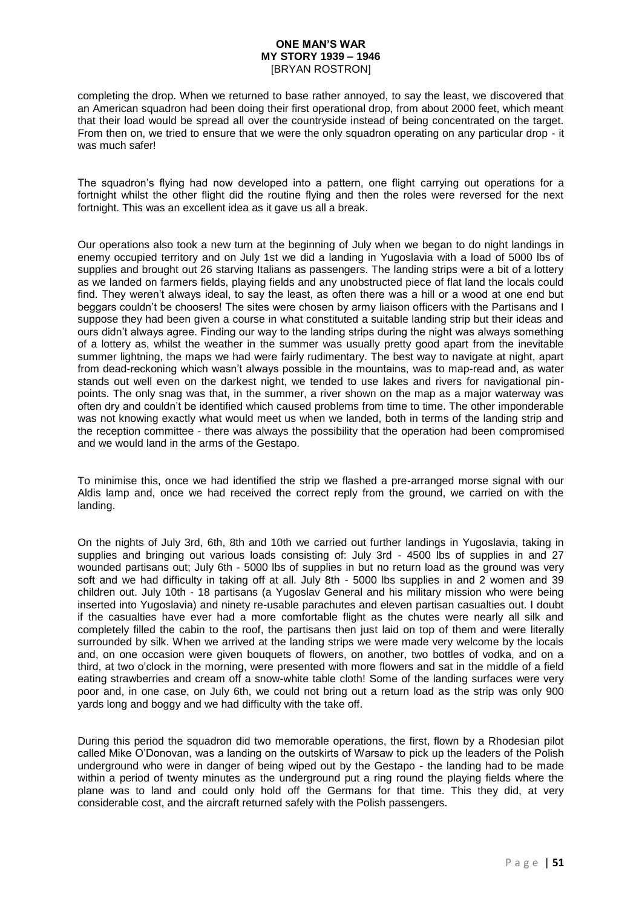completing the drop. When we returned to base rather annoyed, to say the least, we discovered that an American squadron had been doing their first operational drop, from about 2000 feet, which meant that their load would be spread all over the countryside instead of being concentrated on the target. From then on, we tried to ensure that we were the only squadron operating on any particular drop - it was much safer!

The squadron's flying had now developed into a pattern, one flight carrying out operations for a fortnight whilst the other flight did the routine flying and then the roles were reversed for the next fortnight. This was an excellent idea as it gave us all a break.

Our operations also took a new turn at the beginning of July when we began to do night landings in enemy occupied territory and on July 1st we did a landing in Yugoslavia with a load of 5000 lbs of supplies and brought out 26 starving Italians as passengers. The landing strips were a bit of a lottery as we landed on farmers fields, playing fields and any unobstructed piece of flat land the locals could find. They weren't always ideal, to say the least, as often there was a hill or a wood at one end but beggars couldn't be choosers! The sites were chosen by army liaison officers with the Partisans and I suppose they had been given a course in what constituted a suitable landing strip but their ideas and ours didn't always agree. Finding our way to the landing strips during the night was always something of a lottery as, whilst the weather in the summer was usually pretty good apart from the inevitable summer lightning, the maps we had were fairly rudimentary. The best way to navigate at night, apart from dead-reckoning which wasn't always possible in the mountains, was to map-read and, as water stands out well even on the darkest night, we tended to use lakes and rivers for navigational pin-points. The only snag was that, in the summer, a river shown on the map as a major waterway was often dry and couldn't be identified which caused problems from time to time. The other imponderable was not knowing exactly what would meet us when we landed, both in terms of the landing strip and the reception committee - there was always the possibility that the operation had been compromised and we would land in the arms of the Gestapo.

To minimise this, once we had identified the strip we flashed a pre-arranged morse signal with our Aldis lamp and, once we had received the correct reply from the ground, we carried on with the landing.

On the nights of July 3rd, 6th, 8th and 10th we carried out further landings in Yugoslavia, taking in supplies and bringing out various loads consisting of: July 3rd - 4500 lbs of supplies in and 27 wounded partisans out; July 6th - 5000 lbs of supplies in but no return load as the ground was very soft and we had difficulty in taking off at all. July 8th - 5000 lbs supplies in and 2 women and 39 children out. July 10th - 18 partisans (a Yugoslav General and his military mission who were being inserted into Yugoslavia) and ninety re-usable parachutes and eleven partisan casualties out. I doubt if the casualties have ever had a more comfortable flight as the chutes were nearly all silk and completely filled the cabin to the roof, the partisans then just laid on top of them and were literally surrounded by silk. When we arrived at the landing strips we were made very welcome by the locals and, on one occasion were given bouquets of flowers, on another, two bottles of vodka, and on a third, at two o'clock in the morning, were presented with more flowers and sat in the middle of a field eating strawberries and cream off a snow-white table cloth! Some of the landing surfaces were very poor and, in one case, on July 6th, we could not bring out a return load as the strip was only 900 yards long and boggy and we had difficulty with the take off.

During this period the squadron did two memorable operations, the first, flown by a Rhodesian pilot called Mike O'Donovan, was a landing on the outskirts of Warsaw to pick up the leaders of the Polish underground who were in danger of being wiped out by the Gestapo - the landing had to be made within a period of twenty minutes as the underground put a ring round the playing fields where the plane was to land and could only hold off the Germans for that time. This they did, at very considerable cost, and the aircraft returned safely with the Polish passengers.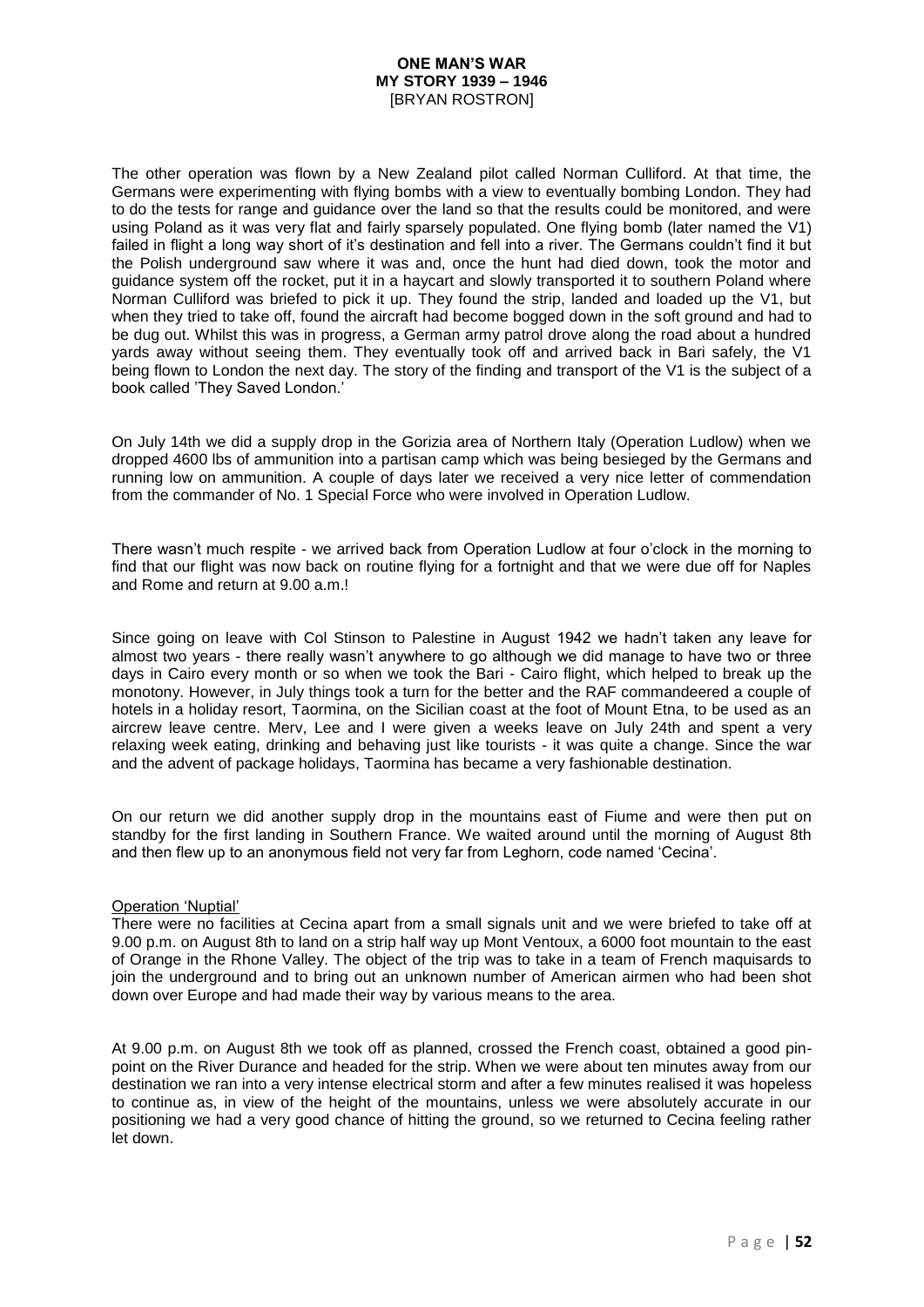The other operation was flown by a New Zealand pilot called Norman Culliford. At that time, the Germans were experimenting with flying bombs with a view to eventually bombing London. They had to do the tests for range and guidance over the land so that the results could be monitored, and were using Poland as it was very flat and fairly sparsely populated. One flying bomb (later named the V1) failed in flight a long way short of it's destination and fell into a river. The Germans couldn't find it but the Polish underground saw where it was and, once the hunt had died down, took the motor and guidance system off the rocket, put it in a haycart and slowly transported it to southern Poland where Norman Culliford was briefed to pick it up. They found the strip, landed and loaded up the V1, but when they tried to take off, found the aircraft had become bogged down in the soft ground and had to be dug out. Whilst this was in progress, a German army patrol drove along the road about a hundred yards away without seeing them. They eventually took off and arrived back in Bari safely, the V1 being flown to London the next day. The story of the finding and transport of the V1 is the subject of a book called 'They Saved London.'

On July 14th we did a supply drop in the Gorizia area of Northern Italy (Operation Ludlow) when we dropped 4600 lbs of ammunition into a partisan camp which was being besieged by the Germans and running low on ammunition. A couple of days later we received a very nice letter of commendation from the commander of No. 1 Special Force who were involved in Operation Ludlow.

There wasn't much respite - we arrived back from Operation Ludlow at four o'clock in the morning to find that our flight was now back on routine flying for a fortnight and that we were due off for Naples and Rome and return at 9.00 a.m.!

Since going on leave with Col Stinson to Palestine in August 1942 we hadn't taken any leave for almost two years - there really wasn't anywhere to go although we did manage to have two or three days in Cairo every month or so when we took the Bari - Cairo flight, which helped to break up the monotony. However, in July things took a turn for the better and the RAF commandeered a couple of hotels in a holiday resort, Taormina, on the Sicilian coast at the foot of Mount Etna, to be used as an aircrew leave centre. Merv, Lee and I were given a weeks leave on July 24th and spent a very relaxing week eating, drinking and behaving just like tourists - it was quite a change. Since the war and the advent of package holidays, Taormina has became a very fashionable destination.

On our return we did another supply drop in the mountains east of Fiume and were then put on standby for the first landing in Southern France. We waited around until the morning of August 8th and then flew up to an anonymous field not very far from Leghorn, code named 'Cecina'.

Operation 'Nuptial'

There were no facilities at Cecina apart from a small signals unit and we were briefed to take off at 9.00 p.m. on August 8th to land on a strip half way up Mont Ventoux, a 6000 foot mountain to the east of Orange in the Rhone Valley. The object of the trip was to take in a team of French maquisards to join the underground and to bring out an unknown number of American airmen who had been shot down over Europe and had made their way by various means to the area.

At 9.00 p.m. on August 8th we took off as planned, crossed the French coast, obtained a good pin-point on the River Durance and headed for the strip. When we were about ten minutes away from our destination we ran into a very intense electrical storm and after a few minutes realised it was hopeless to continue as, in view of the height of the mountains, unless we were absolutely accurate in our positioning we had a very good chance of hitting the ground, so we returned to Cecina feeling rather let down.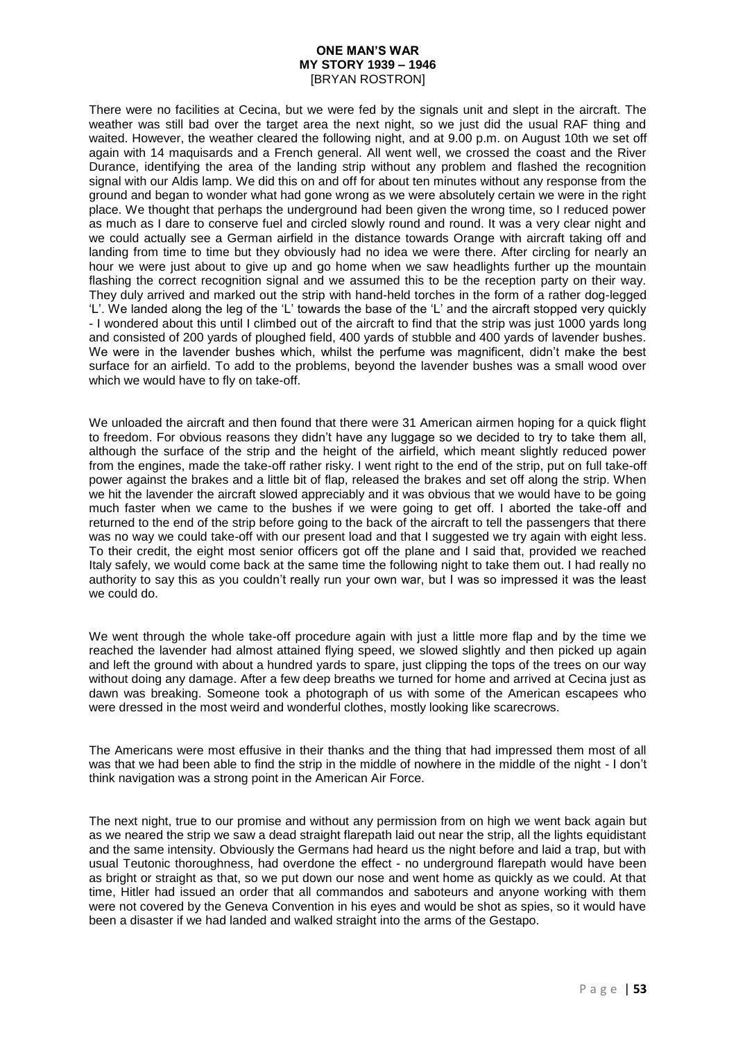There were no facilities at Cecina, but we were fed by the signals unit and slept in the aircraft. The weather was still bad over the target area the next night, so we just did the usual RAF thing and waited. However, the weather cleared the following night, and at 9.00 p.m. on August 10th we set off again with 14 maquisards and a French general. All went well, we crossed the coast and the River Durance, identifying the area of the landing strip without any problem and flashed the recognition signal with our Aldis lamp. We did this on and off for about ten minutes without any response from the ground and began to wonder what had gone wrong as we were absolutely certain we were in the right place. We thought that perhaps the underground had been given the wrong time, so I reduced power as much as I dare to conserve fuel and circled slowly round and round. It was a very clear night and we could actually see a German airfield in the distance towards Orange with aircraft taking off and landing from time to time but they obviously had no idea we were there. After circling for nearly an hour we were just about to give up and go home when we saw headlights further up the mountain flashing the correct recognition signal and we assumed this to be the reception party on their way. They duly arrived and marked out the strip with hand-held torches in the form of a rather dog-legged 'L'. We landed along the leg of the 'L' towards the base of the 'L' and the aircraft stopped very quickly - I wondered about this until I climbed out of the aircraft to find that the strip was just 1000 yards long and consisted of 200 yards of ploughed field, 400 yards of stubble and 400 yards of lavender bushes. We were in the lavender bushes which, whilst the perfume was magnificent, didn't make the best surface for an airfield. To add to the problems, beyond the lavender bushes was a small wood over which we would have to fly on take-off.

We unloaded the aircraft and then found that there were 31 American airmen hoping for a quick flight to freedom. For obvious reasons they didn't have any luggage so we decided to try to take them all, although the surface of the strip and the height of the airfield, which meant slightly reduced power from the engines, made the take-off rather risky. I went right to the end of the strip, put on full take-off power against the brakes and a little bit of flap, released the brakes and set off along the strip. When we hit the lavender the aircraft slowed appreciably and it was obvious that we would have to be going much faster when we came to the bushes if we were going to get off. I aborted the take-off and returned to the end of the strip before going to the back of the aircraft to tell the passengers that there was no way we could take-off with our present load and that I suggested we try again with eight less. To their credit, the eight most senior officers got off the plane and I said that, provided we reached Italy safely, we would come back at the same time the following night to take them out. I had really no authority to say this as you couldn't really run your own war, but I was so impressed it was the least we could do.

We went through the whole take-off procedure again with just a little more flap and by the time we reached the lavender had almost attained flying speed, we slowed slightly and then picked up again and left the ground with about a hundred yards to spare, just clipping the tops of the trees on our way without doing any damage. After a few deep breaths we turned for home and arrived at Cecina just as dawn was breaking. Someone took a photograph of us with some of the American escapees who were dressed in the most weird and wonderful clothes, mostly looking like scarecrows.

The Americans were most effusive in their thanks and the thing that had impressed them most of all was that we had been able to find the strip in the middle of nowhere in the middle of the night - I don't think navigation was a strong point in the American Air Force.

The next night, true to our promise and without any permission from on high we went back again but as we neared the strip we saw a dead straight flarepath laid out near the strip, all the lights equidistant and the same intensity. Obviously the Germans had heard us the night before and laid a trap, but with usual Teutonic thoroughness, had overdone the effect - no underground flarepath would have been as bright or straight as that, so we put down our nose and went home as quickly as we could. At that time, Hitler had issued an order that all commandos and saboteurs and anyone working with them were not covered by the Geneva Convention in his eyes and would be shot as spies, so it would have been a disaster if we had landed and walked straight into the arms of the Gestapo.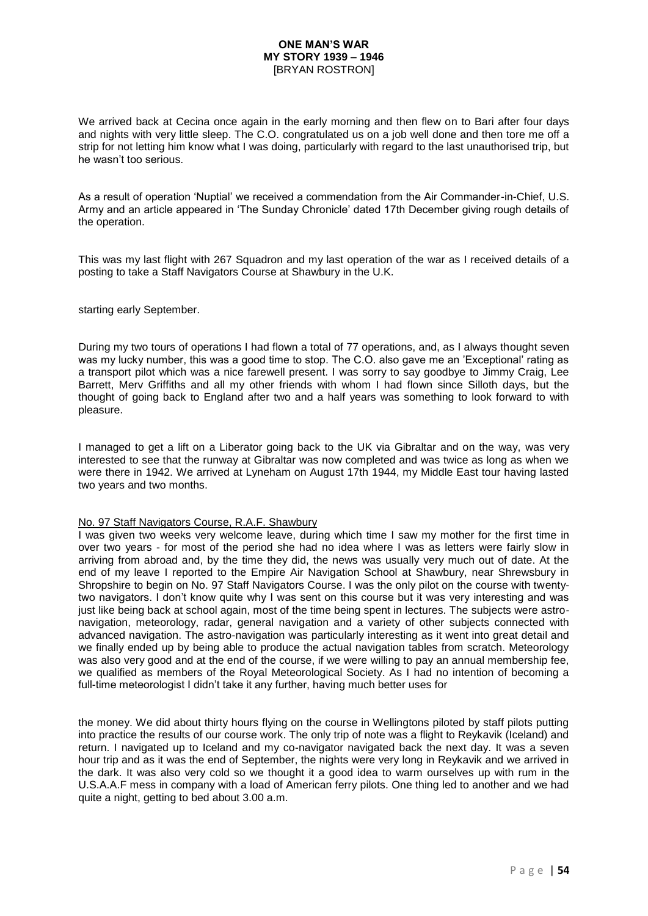We arrived back at Cecina once again in the early morning and then flew on to Bari after four days and nights with very little sleep. The C.O. congratulated us on a job well done and then tore me off a strip for not letting him know what I was doing, particularly with regard to the last unauthorised trip, but he wasn't too serious.

As a result of operation 'Nuptial' we received a commendation from the Air Commander-in-Chief, U.S. Army and an article appeared in 'The Sunday Chronicle' dated 17th December giving rough details of the operation.

This was my last flight with 267 Squadron and my last operation of the war as I received details of a posting to take a Staff Navigators Course at Shawbury in the U.K.

starting early September.

During my two tours of operations I had flown a total of 77 operations, and, as I always thought seven was my lucky number, this was a good time to stop. The C.O. also gave me an 'Exceptional' rating as a transport pilot which was a nice farewell present. I was sorry to say goodbye to Jimmy Craig, Lee Barrett, Merv Griffiths and all my other friends with whom I had flown since Silloth days, but the thought of going back to England after two and a half years was something to look forward to with pleasure.

I managed to get a lift on a Liberator going back to the UK via Gibraltar and on the way, was very interested to see that the runway at Gibraltar was now completed and was twice as long as when we were there in 1942. We arrived at Lyneham on August 17th 1944, my Middle East tour having lasted two years and two months.

No. 97 Staff Navigators Course, R.A.F. Shawbury

I was given two weeks very welcome leave, during which time I saw my mother for the first time in over two years - for most of the period she had no idea where I was as letters were fairly slow in arriving from abroad and, by the time they did, the news was usually very much out of date. At the end of my leave I reported to the Empire Air Navigation School at Shawbury, near Shrewsbury in Shropshire to begin on No. 97 Staff Navigators Course. I was the only pilot on the course with twenty-two navigators. I don't know quite why I was sent on this course but it was very interesting and was just like being back at school again, most of the time being spent in lectures. The subjects were astro-navigation, meteorology, radar, general navigation and a variety of other subjects connected with advanced navigation. The astro-navigation was particularly interesting as it went into great detail and we finally ended up by being able to produce the actual navigation tables from scratch. Meteorology was also very good and at the end of the course, if we were willing to pay an annual membership fee, we qualified as members of the Royal Meteorological Society. As I had no intention of becoming a full-time meteorologist I didn't take it any further, having much better uses for

the money. We did about thirty hours flying on the course in Wellingtons piloted by staff pilots putting into practice the results of our course work. The only trip of note was a flight to Reykavik (Iceland) and return. I navigated up to Iceland and my co-navigator navigated back the next day. It was a seven hour trip and as it was the end of September, the nights were very long in Reykavik and we arrived in the dark. It was also very cold so we thought it a good idea to warm ourselves up with rum in the U.S.A.A.F mess in company with a load of American ferry pilots. One thing led to another and we had quite a night, getting to bed about 3.00 a.m.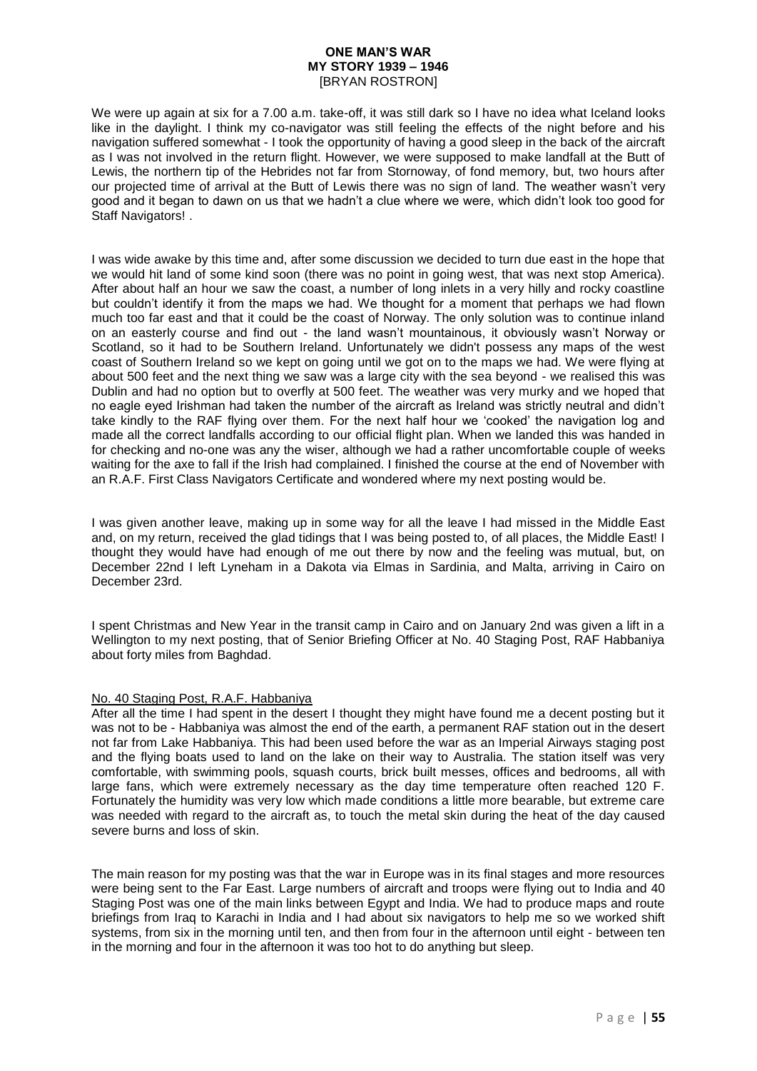We were up again at six for a 7.00 a.m. take-off, it was still dark so I have no idea what Iceland looks like in the daylight. I think my co-navigator was still feeling the effects of the night before and his navigation suffered somewhat - I took the opportunity of having a good sleep in the back of the aircraft as I was not involved in the return flight. However, we were supposed to make landfall at the Butt of Lewis, the northern tip of the Hebrides not far from Stornoway, of fond memory, but, two hours after our projected time of arrival at the Butt of Lewis there was no sign of land. The weather wasn't very good and it began to dawn on us that we hadn't a clue where we were, which didn't look too good for Staff Navigators! .

I was wide awake by this time and, after some discussion we decided to turn due east in the hope that we would hit land of some kind soon (there was no point in going west, that was next stop America). After about half an hour we saw the coast, a number of long inlets in a very hilly and rocky coastline but couldn't identify it from the maps we had. We thought for a moment that perhaps we had flown much too far east and that it could be the coast of Norway. The only solution was to continue inland on an easterly course and find out - the land wasn't mountainous, it obviously wasn't Norway or Scotland, so it had to be Southern Ireland. Unfortunately we didn't possess any maps of the west coast of Southern Ireland so we kept on going until we got on to the maps we had. We were flying at about 500 feet and the next thing we saw was a large city with the sea beyond - we realised this was Dublin and had no option but to overfly at 500 feet. The weather was very murky and we hoped that no eagle eyed Irishman had taken the number of the aircraft as Ireland was strictly neutral and didn't take kindly to the RAF flying over them. For the next half hour we 'cooked' the navigation log and made all the correct landfalls according to our official flight plan. When we landed this was handed in for checking and no-one was any the wiser, although we had a rather uncomfortable couple of weeks waiting for the axe to fall if the Irish had complained. I finished the course at the end of November with an R.A.F. First Class Navigators Certificate and wondered where my next posting would be.

I was given another leave, making up in some way for all the leave I had missed in the Middle East and, on my return, received the glad tidings that I was being posted to, of all places, the Middle East! I thought they would have had enough of me out there by now and the feeling was mutual, but, on December 22nd I left Lyneham in a Dakota via Elmas in Sardinia, and Malta, arriving in Cairo on December 23rd.

I spent Christmas and New Year in the transit camp in Cairo and on January 2nd was given a lift in a Wellington to my next posting, that of Senior Briefing Officer at No. 40 Staging Post, RAF Habbaniya about forty miles from Baghdad.

## No. 40 Staging Post, R.A.F. Habbaniya

After all the time I had spent in the desert I thought they might have found me a decent posting but it was not to be - Habbaniya was almost the end of the earth, a permanent RAF station out in the desert not far from Lake Habbaniya. This had been used before the war as an Imperial Airways staging post and the flying boats used to land on the lake on their way to Australia. The station itself was very comfortable, with swimming pools, squash courts, brick built messes, offices and bedrooms, all with large fans, which were extremely necessary as the day time temperature often reached 120 F. Fortunately the humidity was very low which made conditions a little more bearable, but extreme care was needed with regard to the aircraft as, to touch the metal skin during the heat of the day caused severe burns and loss of skin.

The main reason for my posting was that the war in Europe was in its final stages and more resources were being sent to the Far East. Large numbers of aircraft and troops were flying out to India and 40 Staging Post was one of the main links between Egypt and India. We had to produce maps and route briefings from Iraq to Karachi in India and I had about six navigators to help me so we worked shift systems, from six in the morning until ten, and then from four in the afternoon until eight - between ten in the morning and four in the afternoon it was too hot to do anything but sleep.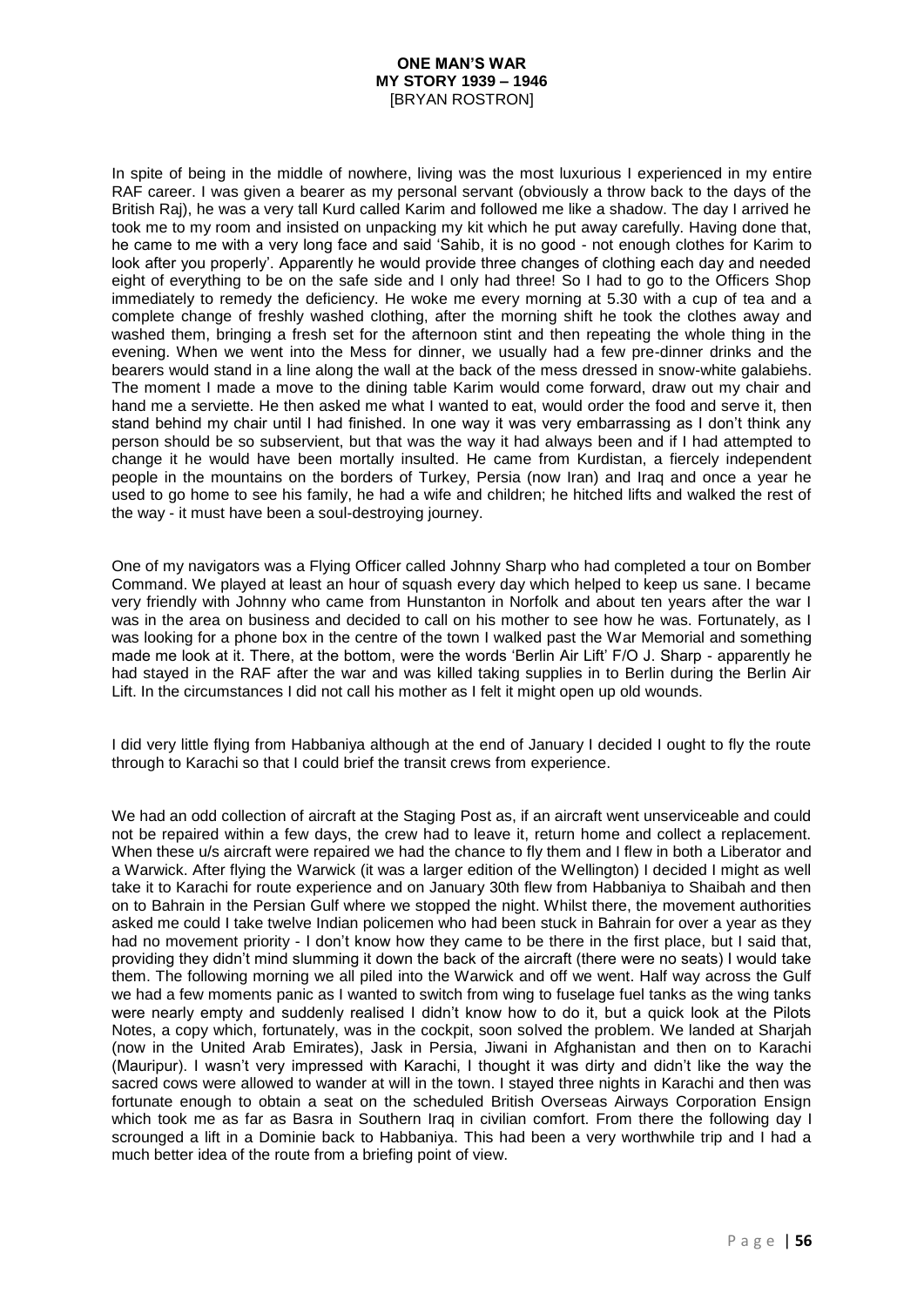In spite of being in the middle of nowhere, living was the most luxurious I experienced in my entire RAF career. I was given a bearer as my personal servant (obviously a throw back to the days of the British Raj), he was a very tall Kurd called Karim and followed me like a shadow. The day I arrived he took me to my room and insisted on unpacking my kit which he put away carefully. Having done that, he came to me with a very long face and said 'Sahib, it is no good - not enough clothes for Karim to look after you properly'. Apparently he would provide three changes of clothing each day and needed eight of everything to be on the safe side and I only had three! So I had to go to the Officers Shop immediately to remedy the deficiency. He woke me every morning at 5.30 with a cup of tea and a complete change of freshly washed clothing, after the morning shift he took the clothes away and washed them, bringing a fresh set for the afternoon stint and then repeating the whole thing in the evening. When we went into the Mess for dinner, we usually had a few pre-dinner drinks and the bearers would stand in a line along the wall at the back of the mess dressed in snow-white galabiehs. The moment I made a move to the dining table Karim would come forward, draw out my chair and hand me a serviette. He then asked me what I wanted to eat, would order the food and serve it, then stand behind my chair until I had finished. In one way it was very embarrassing as I don't think any person should be so subservient, but that was the way it had always been and if I had attempted to change it he would have been mortally insulted. He came from Kurdistan, a fiercely independent people in the mountains on the borders of Turkey, Persia (now Iran) and Iraq and once a year he used to go home to see his family, he had a wife and children; he hitched lifts and walked the rest of the way - it must have been a soul-destroying journey.

One of my navigators was a Flying Officer called Johnny Sharp who had completed a tour on Bomber Command. We played at least an hour of squash every day which helped to keep us sane. I became very friendly with Johnny who came from Hunstanton in Norfolk and about ten years after the war I was in the area on business and decided to call on his mother to see how he was. Fortunately, as I was looking for a phone box in the centre of the town I walked past the War Memorial and something made me look at it. There, at the bottom, were the words 'Berlin Air Lift' F/O J. Sharp - apparently he had stayed in the RAF after the war and was killed taking supplies in to Berlin during the Berlin Air Lift. In the circumstances I did not call his mother as I felt it might open up old wounds.

I did very little flying from Habbaniya although at the end of January I decided I ought to fly the route through to Karachi so that I could brief the transit crews from experience.

We had an odd collection of aircraft at the Staging Post as, if an aircraft went unserviceable and could not be repaired within a few days, the crew had to leave it, return home and collect a replacement. When these u/s aircraft were repaired we had the chance to fly them and I flew in both a Liberator and a Warwick. After flying the Warwick (it was a larger edition of the Wellington) I decided I might as well take it to Karachi for route experience and on January 30th flew from Habbaniya to Shaibah and then on to Bahrain in the Persian Gulf where we stopped the night. Whilst there, the movement authorities asked me could I take twelve Indian policemen who had been stuck in Bahrain for over a year as they had no movement priority - I don't know how they came to be there in the first place, but I said that, providing they didn't mind slumming it down the back of the aircraft (there were no seats) I would take them. The following morning we all piled into the Warwick and off we went. Half way across the Gulf we had a few moments panic as I wanted to switch from wing to fuselage fuel tanks as the wing tanks were nearly empty and suddenly realised I didn't know how to do it, but a quick look at the Pilots Notes, a copy which, fortunately, was in the cockpit, soon solved the problem. We landed at Sharjah (now in the United Arab Emirates), Jask in Persia, Jiwani in Afghanistan and then on to Karachi (Mauripur). I wasn't very impressed with Karachi, I thought it was dirty and didn't like the way the sacred cows were allowed to wander at will in the town. I stayed three nights in Karachi and then was fortunate enough to obtain a seat on the scheduled British Overseas Airways Corporation Ensign which took me as far as Basra in Southern Iraq in civilian comfort. From there the following day I scrounged a lift in a Dominie back to Habbaniya. This had been a very worthwhile trip and I had a much better idea of the route from a briefing point of view.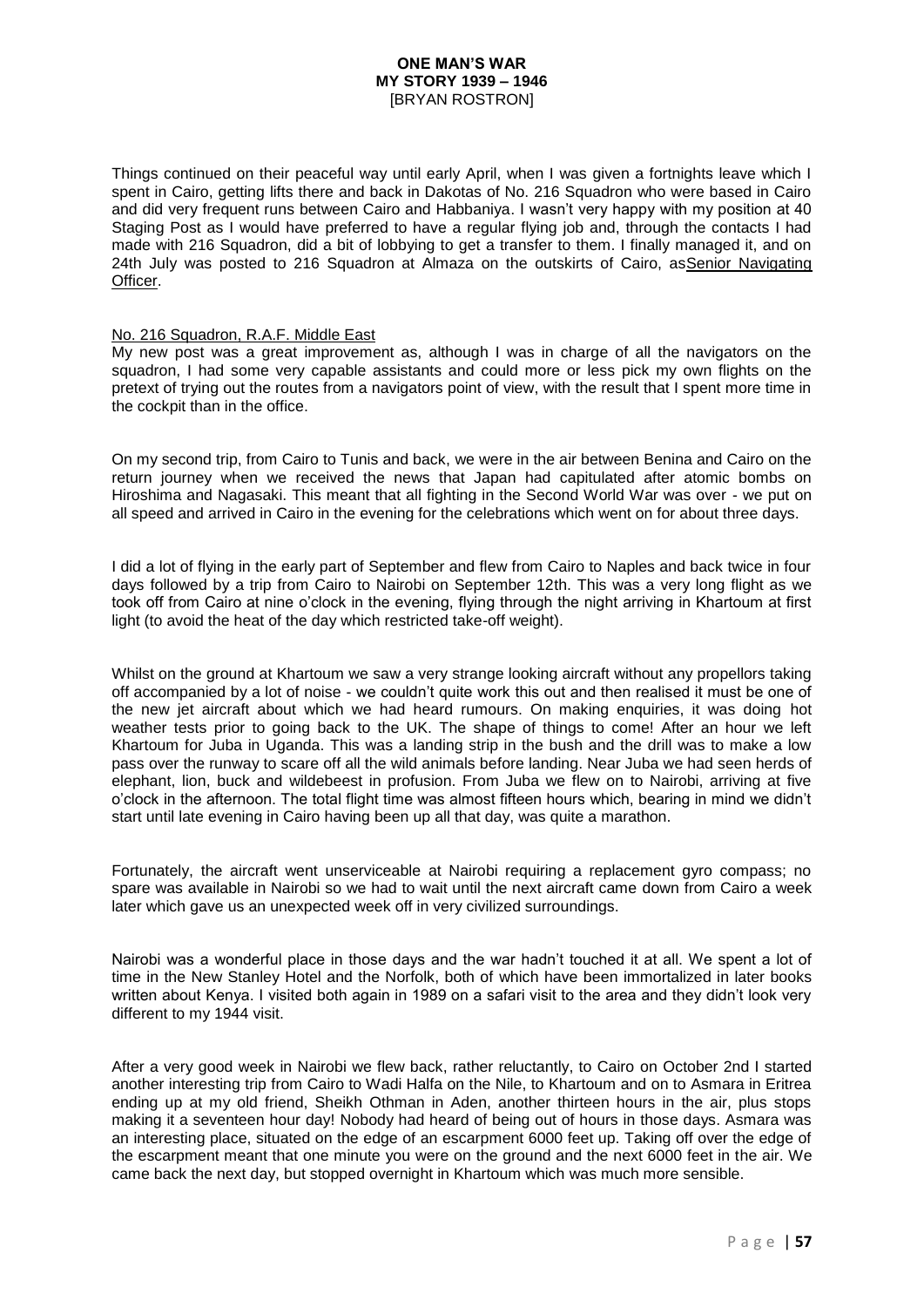Things continued on their peaceful way until early April, when I was given a fortnights leave which I spent in Cairo, getting lifts there and back in Dakotas of No. 216 Squadron who were based in Cairo and did very frequent runs between Cairo and Habbaniya. I wasn't very happy with my position at 40 Staging Post as I would have preferred to have a regular flying job and, through the contacts I had made with 216 Squadron, did a bit of lobbying to get a transfer to them. I finally managed it, and on 24th July was posted to 216 Squadron at Almaza on the outskirts of Cairo, as<u>Senior Navigating Officer</u>.

<u>No. 216 Squadron, R.A.F. Middle East</u>

My new post was a great improvement as, although I was in charge of all the navigators on the squadron, I had some very capable assistants and could more or less pick my own flights on the pretext of trying out the routes from a navigators point of view, with the result that I spent more time in the cockpit than in the office.

On my second trip, from Cairo to Tunis and back, we were in the air between Benina and Cairo on the return journey when we received the news that Japan had capitulated after atomic bombs on Hiroshima and Nagasaki. This meant that all fighting in the Second World War was over - we put on all speed and arrived in Cairo in the evening for the celebrations which went on for about three days.

I did a lot of flying in the early part of September and flew from Cairo to Naples and back twice in four days followed by a trip from Cairo to Nairobi on September 12th. This was a very long flight as we took off from Cairo at nine o'clock in the evening, flying through the night arriving in Khartoum at first light (to avoid the heat of the day which restricted take-off weight).

Whilst on the ground at Khartoum we saw a very strange looking aircraft without any propellors taking off accompanied by a lot of noise - we couldn't quite work this out and then realised it must be one of the new jet aircraft about which we had heard rumours. On making enquiries, it was doing hot weather tests prior to going back to the UK. The shape of things to come! After an hour we left Khartoum for Juba in Uganda. This was a landing strip in the bush and the drill was to make a low pass over the runway to scare off all the wild animals before landing. Near Juba we had seen herds of elephant, lion, buck and wildebeest in profusion. From Juba we flew on to Nairobi, arriving at five o'clock in the afternoon. The total flight time was almost fifteen hours which, bearing in mind we didn't start until late evening in Cairo having been up all that day, was quite a marathon.

Fortunately, the aircraft went unserviceable at Nairobi requiring a replacement gyro compass; no spare was available in Nairobi so we had to wait until the next aircraft came down from Cairo a week later which gave us an unexpected week off in very civilized surroundings.

Nairobi was a wonderful place in those days and the war hadn't touched it at all. We spent a lot of time in the New Stanley Hotel and the Norfolk, both of which have been immortalized in later books written about Kenya. I visited both again in 1989 on a safari visit to the area and they didn't look very different to my 1944 visit.

After a very good week in Nairobi we flew back, rather reluctantly, to Cairo on October 2nd I started another interesting trip from Cairo to Wadi Halfa on the Nile, to Khartoum and on to Asmara in Eritrea ending up at my old friend, Sheikh Othman in Aden, another thirteen hours in the air, plus stops making it a seventeen hour day! Nobody had heard of being out of hours in those days. Asmara was an interesting place, situated on the edge of an escarpment 6000 feet up. Taking off over the edge of the escarpment meant that one minute you were on the ground and the next 6000 feet in the air. We came back the next day, but stopped overnight in Khartoum which was much more sensible.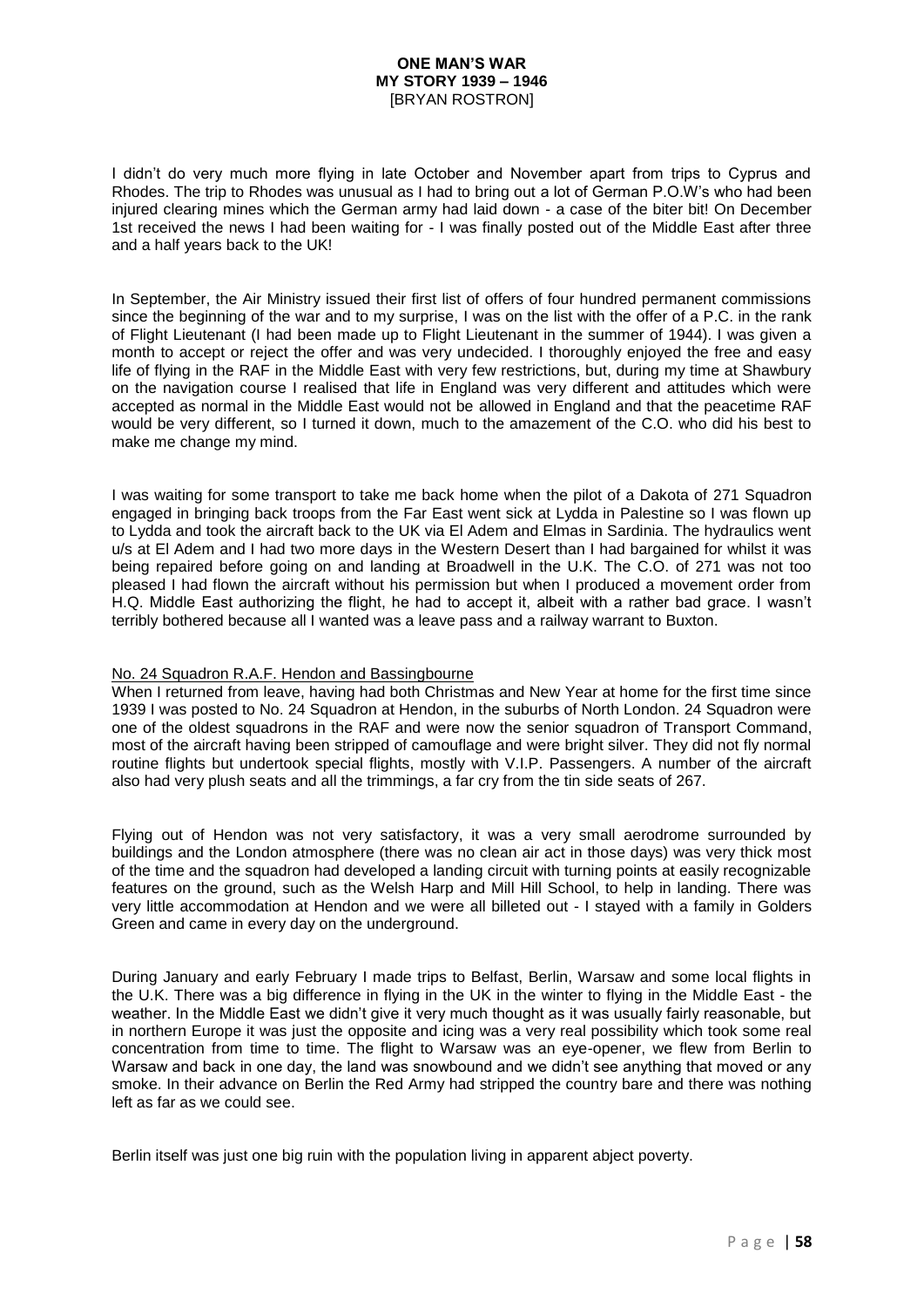I didn't do very much more flying in late October and November apart from trips to Cyprus and Rhodes. The trip to Rhodes was unusual as I had to bring out a lot of German P.O.W's who had been injured clearing mines which the German army had laid down - a case of the biter bit! On December 1st received the news I had been waiting for - I was finally posted out of the Middle East after three and a half years back to the UK!

In September, the Air Ministry issued their first list of offers of four hundred permanent commissions since the beginning of the war and to my surprise, I was on the list with the offer of a P.C. in the rank of Flight Lieutenant (I had been made up to Flight Lieutenant in the summer of 1944). I was given a month to accept or reject the offer and was very undecided. I thoroughly enjoyed the free and easy life of flying in the RAF in the Middle East with very few restrictions, but, during my time at Shawbury on the navigation course I realised that life in England was very different and attitudes which were accepted as normal in the Middle East would not be allowed in England and that the peacetime RAF would be very different, so I turned it down, much to the amazement of the C.O. who did his best to make me change my mind.

I was waiting for some transport to take me back home when the pilot of a Dakota of 271 Squadron engaged in bringing back troops from the Far East went sick at Lydda in Palestine so I was flown up to Lydda and took the aircraft back to the UK via El Adem and Elmas in Sardinia. The hydraulics went u/s at El Adem and I had two more days in the Western Desert than I had bargained for whilst it was being repaired before going on and landing at Broadwell in the U.K. The C.O. of 271 was not too pleased I had flown the aircraft without his permission but when I produced a movement order from H.Q. Middle East authorizing the flight, he had to accept it, albeit with a rather bad grace. I wasn't terribly bothered because all I wanted was a leave pass and a railway warrant to Buxton.

## No. 24 Squadron R.A.F. Hendon and Bassingbourne

When I returned from leave, having had both Christmas and New Year at home for the first time since 1939 I was posted to No. 24 Squadron at Hendon, in the suburbs of North London. 24 Squadron were one of the oldest squadrons in the RAF and were now the senior squadron of Transport Command, most of the aircraft having been stripped of camouflage and were bright silver. They did not fly normal routine flights but undertook special flights, mostly with V.I.P. Passengers. A number of the aircraft also had very plush seats and all the trimmings, a far cry from the tin side seats of 267.

Flying out of Hendon was not very satisfactory, it was a very small aerodrome surrounded by buildings and the London atmosphere (there was no clean air act in those days) was very thick most of the time and the squadron had developed a landing circuit with turning points at easily recognizable features on the ground, such as the Welsh Harp and Mill Hill School, to help in landing. There was very little accommodation at Hendon and we were all billeted out - I stayed with a family in Golders Green and came in every day on the underground.

During January and early February I made trips to Belfast, Berlin, Warsaw and some local flights in the U.K. There was a big difference in flying in the UK in the winter to flying in the Middle East - the weather. In the Middle East we didn't give it very much thought as it was usually fairly reasonable, but in northern Europe it was just the opposite and icing was a very real possibility which took some real concentration from time to time. The flight to Warsaw was an eye-opener, we flew from Berlin to Warsaw and back in one day, the land was snowbound and we didn't see anything that moved or any smoke. In their advance on Berlin the Red Army had stripped the country bare and there was nothing left as far as we could see.

Berlin itself was just one big ruin with the population living in apparent abject poverty.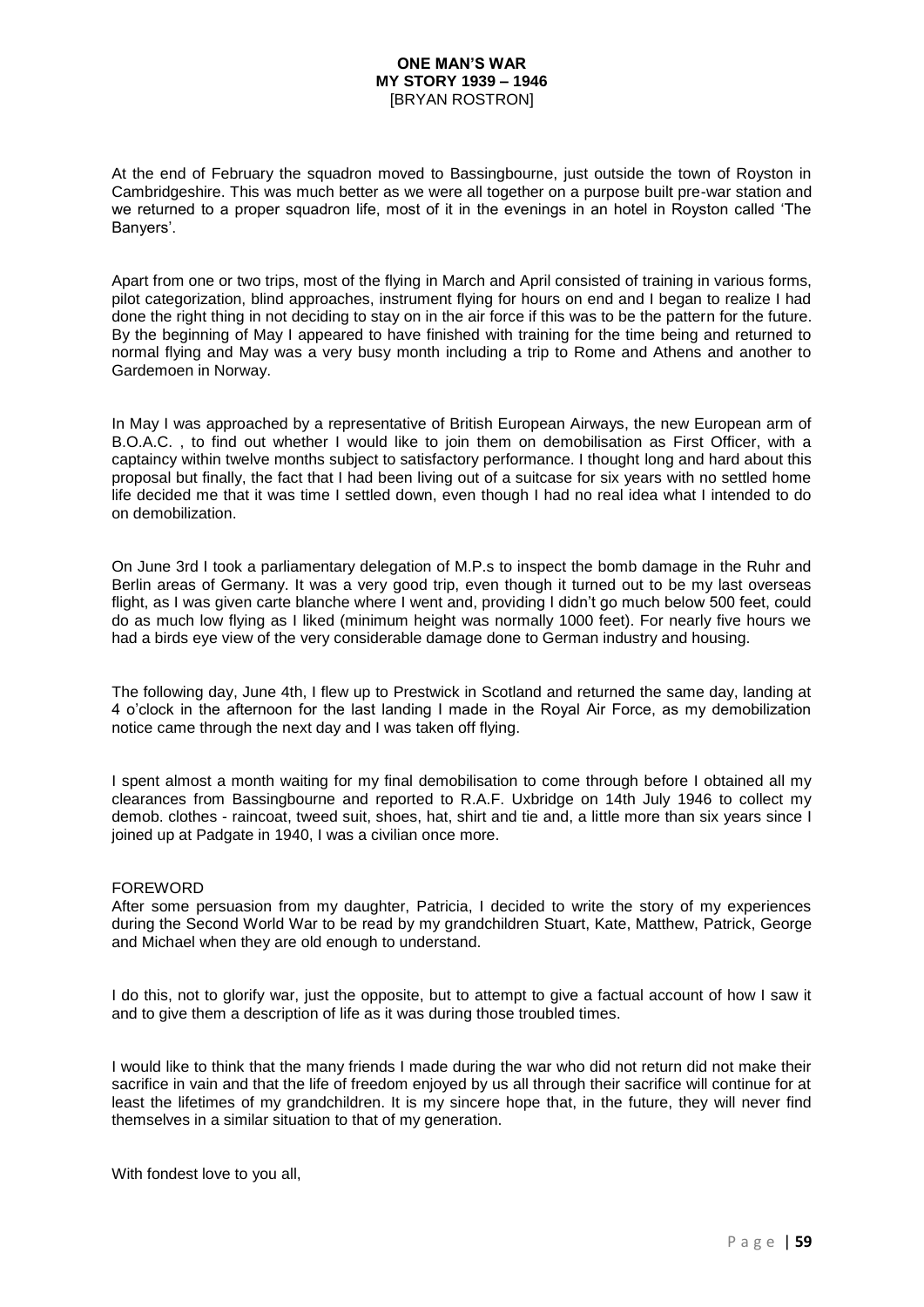At the end of February the squadron moved to Bassingbourne, just outside the town of Royston in Cambridgeshire. This was much better as we were all together on a purpose built pre-war station and we returned to a proper squadron life, most of it in the evenings in an hotel in Royston called 'The Banyers'.

Apart from one or two trips, most of the flying in March and April consisted of training in various forms, pilot categorization, blind approaches, instrument flying for hours on end and I began to realize I had done the right thing in not deciding to stay on in the air force if this was to be the pattern for the future. By the beginning of May I appeared to have finished with training for the time being and returned to normal flying and May was a very busy month including a trip to Rome and Athens and another to Gardemoen in Norway.

In May I was approached by a representative of British European Airways, the new European arm of B.O.A.C. , to find out whether I would like to join them on demobilisation as First Officer, with a captaincy within twelve months subject to satisfactory performance. I thought long and hard about this proposal but finally, the fact that I had been living out of a suitcase for six years with no settled home life decided me that it was time I settled down, even though I had no real idea what I intended to do on demobilization.

On June 3rd I took a parliamentary delegation of M.P.s to inspect the bomb damage in the Ruhr and Berlin areas of Germany. It was a very good trip, even though it turned out to be my last overseas flight, as I was given carte blanche where I went and, providing I didn't go much below 500 feet, could do as much low flying as I liked (minimum height was normally 1000 feet). For nearly five hours we had a birds eye view of the very considerable damage done to German industry and housing.

The following day, June 4th, I flew up to Prestwick in Scotland and returned the same day, landing at 4 o'clock in the afternoon for the last landing I made in the Royal Air Force, as my demobilization notice came through the next day and I was taken off flying.

I spent almost a month waiting for my final demobilisation to come through before I obtained all my clearances from Bassingbourne and reported to R.A.F. Uxbridge on 14th July 1946 to collect my demob. clothes - raincoat, tweed suit, shoes, hat, shirt and tie and, a little more than six years since I joined up at Padgate in 1940, I was a civilian once more.

## FOREWORD

After some persuasion from my daughter, Patricia, I decided to write the story of my experiences during the Second World War to be read by my grandchildren Stuart, Kate, Matthew, Patrick, George and Michael when they are old enough to understand.

I do this, not to glorify war, just the opposite, but to attempt to give a factual account of how I saw it and to give them a description of life as it was during those troubled times.

I would like to think that the many friends I made during the war who did not return did not make their sacrifice in vain and that the life of freedom enjoyed by us all through their sacrifice will continue for at least the lifetimes of my grandchildren. It is my sincere hope that, in the future, they will never find themselves in a similar situation to that of my generation.

With fondest love to you all,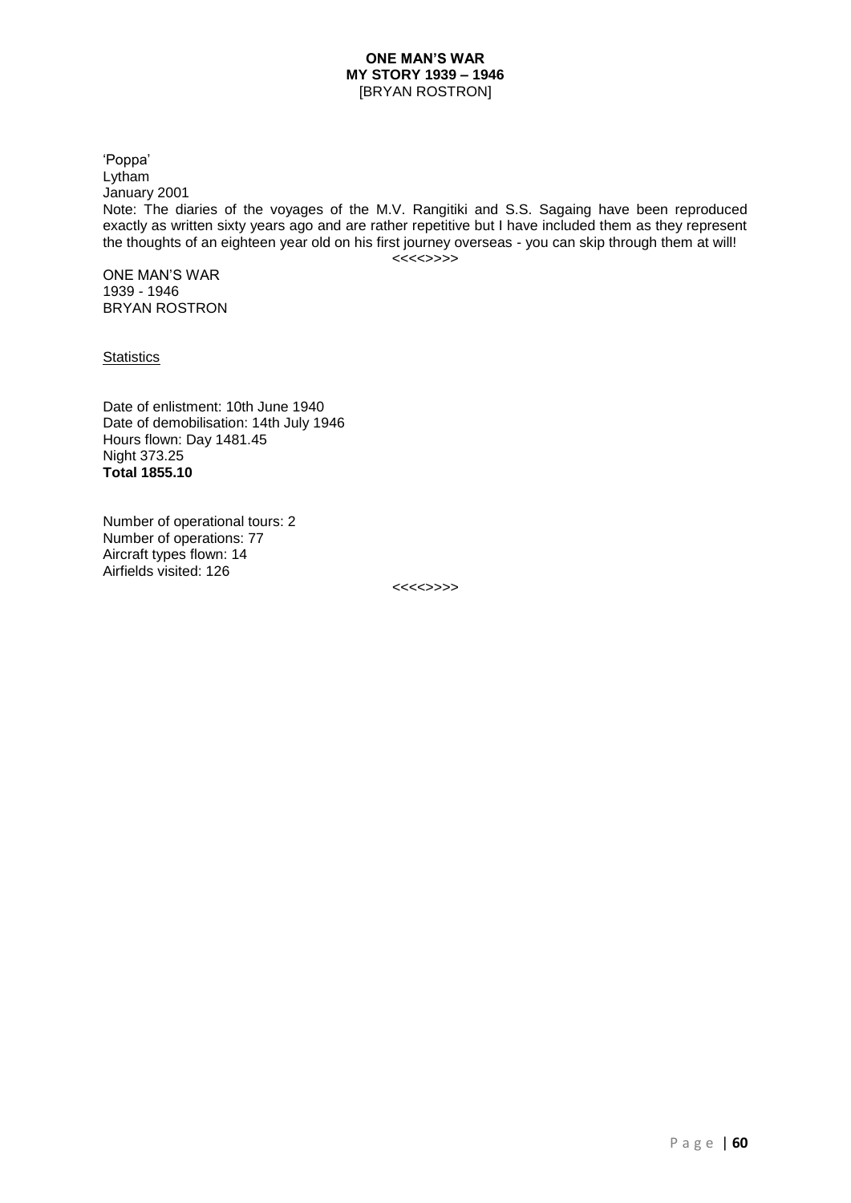**ONE MAN'S WAR**
**MY STORY 1939 – 1946**
[BRYAN ROSTRON]

'Poppa'
Lytham
January 2001

Note: The diaries of the voyages of the M.V. Rangitiki and S.S. Sagaing have been reproduced exactly as written sixty years ago and are rather repetitive but I have included them as they represent the thoughts of an eighteen year old on his first journey overseas - you can skip through them at will!

<<<<>>>>

ONE MAN'S WAR
1939 - 1946
BRYAN ROSTRON

<u>Statistics</u>

Date of enlistment: 10th June 1940
Date of demobilisation: 14th July 1946
Hours flown: Day 1481.45
Night 373.25
**Total 1855.10**

Number of operational tours: 2
Number of operations: 77
Aircraft types flown: 14
Airfields visited: 126

<<<<>>>>